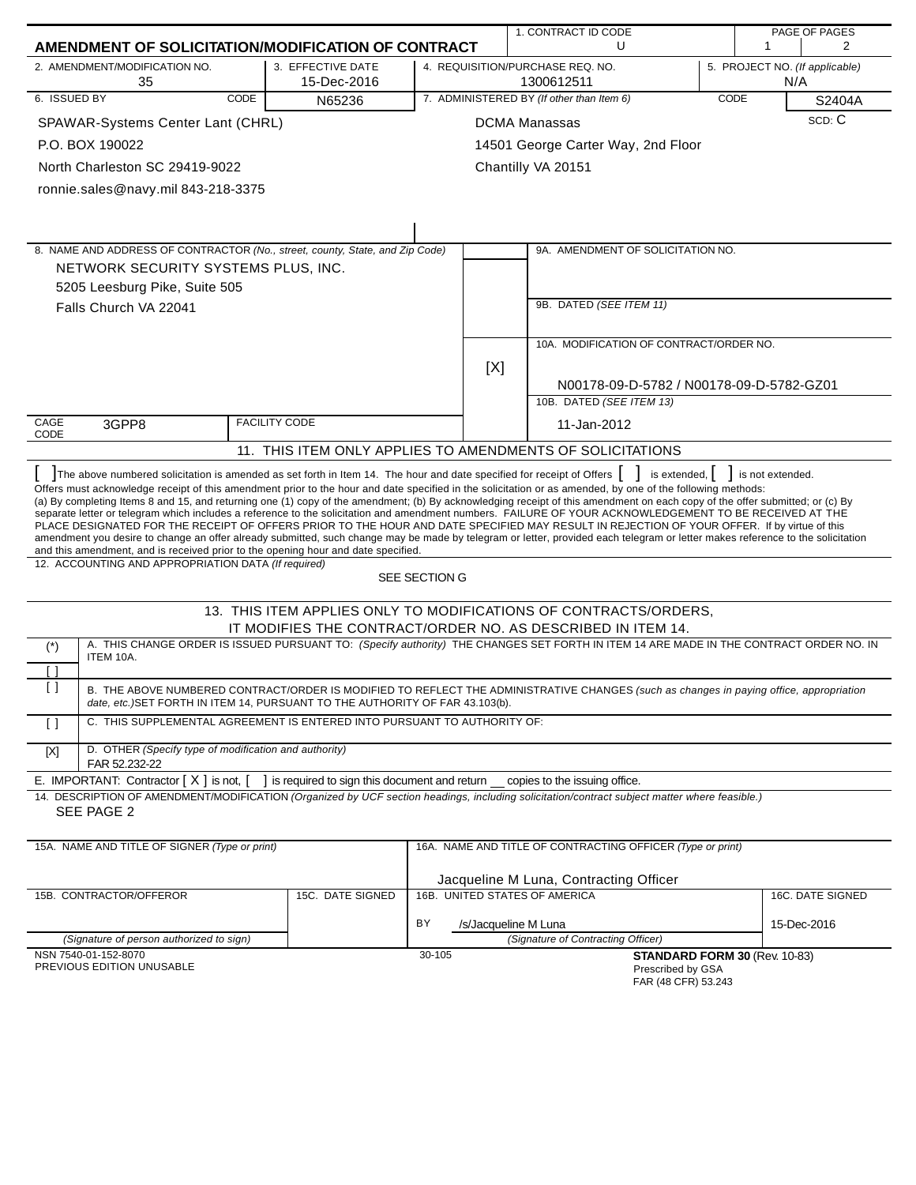# AMENDMENT OF SOLICITATION/MODIFICATION OF CONTRACT

| 1. CONTRACT ID CODE | PAGE OF PAGES |
|---|---|
| U | 1 / 2 |

| 2. AMENDMENT/MODIFICATION NO. | 3. EFFECTIVE DATE | 4. REQUISITION/PURCHASE REQ. NO. | 5. PROJECT NO. (If applicable) |
|---|---|---|---|
| 35 | 15-Dec-2016 | 1300612511 | N/A |

| 6. ISSUED BY | CODE | 7. ADMINISTERED BY (If other than Item 6) | CODE |
|---|---|---|---|
| SPAWAR-Systems Center Lant (CHRL)<br>P.O. BOX 190022<br>North Charleston SC 29419-9022<br>ronnie.sales@navy.mil 843-218-3375 | N65236 | DCMA Manassas<br>14501 George Carter Way, 2nd Floor<br>Chantilly VA 20151 | S2404A<br>SCD: C |

**8. NAME AND ADDRESS OF CONTRACTOR** *(No., street, county, State, and Zip Code)*

NETWORK SECURITY SYSTEMS PLUS, INC.
5205 Leesburg Pike, Suite 505
Falls Church VA 22041

CAGE CODE: 3GPP8 | FACILITY CODE:

9A. AMENDMENT OF SOLICITATION NO.

9B. DATED *(SEE ITEM 11)*

[X] 10A. MODIFICATION OF CONTRACT/ORDER NO.
N00178-09-D-5782 / N00178-09-D-5782-GZ01

10B. DATED *(SEE ITEM 13)*
11-Jan-2012

## 11. THIS ITEM ONLY APPLIES TO AMENDMENTS OF SOLICITATIONS

[ ] The above numbered solicitation is amended as set forth in Item 14. The hour and date specified for receipt of Offers [ ] is extended, [ ] is not extended.

Offers must acknowledge receipt of this amendment prior to the hour and date specified in the solicitation or as amended, by one of the following methods:
(a) By completing Items 8 and 15, and returning one (1) copy of the amendment; (b) By acknowledging receipt of this amendment on each copy of the offer submitted; or (c) By separate letter or telegram which includes a reference to the solicitation and amendment numbers. FAILURE OF YOUR ACKNOWLEDGEMENT TO BE RECEIVED AT THE PLACE DESIGNATED FOR THE RECEIPT OF OFFERS PRIOR TO THE HOUR AND DATE SPECIFIED MAY RESULT IN REJECTION OF YOUR OFFER. If by virtue of this amendment you desire to change an offer already submitted, such change may be made by telegram or letter, provided each telegram or letter makes reference to the solicitation and this amendment, and is received prior to the opening hour and date specified.

12. ACCOUNTING AND APPROPRIATION DATA *(If required)*
SEE SECTION G

## 13. THIS ITEM APPLIES ONLY TO MODIFICATIONS OF CONTRACTS/ORDERS, IT MODIFIES THE CONTRACT/ORDER NO. AS DESCRIBED IN ITEM 14.

| | |
|---|---|
| (*) | A. THIS CHANGE ORDER IS ISSUED PURSUANT TO: *(Specify authority)* THE CHANGES SET FORTH IN ITEM 14 ARE MADE IN THE CONTRACT ORDER NO. IN ITEM 10A. |
| [ ] | |
| [ ] | B. THE ABOVE NUMBERED CONTRACT/ORDER IS MODIFIED TO REFLECT THE ADMINISTRATIVE CHANGES *(such as changes in paying office, appropriation date, etc.)* SET FORTH IN ITEM 14, PURSUANT TO THE AUTHORITY OF FAR 43.103(b). |
| [ ] | C. THIS SUPPLEMENTAL AGREEMENT IS ENTERED INTO PURSUANT TO AUTHORITY OF: |
| [X] | D. OTHER *(Specify type of modification and authority)*<br>FAR 52.232-22 |

E. IMPORTANT: Contractor [ X ] is not, [ ] is required to sign this document and return __ copies to the issuing office.

14. DESCRIPTION OF AMENDMENT/MODIFICATION *(Organized by UCF section headings, including solicitation/contract subject matter where feasible.)*
SEE PAGE 2

| 15A. NAME AND TITLE OF SIGNER *(Type or print)* | | 16A. NAME AND TITLE OF CONTRACTING OFFICER *(Type or print)* | |
|---|---|---|---|
| | | Jacqueline M Luna, Contracting Officer | |
| 15B. CONTRACTOR/OFFEROR | 15C. DATE SIGNED | 16B. UNITED STATES OF AMERICA | 16C. DATE SIGNED |
| | | BY /s/Jacqueline M Luna | 15-Dec-2016 |
| *(Signature of person authorized to sign)* | | *(Signature of Contracting Officer)* | |

NSN 7540-01-152-8070
PREVIOUS EDITION UNUSABLE

30-105

**STANDARD FORM 30** (Rev. 10-83)
Prescribed by GSA
FAR (48 CFR) 53.243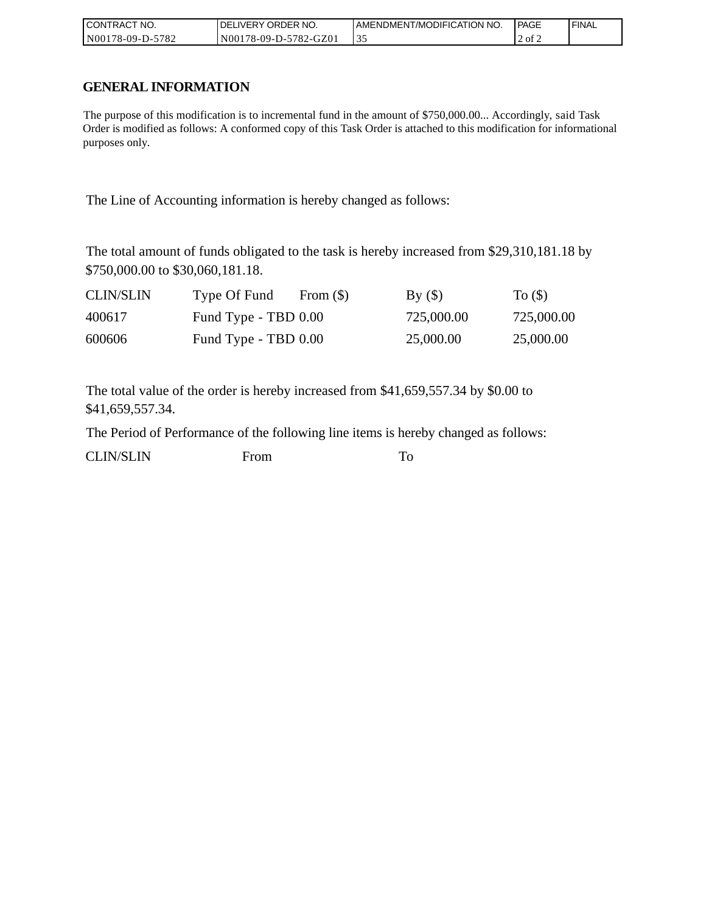| CONTRACT NO. | DELIVERY ORDER NO. | AMENDMENT/MODIFICATION NO. | PAGE | FINAL |
| --- | --- | --- | --- | --- |
| N00178-09-D-5782 | N00178-09-D-5782-GZ01 | 35 | 2 of 2 | |

## GENERAL INFORMATION

The purpose of this modification is to incremental fund in the amount of $750,000.00... Accordingly, said Task Order is modified as follows: A conformed copy of this Task Order is attached to this modification for informational purposes only.

The Line of Accounting information is hereby changed as follows:

The total amount of funds obligated to the task is hereby increased from $29,310,181.18 by $750,000.00 to $30,060,181.18.

| CLIN/SLIN | Type Of Fund | From ($) | By ($) | To ($) |
| --- | --- | --- | --- | --- |
| 400617 | Fund Type - TBD | 0.00 | 725,000.00 | 725,000.00 |
| 600606 | Fund Type - TBD | 0.00 | 25,000.00 | 25,000.00 |

The total value of the order is hereby increased from $41,659,557.34 by $0.00 to $41,659,557.34.

The Period of Performance of the following line items is hereby changed as follows:

| CLIN/SLIN | From | To |
| --- | --- | --- |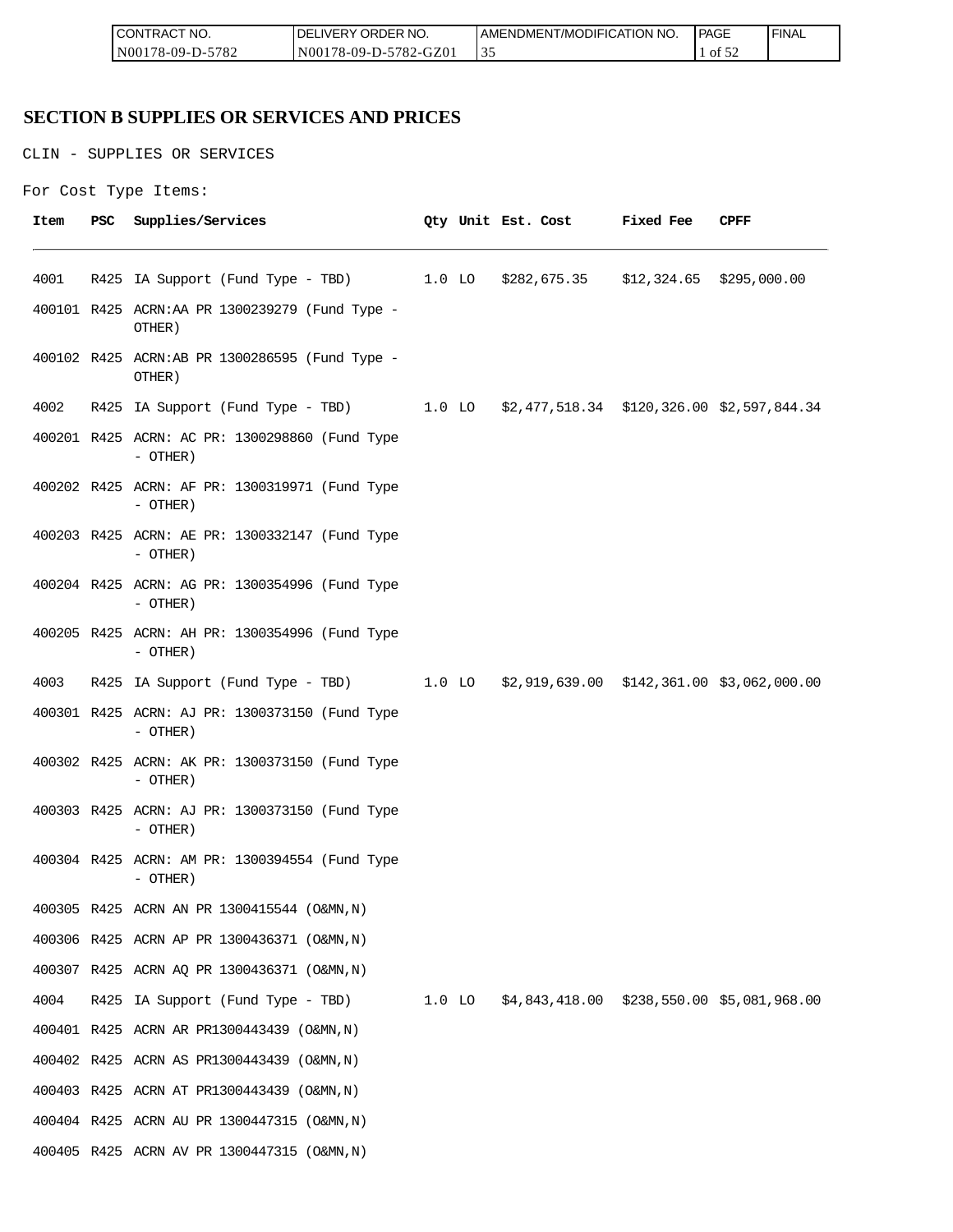## SECTION B SUPPLIES OR SERVICES AND PRICES

CLIN - SUPPLIES OR SERVICES

For Cost Type Items:

| Item | PSC | Supplies/Services | Qty | Unit | Est. Cost | Fixed Fee | CPFF |
|---|---|---|---|---|---|---|---|
| 4001 | R425 | IA Support (Fund Type - TBD) | 1.0 | LO | $282,675.35 | $12,324.65 | $295,000.00 |
| 400101 | R425 | ACRN:AA PR 1300239279 (Fund Type - OTHER) | | | | | |
| 400102 | R425 | ACRN:AB PR 1300286595 (Fund Type - OTHER) | | | | | |
| 4002 | R425 | IA Support (Fund Type - TBD) | 1.0 | LO | $2,477,518.34 | $120,326.00 | $2,597,844.34 |
| 400201 | R425 | ACRN: AC PR: 1300298860 (Fund Type - OTHER) | | | | | |
| 400202 | R425 | ACRN: AF PR: 1300319971 (Fund Type - OTHER) | | | | | |
| 400203 | R425 | ACRN: AE PR: 1300332147 (Fund Type - OTHER) | | | | | |
| 400204 | R425 | ACRN: AG PR: 1300354996 (Fund Type - OTHER) | | | | | |
| 400205 | R425 | ACRN: AH PR: 1300354996 (Fund Type - OTHER) | | | | | |
| 4003 | R425 | IA Support (Fund Type - TBD) | 1.0 | LO | $2,919,639.00 | $142,361.00 | $3,062,000.00 |
| 400301 | R425 | ACRN: AJ PR: 1300373150 (Fund Type - OTHER) | | | | | |
| 400302 | R425 | ACRN: AK PR: 1300373150 (Fund Type - OTHER) | | | | | |
| 400303 | R425 | ACRN: AJ PR: 1300373150 (Fund Type - OTHER) | | | | | |
| 400304 | R425 | ACRN: AM PR: 1300394554 (Fund Type - OTHER) | | | | | |
| 400305 | R425 | ACRN AN PR 1300415544 (O&MN,N) | | | | | |
| 400306 | R425 | ACRN AP PR 1300436371 (O&MN,N) | | | | | |
| 400307 | R425 | ACRN AQ PR 1300436371 (O&MN,N) | | | | | |
| 4004 | R425 | IA Support (Fund Type - TBD) | 1.0 | LO | $4,843,418.00 | $238,550.00 | $5,081,968.00 |
| 400401 | R425 | ACRN AR PR1300443439 (O&MN,N) | | | | | |
| 400402 | R425 | ACRN AS PR1300443439 (O&MN,N) | | | | | |
| 400403 | R425 | ACRN AT PR1300443439 (O&MN,N) | | | | | |
| 400404 | R425 | ACRN AU PR 1300447315 (O&MN,N) | | | | | |
| 400405 | R425 | ACRN AV PR 1300447315 (O&MN,N) | | | | | |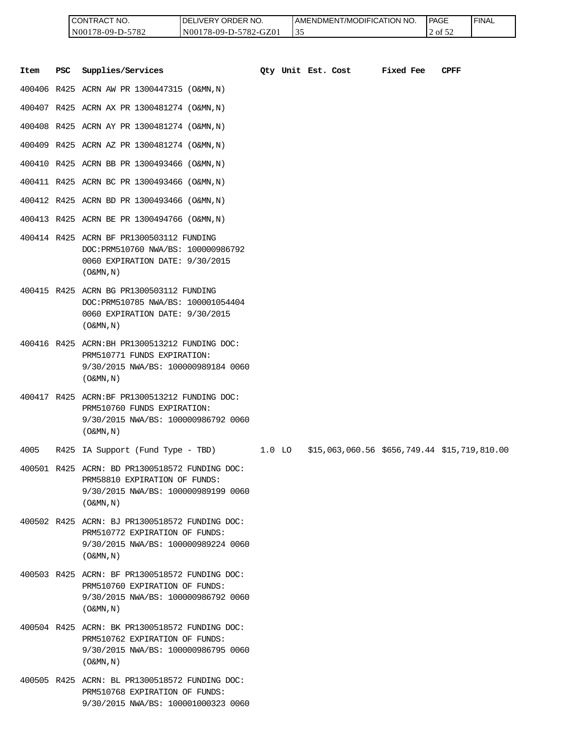| CONTRACT NO. | DELIVERY ORDER NO. | AMENDMENT/MODIFICATION NO. | PAGE | FINAL |
|---|---|---|---|---|
| N00178-09-D-5782 | N00178-09-D-5782-GZ01 | 35 | 2 of 52 | |

| Item | PSC | Supplies/Services | Qty | Unit | Est. Cost | Fixed Fee | CPFF |
|---|---|---|---|---|---|---|---|
| 400406 | R425 | ACRN AW PR 1300447315 (O&MN,N) | | | | | |
| 400407 | R425 | ACRN AX PR 1300481274 (O&MN,N) | | | | | |
| 400408 | R425 | ACRN AY PR 1300481274 (O&MN,N) | | | | | |
| 400409 | R425 | ACRN AZ PR 1300481274 (O&MN,N) | | | | | |
| 400410 | R425 | ACRN BB PR 1300493466 (O&MN,N) | | | | | |
| 400411 | R425 | ACRN BC PR 1300493466 (O&MN,N) | | | | | |
| 400412 | R425 | ACRN BD PR 1300493466 (O&MN,N) | | | | | |
| 400413 | R425 | ACRN BE PR 1300494766 (O&MN,N) | | | | | |
| 400414 | R425 | ACRN BF PR1300503112 FUNDING DOC:PRM510760 NWA/BS: 100000986792 0060 EXPIRATION DATE: 9/30/2015 (O&MN,N) | | | | | |
| 400415 | R425 | ACRN BG PR1300503112 FUNDING DOC:PRM510785 NWA/BS: 100001054404 0060 EXPIRATION DATE: 9/30/2015 (O&MN,N) | | | | | |
| 400416 | R425 | ACRN:BH PR1300513212 FUNDING DOC: PRM510771 FUNDS EXPIRATION: 9/30/2015 NWA/BS: 100000989184 0060 (O&MN,N) | | | | | |
| 400417 | R425 | ACRN:BF PR1300513212 FUNDING DOC: PRM510760 FUNDS EXPIRATION: 9/30/2015 NWA/BS: 100000986792 0060 (O&MN,N) | | | | | |
| 4005 | R425 | IA Support (Fund Type - TBD) | 1.0 | LO | $15,063,060.56 | $656,749.44 | $15,719,810.00 |
| 400501 | R425 | ACRN: BD PR1300518572 FUNDING DOC: PRM58810 EXPIRATION OF FUNDS: 9/30/2015 NWA/BS: 100000989199 0060 (O&MN,N) | | | | | |
| 400502 | R425 | ACRN: BJ PR1300518572 FUNDING DOC: PRM510772 EXPIRATION OF FUNDS: 9/30/2015 NWA/BS: 100000989224 0060 (O&MN,N) | | | | | |
| 400503 | R425 | ACRN: BF PR1300518572 FUNDING DOC: PRM510760 EXPIRATION OF FUNDS: 9/30/2015 NWA/BS: 100000986792 0060 (O&MN,N) | | | | | |
| 400504 | R425 | ACRN: BK PR1300518572 FUNDING DOC: PRM510762 EXPIRATION OF FUNDS: 9/30/2015 NWA/BS: 100000986795 0060 (O&MN,N) | | | | | |
| 400505 | R425 | ACRN: BL PR1300518572 FUNDING DOC: PRM510768 EXPIRATION OF FUNDS: 9/30/2015 NWA/BS: 100001000323 0060 | | | | | |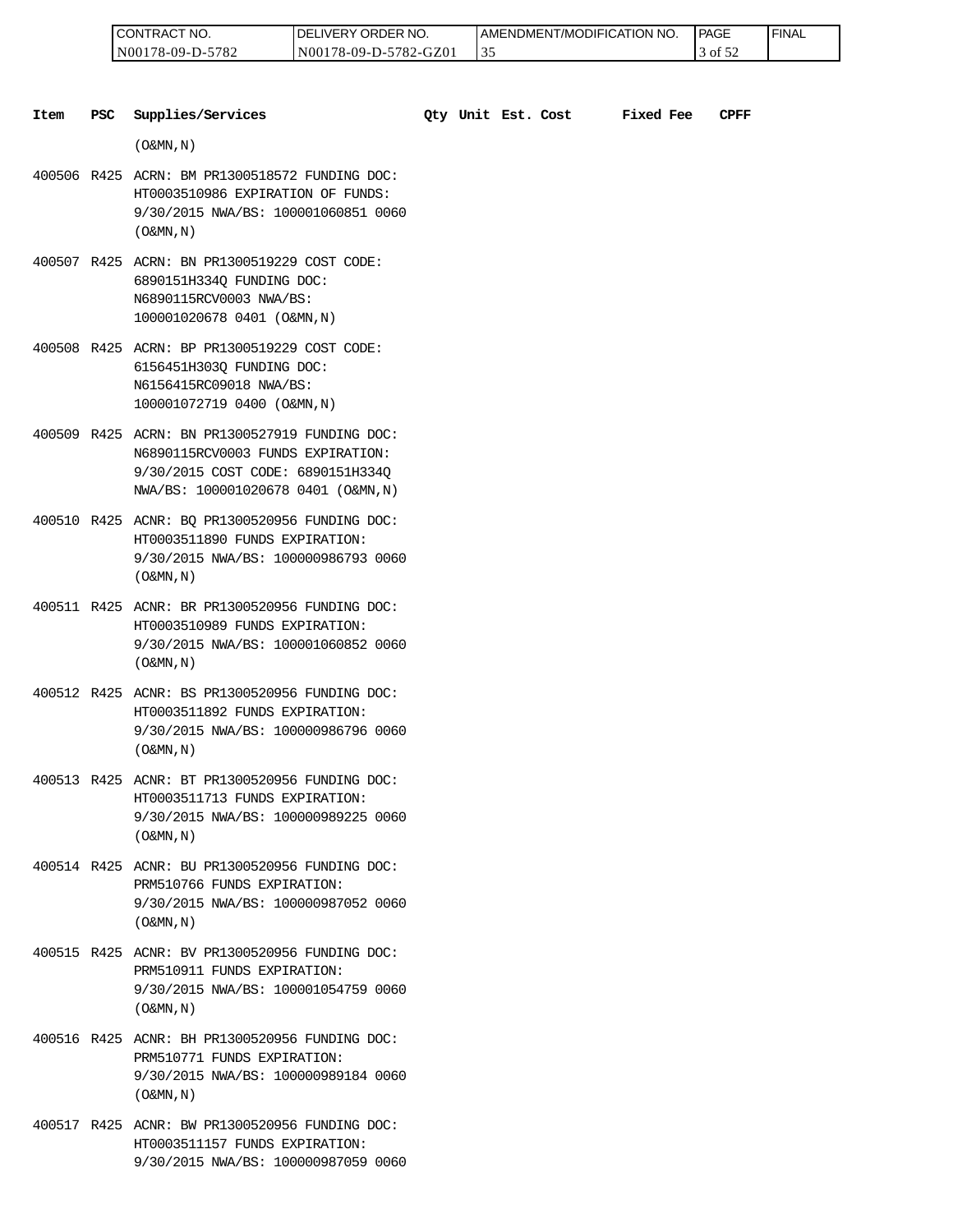| Item | PSC | Supplies/Services | Qty | Unit | Est. Cost | Fixed Fee | CPFF |
|---|---|---|---|---|---|---|---|
| | | (O&MN,N) | | | | | |
| 400506 | R425 | ACRN: BM PR1300518572 FUNDING DOC: HT0003510986 EXPIRATION OF FUNDS: 9/30/2015 NWA/BS: 100001060851 0060 (O&MN,N) | | | | | |
| 400507 | R425 | ACRN: BN PR1300519229 COST CODE: 6890151H334Q FUNDING DOC: N6890115RCV0003 NWA/BS: 100001020678 0401 (O&MN,N) | | | | | |
| 400508 | R425 | ACRN: BP PR1300519229 COST CODE: 6156451H303Q FUNDING DOC: N6156415RC09018 NWA/BS: 100001072719 0400 (O&MN,N) | | | | | |
| 400509 | R425 | ACRN: BN PR1300527919 FUNDING DOC: N6890115RCV0003 FUNDS EXPIRATION: 9/30/2015 COST CODE: 6890151H334Q NWA/BS: 100001020678 0401 (O&MN,N) | | | | | |
| 400510 | R425 | ACNR: BQ PR1300520956 FUNDING DOC: HT0003511890 FUNDS EXPIRATION: 9/30/2015 NWA/BS: 100000986793 0060 (O&MN,N) | | | | | |
| 400511 | R425 | ACNR: BR PR1300520956 FUNDING DOC: HT0003510989 FUNDS EXPIRATION: 9/30/2015 NWA/BS: 100001060852 0060 (O&MN,N) | | | | | |
| 400512 | R425 | ACNR: BS PR1300520956 FUNDING DOC: HT0003511892 FUNDS EXPIRATION: 9/30/2015 NWA/BS: 100000986796 0060 (O&MN,N) | | | | | |
| 400513 | R425 | ACNR: BT PR1300520956 FUNDING DOC: HT0003511713 FUNDS EXPIRATION: 9/30/2015 NWA/BS: 100000989225 0060 (O&MN,N) | | | | | |
| 400514 | R425 | ACNR: BU PR1300520956 FUNDING DOC: PRM510766 FUNDS EXPIRATION: 9/30/2015 NWA/BS: 100000987052 0060 (O&MN,N) | | | | | |
| 400515 | R425 | ACNR: BV PR1300520956 FUNDING DOC: PRM510911 FUNDS EXPIRATION: 9/30/2015 NWA/BS: 100001054759 0060 (O&MN,N) | | | | | |
| 400516 | R425 | ACNR: BH PR1300520956 FUNDING DOC: PRM510771 FUNDS EXPIRATION: 9/30/2015 NWA/BS: 100000989184 0060 (O&MN,N) | | | | | |
| 400517 | R425 | ACNR: BW PR1300520956 FUNDING DOC: HT0003511157 FUNDS EXPIRATION: 9/30/2015 NWA/BS: 100000987059 0060 | | | | | |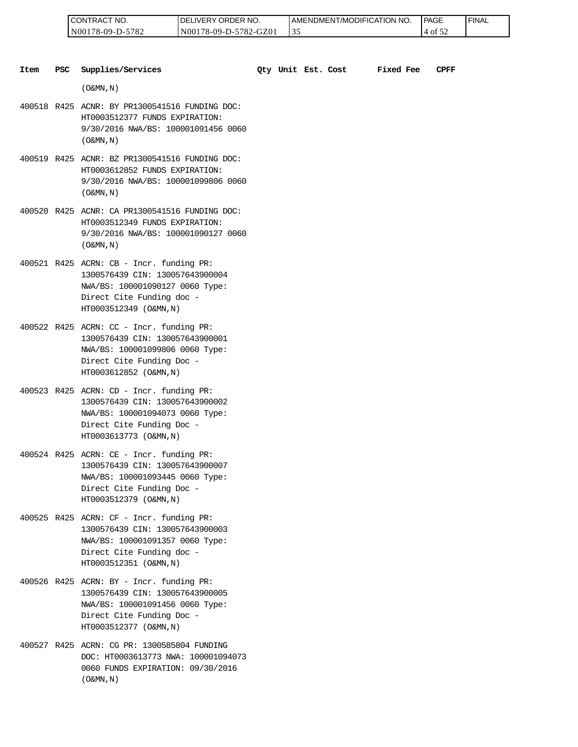| CONTRACT NO. | DELIVERY ORDER NO. | AMENDMENT/MODIFICATION NO. | PAGE | FINAL |
|---|---|---|---|---|
| N00178-09-D-5782 | N00178-09-D-5782-GZ01 | 35 | 4 of 52 | |

| Item | PSC | Supplies/Services | Qty | Unit | Est. Cost | Fixed Fee | CPFF |
|---|---|---|---|---|---|---|---|
| | | (O&MN,N) | | | | | |
| 400518 | R425 | ACNR: BY PR1300541516 FUNDING DOC: HT0003512377 FUNDS EXPIRATION: 9/30/2016 NWA/BS: 100001091456 0060 (O&MN,N) | | | | | |
| 400519 | R425 | ACNR: BZ PR1300541516 FUNDING DOC: HT0003612852 FUNDS EXPIRATION: 9/30/2016 NWA/BS: 100001099806 0060 (O&MN,N) | | | | | |
| 400520 | R425 | ACNR: CA PR1300541516 FUNDING DOC: HT0003512349 FUNDS EXPIRATION: 9/30/2016 NWA/BS: 100001090127 0060 (O&MN,N) | | | | | |
| 400521 | R425 | ACRN: CB - Incr. funding PR: 1300576439 CIN: 130057643900004 NWA/BS: 100001090127 0060 Type: Direct Cite Funding doc - HT0003512349 (O&MN,N) | | | | | |
| 400522 | R425 | ACRN: CC - Incr. funding PR: 1300576439 CIN: 130057643900001 NWA/BS: 100001099806 0060 Type: Direct Cite Funding Doc - HT0003612852 (O&MN,N) | | | | | |
| 400523 | R425 | ACRN: CD - Incr. funding PR: 1300576439 CIN: 130057643900002 NWA/BS: 100001094073 0060 Type: Direct Cite Funding Doc - HT0003613773 (O&MN,N) | | | | | |
| 400524 | R425 | ACRN: CE - Incr. funding PR: 1300576439 CIN: 130057643900007 NWA/BS: 100001093445 0060 Type: Direct Cite Funding Doc - HT0003512379 (O&MN,N) | | | | | |
| 400525 | R425 | ACRN: CF - Incr. funding PR: 1300576439 CIN: 130057643900003 NWA/BS: 100001091357 0060 Type: Direct Cite Funding doc - HT0003512351 (O&MN,N) | | | | | |
| 400526 | R425 | ACRN: BY - Incr. funding PR: 1300576439 CIN: 130057643900005 NWA/BS: 100001091456 0060 Type: Direct Cite Funding Doc - HT0003512377 (O&MN,N) | | | | | |
| 400527 | R425 | ACRN: CG PR: 1300585804 FUNDING DOC: HT0003613773 NWA: 100001094073 0060 FUNDS EXPIRATION: 09/30/2016 (O&MN,N) | | | | | |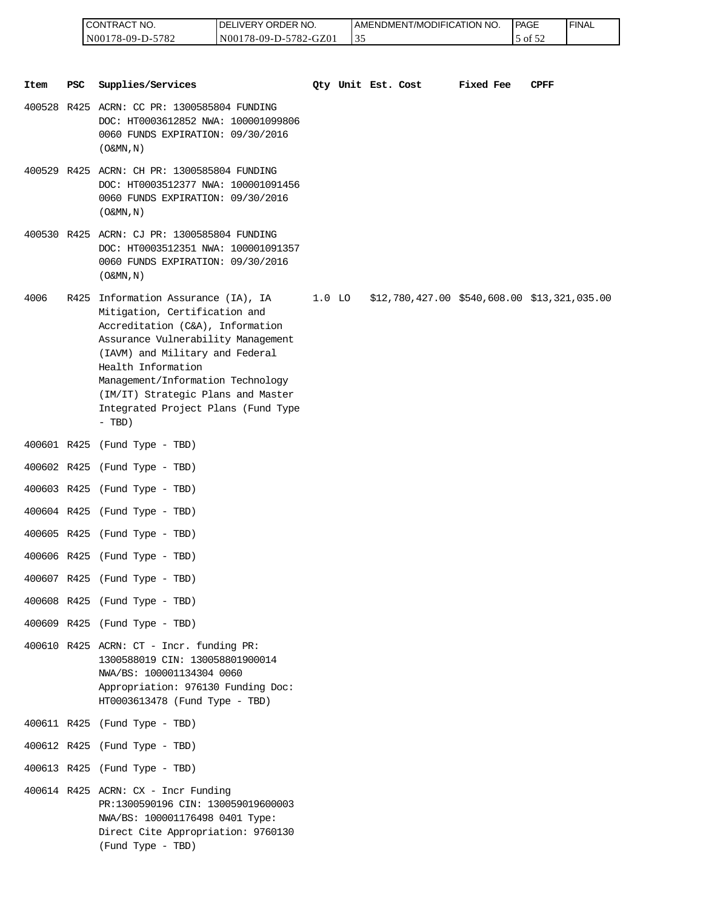| Item | PSC | Supplies/Services | Qty | Unit | Est. Cost | Fixed Fee | CPFF |
|---|---|---|---|---|---|---|---|
| 400528 | R425 | ACRN: CC PR: 1300585804 FUNDING DOC: HT0003612852 NWA: 100001099806 0060 FUNDS EXPIRATION: 09/30/2016 (O&MN,N) | | | | | |
| 400529 | R425 | ACRN: CH PR: 1300585804 FUNDING DOC: HT0003512377 NWA: 100001091456 0060 FUNDS EXPIRATION: 09/30/2016 (O&MN,N) | | | | | |
| 400530 | R425 | ACRN: CJ PR: 1300585804 FUNDING DOC: HT0003512351 NWA: 100001091357 0060 FUNDS EXPIRATION: 09/30/2016 (O&MN,N) | | | | | |
| 4006 | R425 | Information Assurance (IA), IA Mitigation, Certification and Accreditation (C&A), Information Assurance Vulnerability Management (IAVM) and Military and Federal Health Information Management/Information Technology (IM/IT) Strategic Plans and Master Integrated Project Plans (Fund Type - TBD) | 1.0 | LO | $12,780,427.00 | $540,608.00 | $13,321,035.00 |
| 400601 | R425 | (Fund Type - TBD) | | | | | |
| 400602 | R425 | (Fund Type - TBD) | | | | | |
| 400603 | R425 | (Fund Type - TBD) | | | | | |
| 400604 | R425 | (Fund Type - TBD) | | | | | |
| 400605 | R425 | (Fund Type - TBD) | | | | | |
| 400606 | R425 | (Fund Type - TBD) | | | | | |
| 400607 | R425 | (Fund Type - TBD) | | | | | |
| 400608 | R425 | (Fund Type - TBD) | | | | | |
| 400609 | R425 | (Fund Type - TBD) | | | | | |
| 400610 | R425 | ACRN: CT - Incr. funding PR: 1300588019 CIN: 130058801900014 NWA/BS: 100001134304 0060 Appropriation: 976130 Funding Doc: HT0003613478 (Fund Type - TBD) | | | | | |
| 400611 | R425 | (Fund Type - TBD) | | | | | |
| 400612 | R425 | (Fund Type - TBD) | | | | | |
| 400613 | R425 | (Fund Type - TBD) | | | | | |
| 400614 | R425 | ACRN: CX - Incr Funding PR:1300590196 CIN: 130059019600003 NWA/BS: 100001176498 0401 Type: Direct Cite Appropriation: 9760130 (Fund Type - TBD) | | | | | |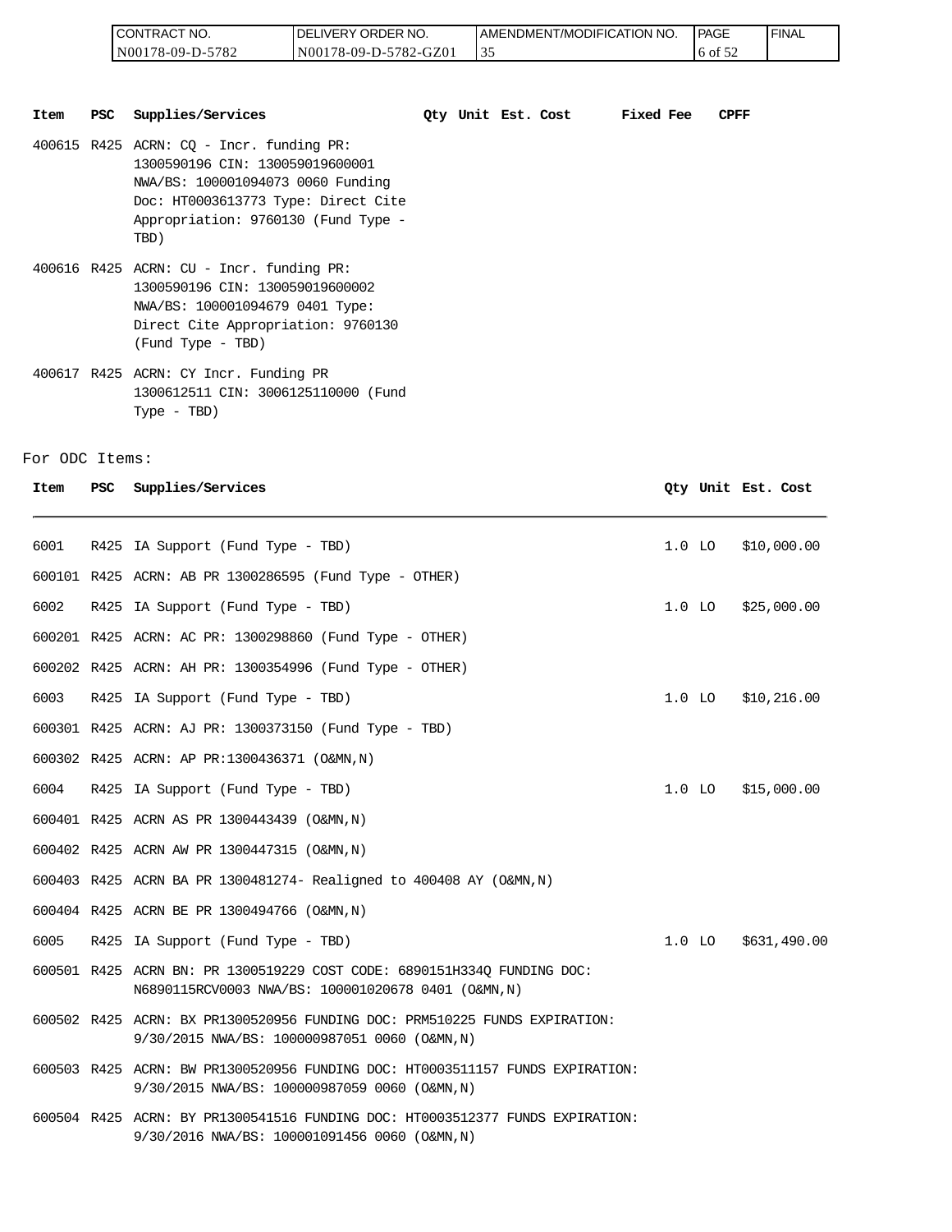| CONTRACT NO. | DELIVERY ORDER NO. | AMENDMENT/MODIFICATION NO. | PAGE | FINAL |
|---|---|---|---|---|
| N00178-09-D-5782 | N00178-09-D-5782-GZ01 | 35 | 6 of 52 | |

| Item | PSC | Supplies/Services | Qty | Unit | Est. Cost | Fixed Fee | CPFF |
|---|---|---|---|---|---|---|---|
| 400615 | R425 | ACRN: CQ - Incr. funding PR: 1300590196 CIN: 130059019600001 NWA/BS: 100001094073 0060 Funding Doc: HT0003613773 Type: Direct Cite Appropriation: 9760130 (Fund Type - TBD) | | | | | |
| 400616 | R425 | ACRN: CU - Incr. funding PR: 1300590196 CIN: 130059019600002 NWA/BS: 100001094679 0401 Type: Direct Cite Appropriation: 9760130 (Fund Type - TBD) | | | | | |
| 400617 | R425 | ACRN: CY Incr. Funding PR 1300612511 CIN: 3006125110000 (Fund Type - TBD) | | | | | |

For ODC Items:

| Item | PSC | Supplies/Services | Qty | Unit | Est. Cost |
|---|---|---|---|---|---|
| 6001 | R425 | IA Support (Fund Type - TBD) | 1.0 | LO | $10,000.00 |
| 600101 | R425 | ACRN: AB PR 1300286595 (Fund Type - OTHER) | | | |
| 6002 | R425 | IA Support (Fund Type - TBD) | 1.0 | LO | $25,000.00 |
| 600201 | R425 | ACRN: AC PR: 1300298860 (Fund Type - OTHER) | | | |
| 600202 | R425 | ACRN: AH PR: 1300354996 (Fund Type - OTHER) | | | |
| 6003 | R425 | IA Support (Fund Type - TBD) | 1.0 | LO | $10,216.00 |
| 600301 | R425 | ACRN: AJ PR: 1300373150 (Fund Type - TBD) | | | |
| 600302 | R425 | ACRN: AP PR:1300436371 (O&MN,N) | | | |
| 6004 | R425 | IA Support (Fund Type - TBD) | 1.0 | LO | $15,000.00 |
| 600401 | R425 | ACRN AS PR 1300443439 (O&MN,N) | | | |
| 600402 | R425 | ACRN AW PR 1300447315 (O&MN,N) | | | |
| 600403 | R425 | ACRN BA PR 1300481274- Realigned to 400408 AY (O&MN,N) | | | |
| 600404 | R425 | ACRN BE PR 1300494766 (O&MN,N) | | | |
| 6005 | R425 | IA Support (Fund Type - TBD) | 1.0 | LO | $631,490.00 |
| 600501 | R425 | ACRN: BN: PR 1300519229 COST CODE: 6890151H334Q FUNDING DOC: N6890115RCV0003 NWA/BS: 100001020678 0401 (O&MN,N) | | | |
| 600502 | R425 | ACRN: BX PR1300520956 FUNDING DOC: PRM510225 FUNDS EXPIRATION: 9/30/2015 NWA/BS: 100000987051 0060 (O&MN,N) | | | |
| 600503 | R425 | ACRN: BW PR1300520956 FUNDING DOC: HT0003511157 FUNDS EXPIRATION: 9/30/2015 NWA/BS: 100000987059 0060 (O&MN,N) | | | |
| 600504 | R425 | ACRN: BY PR1300541516 FUNDING DOC: HT0003512377 FUNDS EXPIRATION: 9/30/2016 NWA/BS: 100001091456 0060 (O&MN,N) | | | |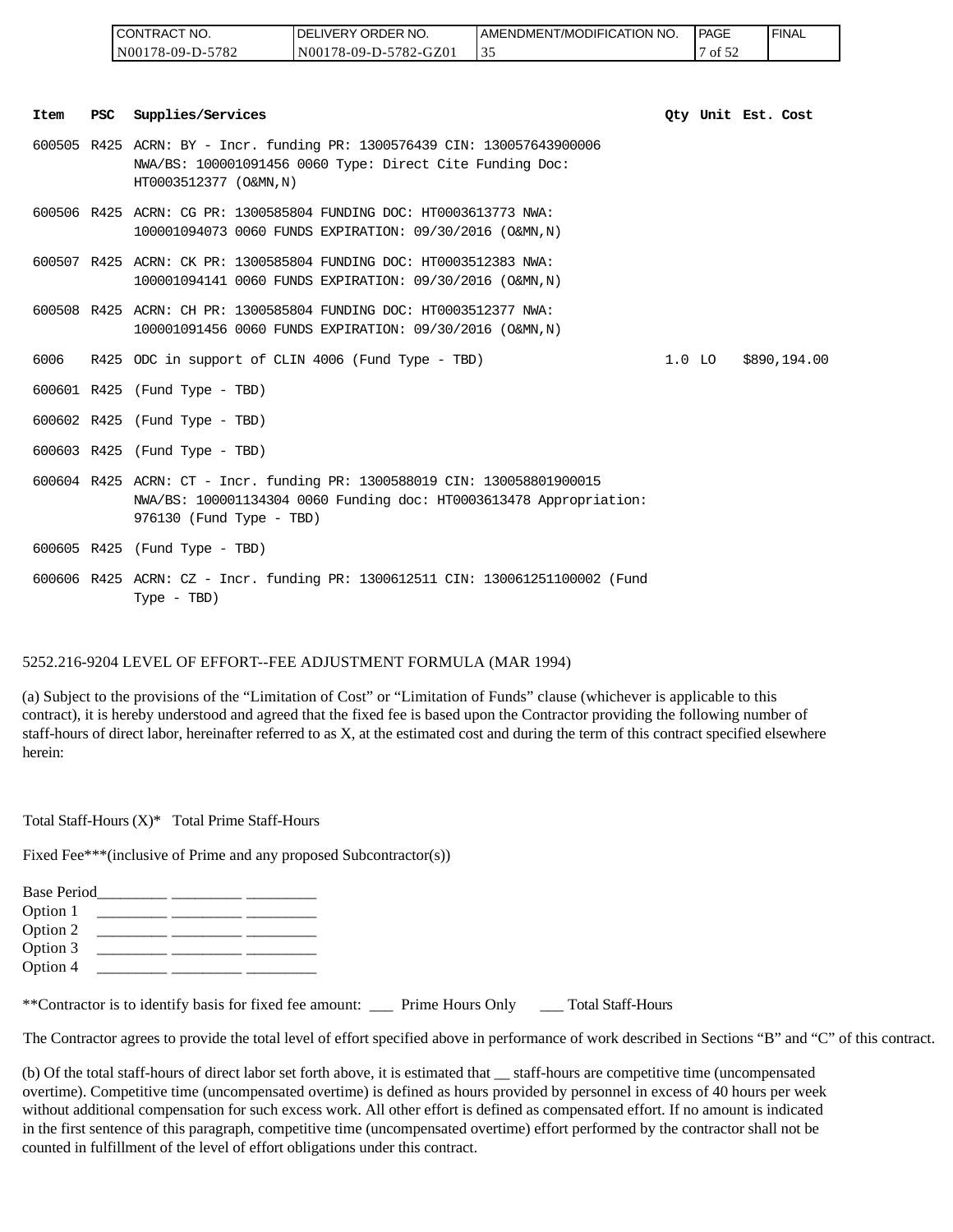| Item | PSC | Supplies/Services | Qty | Unit | Est. Cost |
|---|---|---|---|---|---|
| 600505 | R425 | ACRN: BY - Incr. funding PR: 1300576439 CIN: 130057643900006 NWA/BS: 100001091456 0060 Type: Direct Cite Funding Doc: HT0003512377 (O&MN,N) | | | |
| 600506 | R425 | ACRN: CG PR: 1300585804 FUNDING DOC: HT0003613773 NWA: 100001094073 0060 FUNDS EXPIRATION: 09/30/2016 (O&MN,N) | | | |
| 600507 | R425 | ACRN: CK PR: 1300585804 FUNDING DOC: HT0003512383 NWA: 100001094141 0060 FUNDS EXPIRATION: 09/30/2016 (O&MN,N) | | | |
| 600508 | R425 | ACRN: CH PR: 1300585804 FUNDING DOC: HT0003512377 NWA: 100001091456 0060 FUNDS EXPIRATION: 09/30/2016 (O&MN,N) | | | |
| 6006 | R425 | ODC in support of CLIN 4006 (Fund Type - TBD) | 1.0 | LO | $890,194.00 |
| 600601 | R425 | (Fund Type - TBD) | | | |
| 600602 | R425 | (Fund Type - TBD) | | | |
| 600603 | R425 | (Fund Type - TBD) | | | |
| 600604 | R425 | ACRN: CT - Incr. funding PR: 1300588019 CIN: 130058801900015 NWA/BS: 100001134304 0060 Funding doc: HT0003613478 Appropriation: 976130 (Fund Type - TBD) | | | |
| 600605 | R425 | (Fund Type - TBD) | | | |
| 600606 | R425 | ACRN: CZ - Incr. funding PR: 1300612511 CIN: 130061251100002 (Fund Type - TBD) | | | |

5252.216-9204 LEVEL OF EFFORT--FEE ADJUSTMENT FORMULA (MAR 1994)

(a) Subject to the provisions of the "Limitation of Cost" or "Limitation of Funds" clause (whichever is applicable to this contract), it is hereby understood and agreed that the fixed fee is based upon the Contractor providing the following number of staff-hours of direct labor, hereinafter referred to as X, at the estimated cost and during the term of this contract specified elsewhere herein:

Total Staff-Hours (X)* Total Prime Staff-Hours

Fixed Fee***(inclusive of Prime and any proposed Subcontractor(s))

Base Period_________ _________ _________
Option 1 _________ _________ _________
Option 2 _________ _________ _________
Option 3 _________ _________ _________
Option 4 _________ _________ _________

**Contractor is to identify basis for fixed fee amount: ___ Prime Hours Only ___ Total Staff-Hours

The Contractor agrees to provide the total level of effort specified above in performance of work described in Sections "B" and "C" of this contract.

(b) Of the total staff-hours of direct labor set forth above, it is estimated that __ staff-hours are competitive time (uncompensated overtime). Competitive time (uncompensated overtime) is defined as hours provided by personnel in excess of 40 hours per week without additional compensation for such excess work. All other effort is defined as compensated effort. If no amount is indicated in the first sentence of this paragraph, competitive time (uncompensated overtime) effort performed by the contractor shall not be counted in fulfillment of the level of effort obligations under this contract.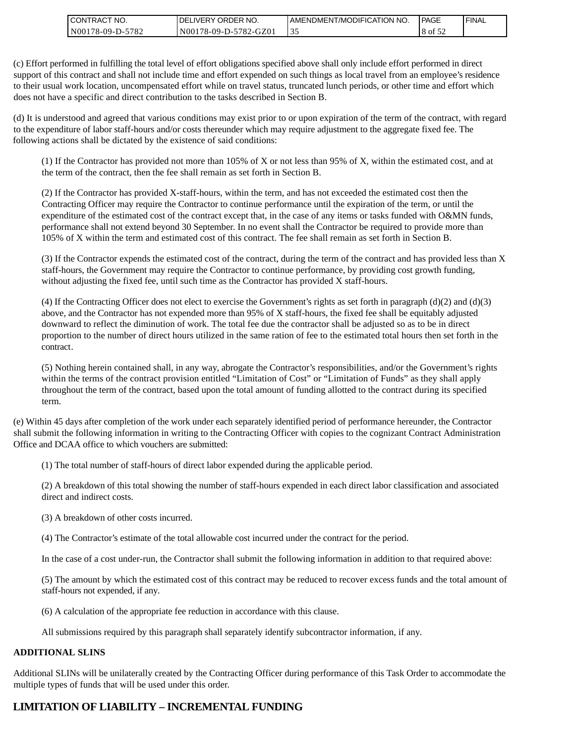(c) Effort performed in fulfilling the total level of effort obligations specified above shall only include effort performed in direct support of this contract and shall not include time and effort expended on such things as local travel from an employee's residence to their usual work location, uncompensated effort while on travel status, truncated lunch periods, or other time and effort which does not have a specific and direct contribution to the tasks described in Section B.

(d) It is understood and agreed that various conditions may exist prior to or upon expiration of the term of the contract, with regard to the expenditure of labor staff-hours and/or costs thereunder which may require adjustment to the aggregate fixed fee. The following actions shall be dictated by the existence of said conditions:

(1) If the Contractor has provided not more than 105% of X or not less than 95% of X, within the estimated cost, and at the term of the contract, then the fee shall remain as set forth in Section B.

(2) If the Contractor has provided X-staff-hours, within the term, and has not exceeded the estimated cost then the Contracting Officer may require the Contractor to continue performance until the expiration of the term, or until the expenditure of the estimated cost of the contract except that, in the case of any items or tasks funded with O&MN funds, performance shall not extend beyond 30 September. In no event shall the Contractor be required to provide more than 105% of X within the term and estimated cost of this contract. The fee shall remain as set forth in Section B.

(3) If the Contractor expends the estimated cost of the contract, during the term of the contract and has provided less than X staff-hours, the Government may require the Contractor to continue performance, by providing cost growth funding, without adjusting the fixed fee, until such time as the Contractor has provided X staff-hours.

(4) If the Contracting Officer does not elect to exercise the Government's rights as set forth in paragraph (d)(2) and (d)(3) above, and the Contractor has not expended more than 95% of X staff-hours, the fixed fee shall be equitably adjusted downward to reflect the diminution of work. The total fee due the contractor shall be adjusted so as to be in direct proportion to the number of direct hours utilized in the same ration of fee to the estimated total hours then set forth in the contract.

(5) Nothing herein contained shall, in any way, abrogate the Contractor's responsibilities, and/or the Government's rights within the terms of the contract provision entitled "Limitation of Cost" or "Limitation of Funds" as they shall apply throughout the term of the contract, based upon the total amount of funding allotted to the contract during its specified term.

(e) Within 45 days after completion of the work under each separately identified period of performance hereunder, the Contractor shall submit the following information in writing to the Contracting Officer with copies to the cognizant Contract Administration Office and DCAA office to which vouchers are submitted:

(1) The total number of staff-hours of direct labor expended during the applicable period.

(2) A breakdown of this total showing the number of staff-hours expended in each direct labor classification and associated direct and indirect costs.

(3) A breakdown of other costs incurred.

(4) The Contractor's estimate of the total allowable cost incurred under the contract for the period.

In the case of a cost under-run, the Contractor shall submit the following information in addition to that required above:

(5) The amount by which the estimated cost of this contract may be reduced to recover excess funds and the total amount of staff-hours not expended, if any.

(6) A calculation of the appropriate fee reduction in accordance with this clause.

All submissions required by this paragraph shall separately identify subcontractor information, if any.

**ADDITIONAL SLINS**

Additional SLINs will be unilaterally created by the Contracting Officer during performance of this Task Order to accommodate the multiple types of funds that will be used under this order.

## LIMITATION OF LIABILITY – INCREMENTAL FUNDING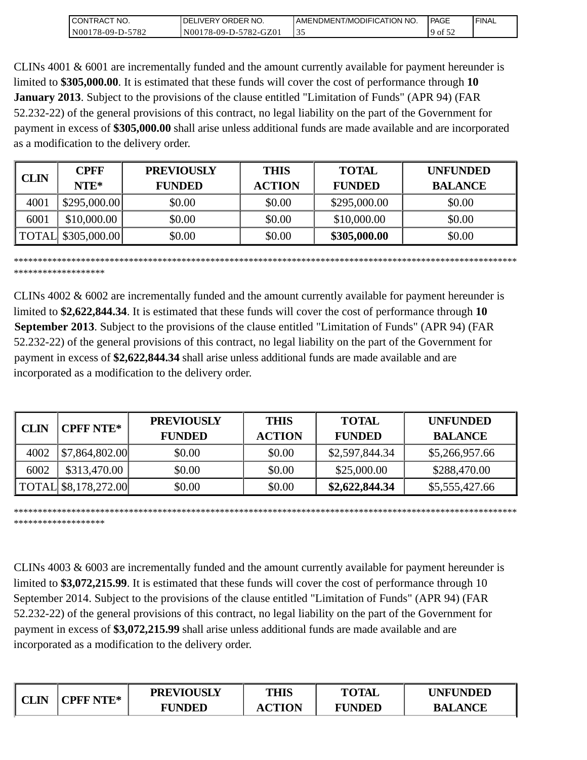CLINs 4001 & 6001 are incrementally funded and the amount currently available for payment hereunder is limited to **$305,000.00**. It is estimated that these funds will cover the cost of performance through **10 January 2013**. Subject to the provisions of the clause entitled "Limitation of Funds" (APR 94) (FAR 52.232-22) of the general provisions of this contract, no legal liability on the part of the Government for payment in excess of **$305,000.00** shall arise unless additional funds are made available and are incorporated as a modification to the delivery order.

| CLIN | CPFF NTE* | PREVIOUSLY FUNDED | THIS ACTION | TOTAL FUNDED | UNFUNDED BALANCE |
|---|---|---|---|---|---|
| 4001 | $295,000.00 | $0.00 | $0.00 | $295,000.00 | $0.00 |
| 6001 | $10,000.00 | $0.00 | $0.00 | $10,000.00 | $0.00 |
| TOTAL | $305,000.00 | $0.00 | $0.00 | **$305,000.00** | $0.00 |

************************************************************************************************************************

CLINs 4002 & 6002 are incrementally funded and the amount currently available for payment hereunder is limited to **$2,622,844.34**. It is estimated that these funds will cover the cost of performance through **10 September 2013**. Subject to the provisions of the clause entitled "Limitation of Funds" (APR 94) (FAR 52.232-22) of the general provisions of this contract, no legal liability on the part of the Government for payment in excess of **$2,622,844.34** shall arise unless additional funds are made available and are incorporated as a modification to the delivery order.

| CLIN | CPFF NTE* | PREVIOUSLY FUNDED | THIS ACTION | TOTAL FUNDED | UNFUNDED BALANCE |
|---|---|---|---|---|---|
| 4002 | $7,864,802.00 | $0.00 | $0.00 | $2,597,844.34 | $5,266,957.66 |
| 6002 | $313,470.00 | $0.00 | $0.00 | $25,000.00 | $288,470.00 |
| TOTAL | $8,178,272.00 | $0.00 | $0.00 | **$2,622,844.34** | $5,555,427.66 |

************************************************************************************************************************

CLINs 4003 & 6003 are incrementally funded and the amount currently available for payment hereunder is limited to **$3,072,215.99**. It is estimated that these funds will cover the cost of performance through 10 September 2014. Subject to the provisions of the clause entitled "Limitation of Funds" (APR 94) (FAR 52.232-22) of the general provisions of this contract, no legal liability on the part of the Government for payment in excess of **$3,072,215.99** shall arise unless additional funds are made available and are incorporated as a modification to the delivery order.

| CLIN | CPFF NTE* | PREVIOUSLY FUNDED | THIS ACTION | TOTAL FUNDED | UNFUNDED BALANCE |
|---|---|---|---|---|---|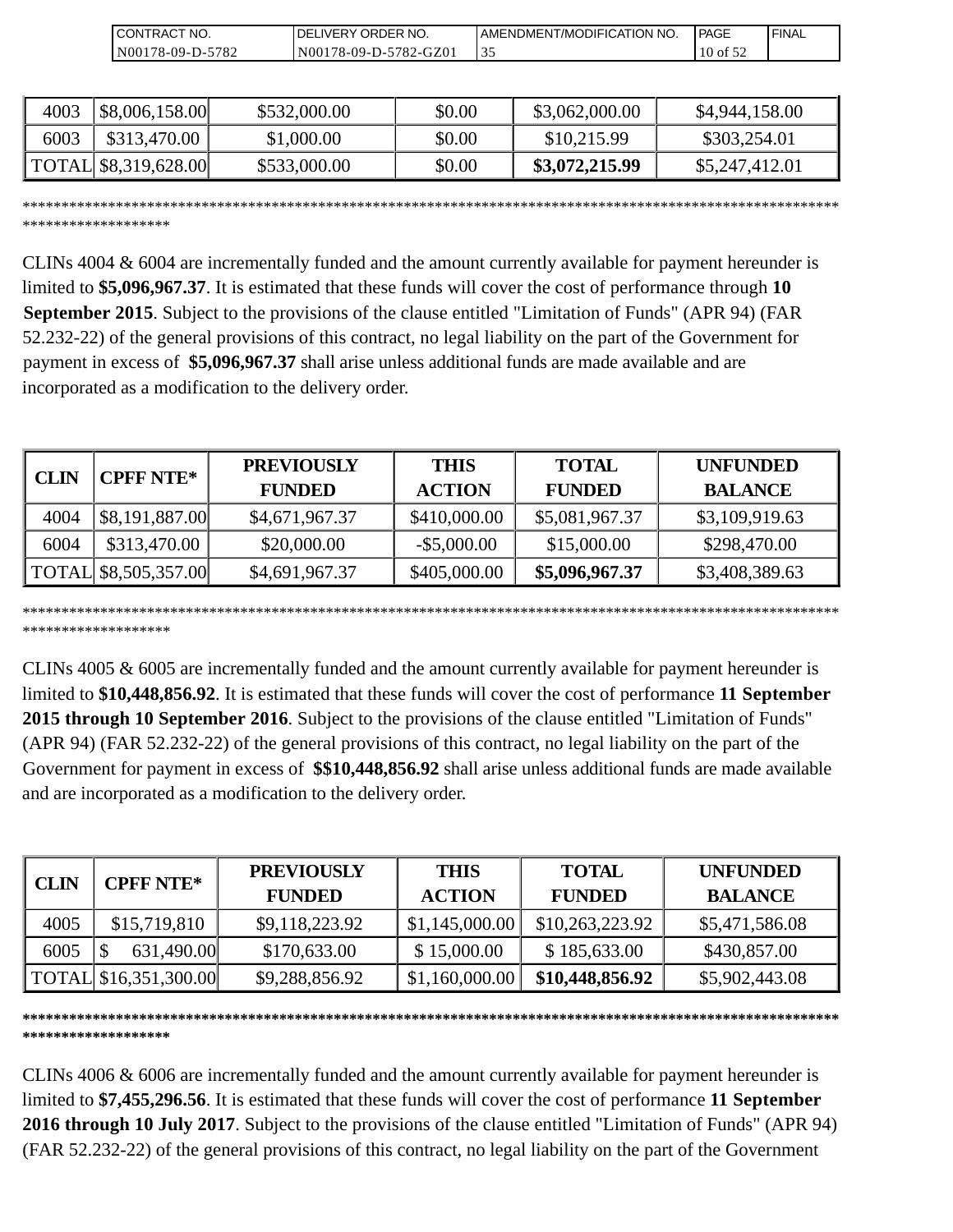| 4003 | $8,006,158.00 | $532,000.00 | $0.00 | $3,062,000.00 | $4,944,158.00 |
|---|---|---|---|---|---|
| 6003 | $313,470.00 | $1,000.00 | $0.00 | $10,215.99 | $303,254.01 |
| TOTAL | $8,319,628.00 | $533,000.00 | $0.00 | **$3,072,215.99** | $5,247,412.01 |

************************************************************************************************************************

CLINs 4004 & 6004 are incrementally funded and the amount currently available for payment hereunder is limited to **$5,096,967.37**. It is estimated that these funds will cover the cost of performance through **10 September 2015**. Subject to the provisions of the clause entitled "Limitation of Funds" (APR 94) (FAR 52.232-22) of the general provisions of this contract, no legal liability on the part of the Government for payment in excess of **$5,096,967.37** shall arise unless additional funds are made available and are incorporated as a modification to the delivery order.

| CLIN | CPFF NTE* | PREVIOUSLY FUNDED | THIS ACTION | TOTAL FUNDED | UNFUNDED BALANCE |
|---|---|---|---|---|---|
| 4004 | $8,191,887.00 | $4,671,967.37 | $410,000.00 | $5,081,967.37 | $3,109,919.63 |
| 6004 | $313,470.00 | $20,000.00 | -$5,000.00 | $15,000.00 | $298,470.00 |
| TOTAL | $8,505,357.00 | $4,691,967.37 | $405,000.00 | **$5,096,967.37** | $3,408,389.63 |

************************************************************************************************************************

CLINs 4005 & 6005 are incrementally funded and the amount currently available for payment hereunder is limited to **$10,448,856.92**. It is estimated that these funds will cover the cost of performance **11 September 2015 through 10 September 2016**. Subject to the provisions of the clause entitled "Limitation of Funds" (APR 94) (FAR 52.232-22) of the general provisions of this contract, no legal liability on the part of the Government for payment in excess of **$$10,448,856.92** shall arise unless additional funds are made available and are incorporated as a modification to the delivery order.

| CLIN | CPFF NTE* | PREVIOUSLY FUNDED | THIS ACTION | TOTAL FUNDED | UNFUNDED BALANCE |
|---|---|---|---|---|---|
| 4005 | $15,719,810 | $9,118,223.92 | $1,145,000.00 | $10,263,223.92 | $5,471,586.08 |
| 6005 | $ 631,490.00 | $170,633.00 | $ 15,000.00 | $ 185,633.00 | $430,857.00 |
| TOTAL | $16,351,300.00 | $9,288,856.92 | $1,160,000.00 | **$10,448,856.92** | $5,902,443.08 |

************************************************************************************************************************

CLINs 4006 & 6006 are incrementally funded and the amount currently available for payment hereunder is limited to **$7,455,296.56**. It is estimated that these funds will cover the cost of performance **11 September 2016 through 10 July 2017**. Subject to the provisions of the clause entitled "Limitation of Funds" (APR 94) (FAR 52.232-22) of the general provisions of this contract, no legal liability on the part of the Government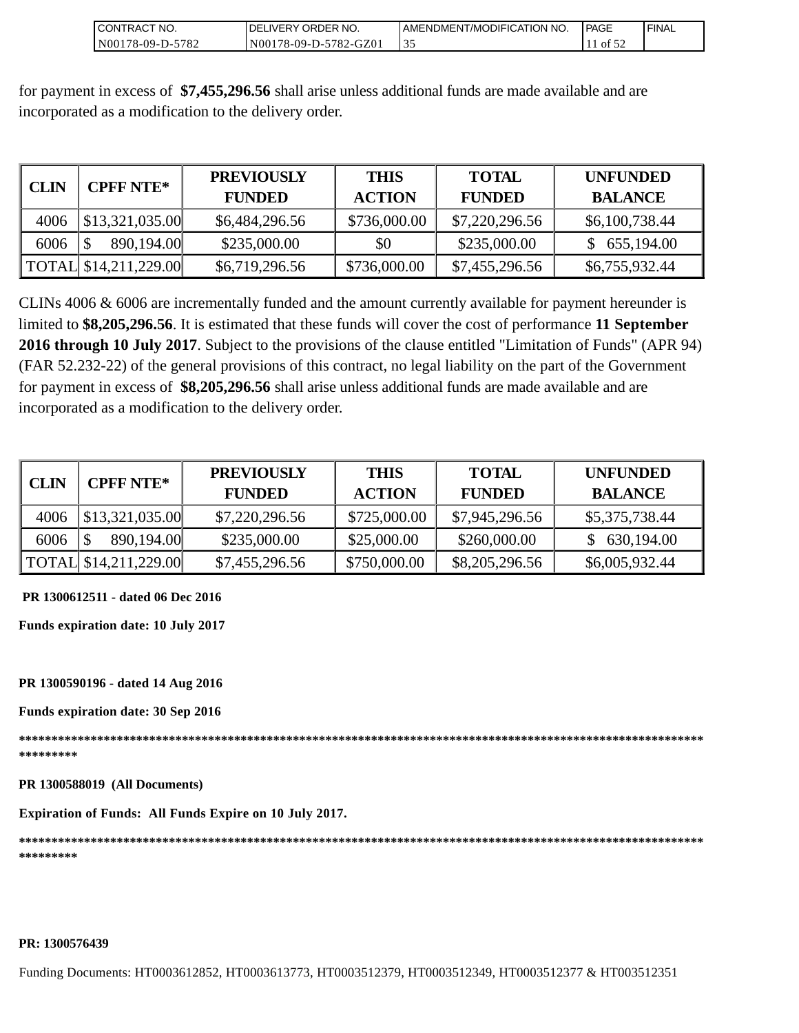for payment in excess of **$7,455,296.56** shall arise unless additional funds are made available and are incorporated as a modification to the delivery order.

| CLIN | CPFF NTE* | PREVIOUSLY FUNDED | THIS ACTION | TOTAL FUNDED | UNFUNDED BALANCE |
|---|---|---|---|---|---|
| 4006 | $13,321,035.00 | $6,484,296.56 | $736,000.00 | $7,220,296.56 | $6,100,738.44 |
| 6006 | $ 890,194.00 | $235,000.00 | $0 | $235,000.00 | $ 655,194.00 |
| TOTAL | $14,211,229.00 | $6,719,296.56 | $736,000.00 | $7,455,296.56 | $6,755,932.44 |

CLINs 4006 & 6006 are incrementally funded and the amount currently available for payment hereunder is limited to **$8,205,296.56**. It is estimated that these funds will cover the cost of performance **11 September 2016 through 10 July 2017**. Subject to the provisions of the clause entitled "Limitation of Funds" (APR 94) (FAR 52.232-22) of the general provisions of this contract, no legal liability on the part of the Government for payment in excess of **$8,205,296.56** shall arise unless additional funds are made available and are incorporated as a modification to the delivery order.

| CLIN | CPFF NTE* | PREVIOUSLY FUNDED | THIS ACTION | TOTAL FUNDED | UNFUNDED BALANCE |
|---|---|---|---|---|---|
| 4006 | $13,321,035.00 | $7,220,296.56 | $725,000.00 | $7,945,296.56 | $5,375,738.44 |
| 6006 | $ 890,194.00 | $235,000.00 | $25,000.00 | $260,000.00 | $ 630,194.00 |
| TOTAL | $14,211,229.00 | $7,455,296.56 | $750,000.00 | $8,205,296.56 | $6,005,932.44 |

**PR 1300612511 - dated 06 Dec 2016**

**Funds expiration date: 10 July 2017**

**PR 1300590196 - dated 14 Aug 2016**

**Funds expiration date: 30 Sep 2016**

**************************************************************************************************************************

**PR 1300588019 (All Documents)**

**Expiration of Funds: All Funds Expire on 10 July 2017.**

**************************************************************************************************************************

**PR: 1300576439**

Funding Documents: HT0003612852, HT0003613773, HT0003512379, HT0003512349, HT0003512377 & HT003512351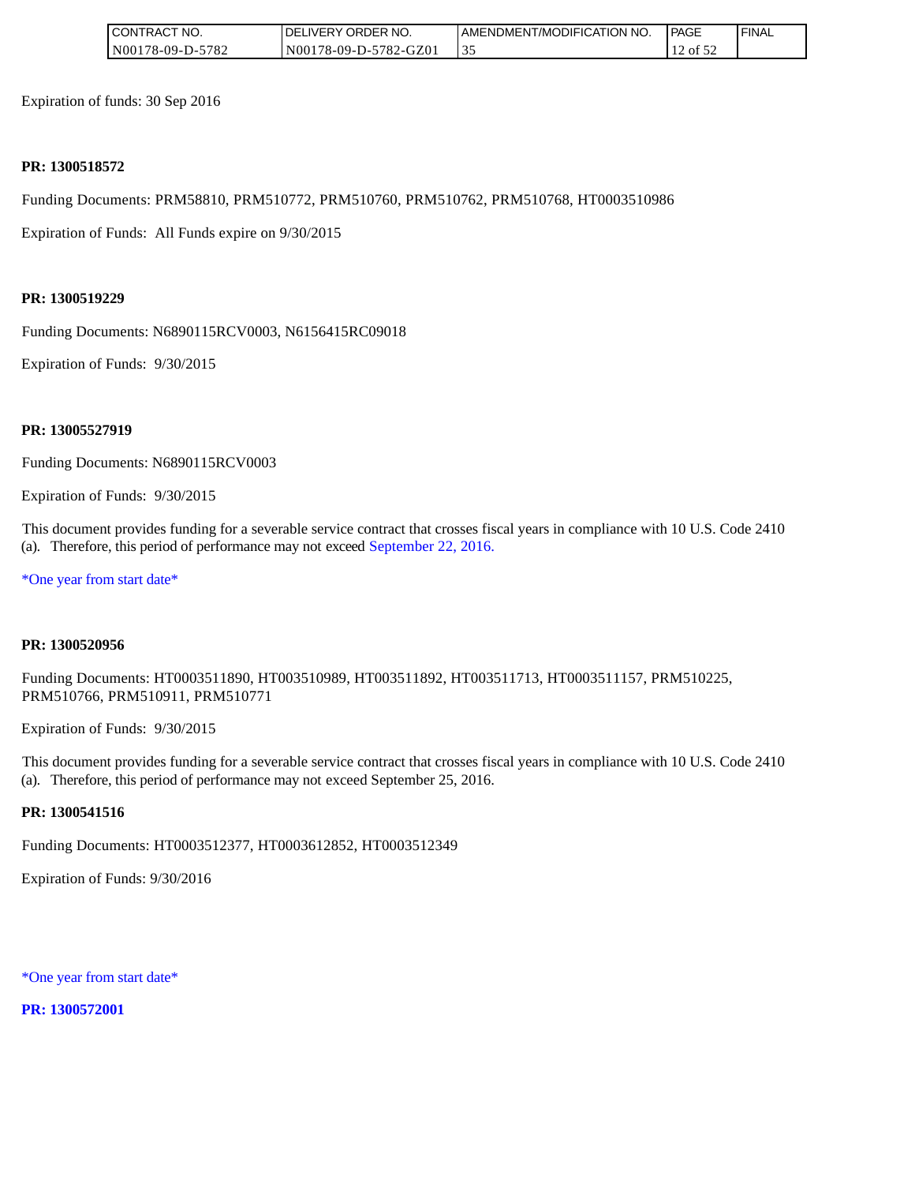Expiration of funds: 30 Sep 2016

**PR: 1300518572**

Funding Documents: PRM58810, PRM510772, PRM510760, PRM510762, PRM510768, HT0003510986

Expiration of Funds: All Funds expire on 9/30/2015

**PR: 1300519229**

Funding Documents: N6890115RCV0003, N6156415RC09018

Expiration of Funds: 9/30/2015

**PR: 13005527919**

Funding Documents: N6890115RCV0003

Expiration of Funds: 9/30/2015

This document provides funding for a severable service contract that crosses fiscal years in compliance with 10 U.S. Code 2410 (a). Therefore, this period of performance may not exceed September 22, 2016.

*One year from start date*

**PR: 1300520956**

Funding Documents: HT0003511890, HT003510989, HT003511892, HT003511713, HT0003511157, PRM510225, PRM510766, PRM510911, PRM510771

Expiration of Funds: 9/30/2015

This document provides funding for a severable service contract that crosses fiscal years in compliance with 10 U.S. Code 2410 (a). Therefore, this period of performance may not exceed September 25, 2016.

**PR: 1300541516**

Funding Documents: HT0003512377, HT0003612852, HT0003512349

Expiration of Funds: 9/30/2016

*One year from start date*

**PR: 1300572001**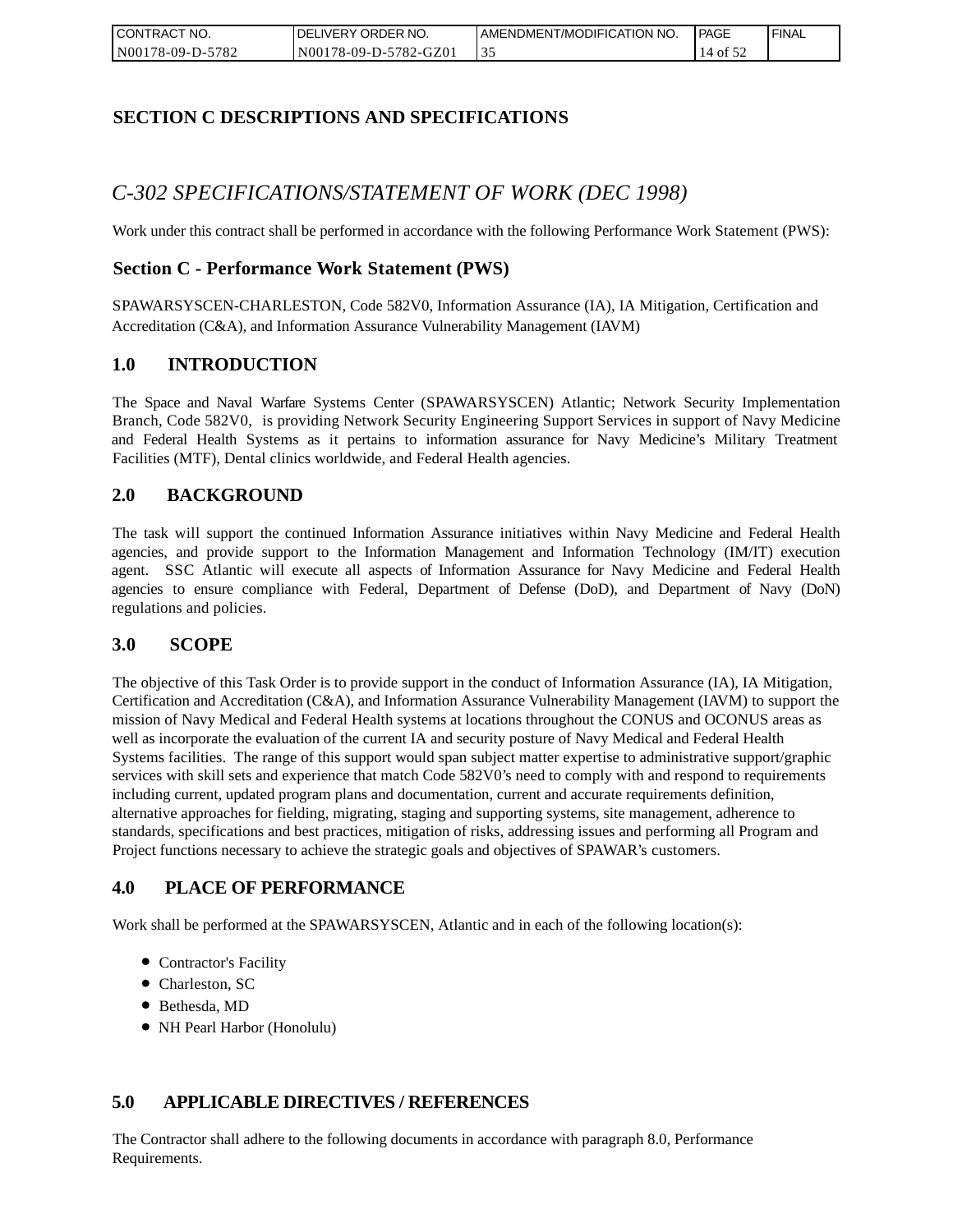## SECTION C DESCRIPTIONS AND SPECIFICATIONS

### *C-302 SPECIFICATIONS/STATEMENT OF WORK (DEC 1998)*

Work under this contract shall be performed in accordance with the following Performance Work Statement (PWS):

### Section C - Performance Work Statement (PWS)

SPAWARSYSCEN-CHARLESTON, Code 582V0, Information Assurance (IA), IA Mitigation, Certification and Accreditation (C&A), and Information Assurance Vulnerability Management (IAVM)

### 1.0 INTRODUCTION

The Space and Naval Warfare Systems Center (SPAWARSYSCEN) Atlantic; Network Security Implementation Branch, Code 582V0, is providing Network Security Engineering Support Services in support of Navy Medicine and Federal Health Systems as it pertains to information assurance for Navy Medicine's Military Treatment Facilities (MTF), Dental clinics worldwide, and Federal Health agencies.

### 2.0 BACKGROUND

The task will support the continued Information Assurance initiatives within Navy Medicine and Federal Health agencies, and provide support to the Information Management and Information Technology (IM/IT) execution agent. SSC Atlantic will execute all aspects of Information Assurance for Navy Medicine and Federal Health agencies to ensure compliance with Federal, Department of Defense (DoD), and Department of Navy (DoN) regulations and policies.

### 3.0 SCOPE

The objective of this Task Order is to provide support in the conduct of Information Assurance (IA), IA Mitigation, Certification and Accreditation (C&A), and Information Assurance Vulnerability Management (IAVM) to support the mission of Navy Medical and Federal Health systems at locations throughout the CONUS and OCONUS areas as well as incorporate the evaluation of the current IA and security posture of Navy Medical and Federal Health Systems facilities. The range of this support would span subject matter expertise to administrative support/graphic services with skill sets and experience that match Code 582V0's need to comply with and respond to requirements including current, updated program plans and documentation, current and accurate requirements definition, alternative approaches for fielding, migrating, staging and supporting systems, site management, adherence to standards, specifications and best practices, mitigation of risks, addressing issues and performing all Program and Project functions necessary to achieve the strategic goals and objectives of SPAWAR's customers.

### 4.0 PLACE OF PERFORMANCE

Work shall be performed at the SPAWARSYSCEN, Atlantic and in each of the following location(s):

- Contractor's Facility
- Charleston, SC
- Bethesda, MD
- NH Pearl Harbor (Honolulu)

### 5.0 APPLICABLE DIRECTIVES / REFERENCES

The Contractor shall adhere to the following documents in accordance with paragraph 8.0, Performance Requirements.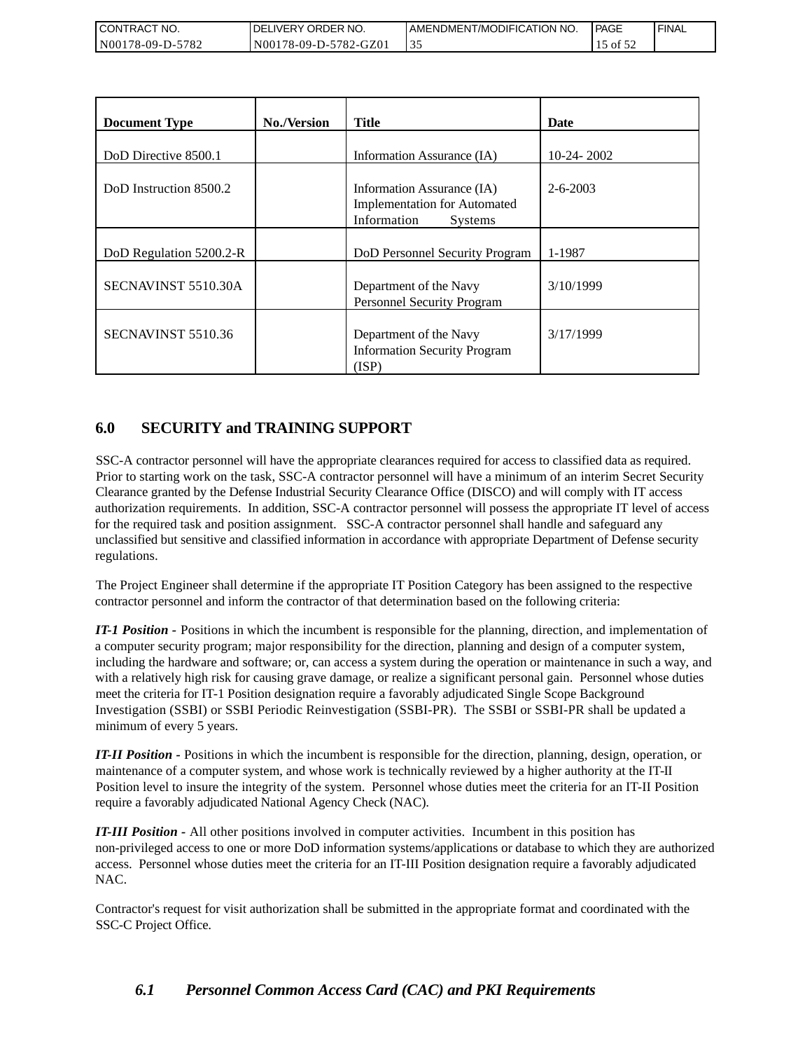| Document Type | No./Version | Title | Date |
|---|---|---|---|
| DoD Directive 8500.1 | | Information Assurance (IA) | 10-24- 2002 |
| DoD Instruction 8500.2 | | Information Assurance (IA) Implementation for Automated Information Systems | 2-6-2003 |
| DoD Regulation 5200.2-R | | DoD Personnel Security Program | 1-1987 |
| SECNAVINST 5510.30A | | Department of the Navy Personnel Security Program | 3/10/1999 |
| SECNAVINST 5510.36 | | Department of the Navy Information Security Program (ISP) | 3/17/1999 |

## 6.0 SECURITY and TRAINING SUPPORT

SSC-A contractor personnel will have the appropriate clearances required for access to classified data as required. Prior to starting work on the task, SSC-A contractor personnel will have a minimum of an interim Secret Security Clearance granted by the Defense Industrial Security Clearance Office (DISCO) and will comply with IT access authorization requirements. In addition, SSC-A contractor personnel will possess the appropriate IT level of access for the required task and position assignment. SSC-A contractor personnel shall handle and safeguard any unclassified but sensitive and classified information in accordance with appropriate Department of Defense security regulations.

The Project Engineer shall determine if the appropriate IT Position Category has been assigned to the respective contractor personnel and inform the contractor of that determination based on the following criteria:

***IT-1 Position -*** Positions in which the incumbent is responsible for the planning, direction, and implementation of a computer security program; major responsibility for the direction, planning and design of a computer system, including the hardware and software; or, can access a system during the operation or maintenance in such a way, and with a relatively high risk for causing grave damage, or realize a significant personal gain. Personnel whose duties meet the criteria for IT-1 Position designation require a favorably adjudicated Single Scope Background Investigation (SSBI) or SSBI Periodic Reinvestigation (SSBI-PR). The SSBI or SSBI-PR shall be updated a minimum of every 5 years.

***IT-II Position -*** Positions in which the incumbent is responsible for the direction, planning, design, operation, or maintenance of a computer system, and whose work is technically reviewed by a higher authority at the IT-II Position level to insure the integrity of the system. Personnel whose duties meet the criteria for an IT-II Position require a favorably adjudicated National Agency Check (NAC).

***IT-III Position -*** All other positions involved in computer activities. Incumbent in this position has non-privileged access to one or more DoD information systems/applications or database to which they are authorized access. Personnel whose duties meet the criteria for an IT-III Position designation require a favorably adjudicated NAC.

Contractor's request for visit authorization shall be submitted in the appropriate format and coordinated with the SSC-C Project Office.

### *6.1 Personnel Common Access Card (CAC) and PKI Requirements*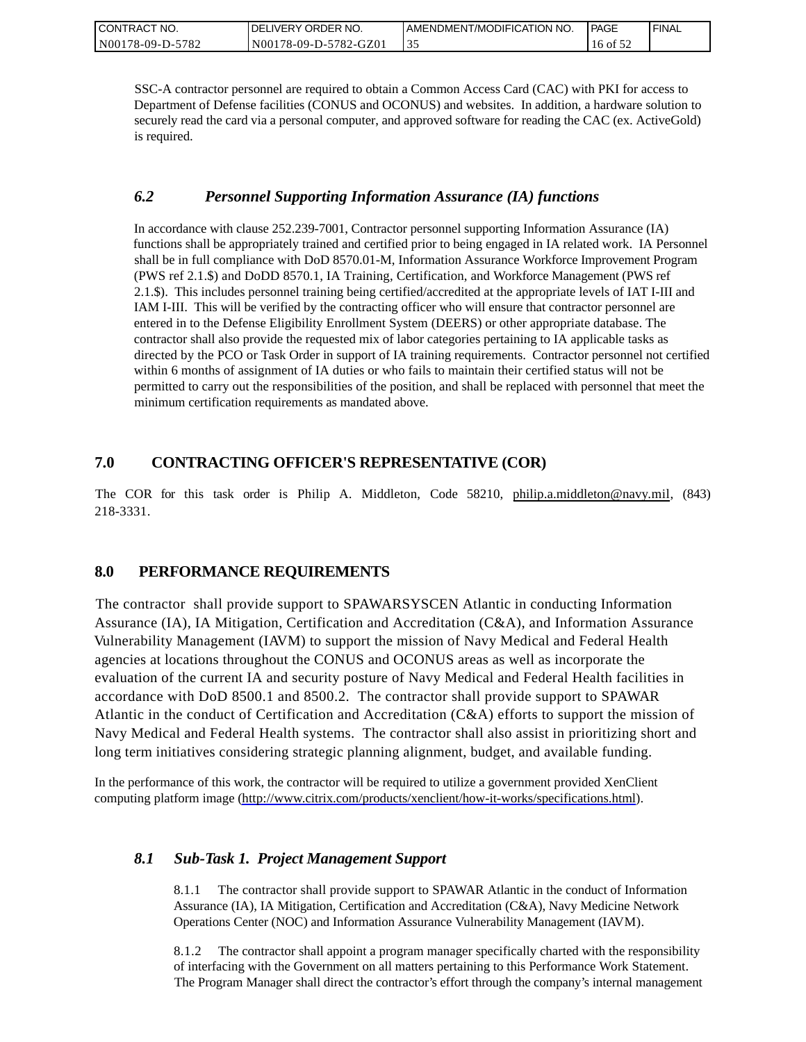SSC-A contractor personnel are required to obtain a Common Access Card (CAC) with PKI for access to Department of Defense facilities (CONUS and OCONUS) and websites. In addition, a hardware solution to securely read the card via a personal computer, and approved software for reading the CAC (ex. ActiveGold) is required.

### *6.2 Personnel Supporting Information Assurance (IA) functions*

In accordance with clause 252.239-7001, Contractor personnel supporting Information Assurance (IA) functions shall be appropriately trained and certified prior to being engaged in IA related work. IA Personnel shall be in full compliance with DoD 8570.01-M, Information Assurance Workforce Improvement Program (PWS ref 2.1.$) and DoDD 8570.1, IA Training, Certification, and Workforce Management (PWS ref 2.1.$). This includes personnel training being certified/accredited at the appropriate levels of IAT I-III and IAM I-III. This will be verified by the contracting officer who will ensure that contractor personnel are entered in to the Defense Eligibility Enrollment System (DEERS) or other appropriate database. The contractor shall also provide the requested mix of labor categories pertaining to IA applicable tasks as directed by the PCO or Task Order in support of IA training requirements. Contractor personnel not certified within 6 months of assignment of IA duties or who fails to maintain their certified status will not be permitted to carry out the responsibilities of the position, and shall be replaced with personnel that meet the minimum certification requirements as mandated above.

## 7.0 CONTRACTING OFFICER'S REPRESENTATIVE (COR)

The COR for this task order is Philip A. Middleton, Code 58210, philip.a.middleton@navy.mil, (843) 218-3331.

## 8.0 PERFORMANCE REQUIREMENTS

The contractor shall provide support to SPAWARSYSCEN Atlantic in conducting Information Assurance (IA), IA Mitigation, Certification and Accreditation (C&A), and Information Assurance Vulnerability Management (IAVM) to support the mission of Navy Medical and Federal Health agencies at locations throughout the CONUS and OCONUS areas as well as incorporate the evaluation of the current IA and security posture of Navy Medical and Federal Health facilities in accordance with DoD 8500.1 and 8500.2. The contractor shall provide support to SPAWAR Atlantic in the conduct of Certification and Accreditation (C&A) efforts to support the mission of Navy Medical and Federal Health systems. The contractor shall also assist in prioritizing short and long term initiatives considering strategic planning alignment, budget, and available funding.

In the performance of this work, the contractor will be required to utilize a government provided XenClient computing platform image (http://www.citrix.com/products/xenclient/how-it-works/specifications.html).

### *8.1 Sub-Task 1. Project Management Support*

8.1.1 The contractor shall provide support to SPAWAR Atlantic in the conduct of Information Assurance (IA), IA Mitigation, Certification and Accreditation (C&A), Navy Medicine Network Operations Center (NOC) and Information Assurance Vulnerability Management (IAVM).

8.1.2 The contractor shall appoint a program manager specifically charted with the responsibility of interfacing with the Government on all matters pertaining to this Performance Work Statement. The Program Manager shall direct the contractor's effort through the company's internal management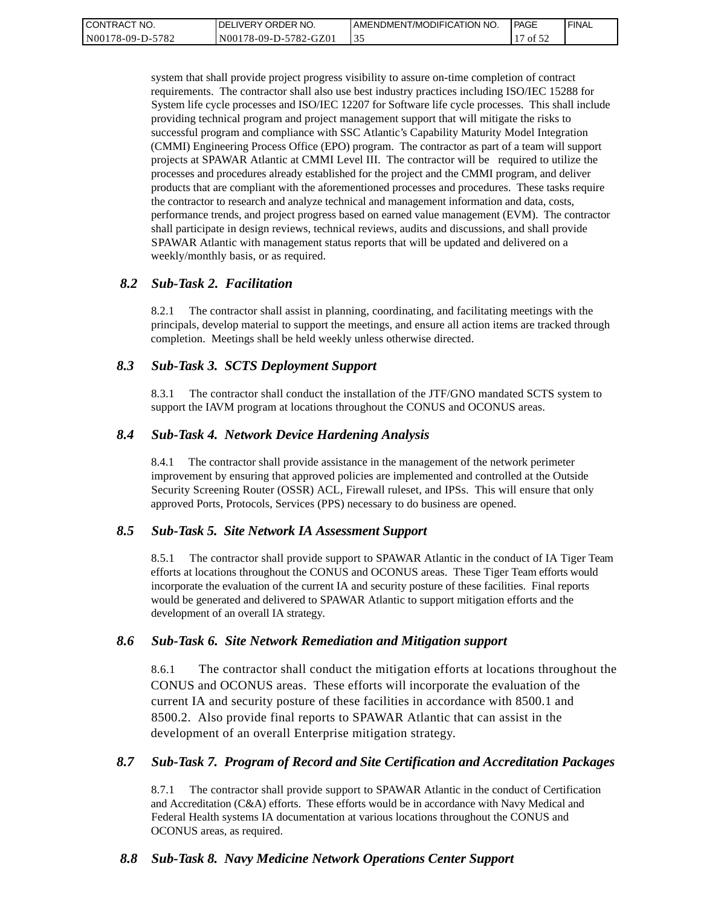system that shall provide project progress visibility to assure on-time completion of contract requirements. The contractor shall also use best industry practices including ISO/IEC 15288 for System life cycle processes and ISO/IEC 12207 for Software life cycle processes. This shall include providing technical program and project management support that will mitigate the risks to successful program and compliance with SSC Atlantic's Capability Maturity Model Integration (CMMI) Engineering Process Office (EPO) program. The contractor as part of a team will support projects at SPAWAR Atlantic at CMMI Level III. The contractor will be required to utilize the processes and procedures already established for the project and the CMMI program, and deliver products that are compliant with the aforementioned processes and procedures. These tasks require the contractor to research and analyze technical and management information and data, costs, performance trends, and project progress based on earned value management (EVM). The contractor shall participate in design reviews, technical reviews, audits and discussions, and shall provide SPAWAR Atlantic with management status reports that will be updated and delivered on a weekly/monthly basis, or as required.

### *8.2 Sub-Task 2. Facilitation*

8.2.1 The contractor shall assist in planning, coordinating, and facilitating meetings with the principals, develop material to support the meetings, and ensure all action items are tracked through completion. Meetings shall be held weekly unless otherwise directed.

### *8.3 Sub-Task 3. SCTS Deployment Support*

8.3.1 The contractor shall conduct the installation of the JTF/GNO mandated SCTS system to support the IAVM program at locations throughout the CONUS and OCONUS areas.

### *8.4 Sub-Task 4. Network Device Hardening Analysis*

8.4.1 The contractor shall provide assistance in the management of the network perimeter improvement by ensuring that approved policies are implemented and controlled at the Outside Security Screening Router (OSSR) ACL, Firewall ruleset, and IPSs. This will ensure that only approved Ports, Protocols, Services (PPS) necessary to do business are opened.

### *8.5 Sub-Task 5. Site Network IA Assessment Support*

8.5.1 The contractor shall provide support to SPAWAR Atlantic in the conduct of IA Tiger Team efforts at locations throughout the CONUS and OCONUS areas. These Tiger Team efforts would incorporate the evaluation of the current IA and security posture of these facilities. Final reports would be generated and delivered to SPAWAR Atlantic to support mitigation efforts and the development of an overall IA strategy.

### *8.6 Sub-Task 6. Site Network Remediation and Mitigation support*

8.6.1 The contractor shall conduct the mitigation efforts at locations throughout the CONUS and OCONUS areas. These efforts will incorporate the evaluation of the current IA and security posture of these facilities in accordance with 8500.1 and 8500.2. Also provide final reports to SPAWAR Atlantic that can assist in the development of an overall Enterprise mitigation strategy.

### *8.7 Sub-Task 7. Program of Record and Site Certification and Accreditation Packages*

8.7.1 The contractor shall provide support to SPAWAR Atlantic in the conduct of Certification and Accreditation (C&A) efforts. These efforts would be in accordance with Navy Medical and Federal Health systems IA documentation at various locations throughout the CONUS and OCONUS areas, as required.

### *8.8 Sub-Task 8. Navy Medicine Network Operations Center Support*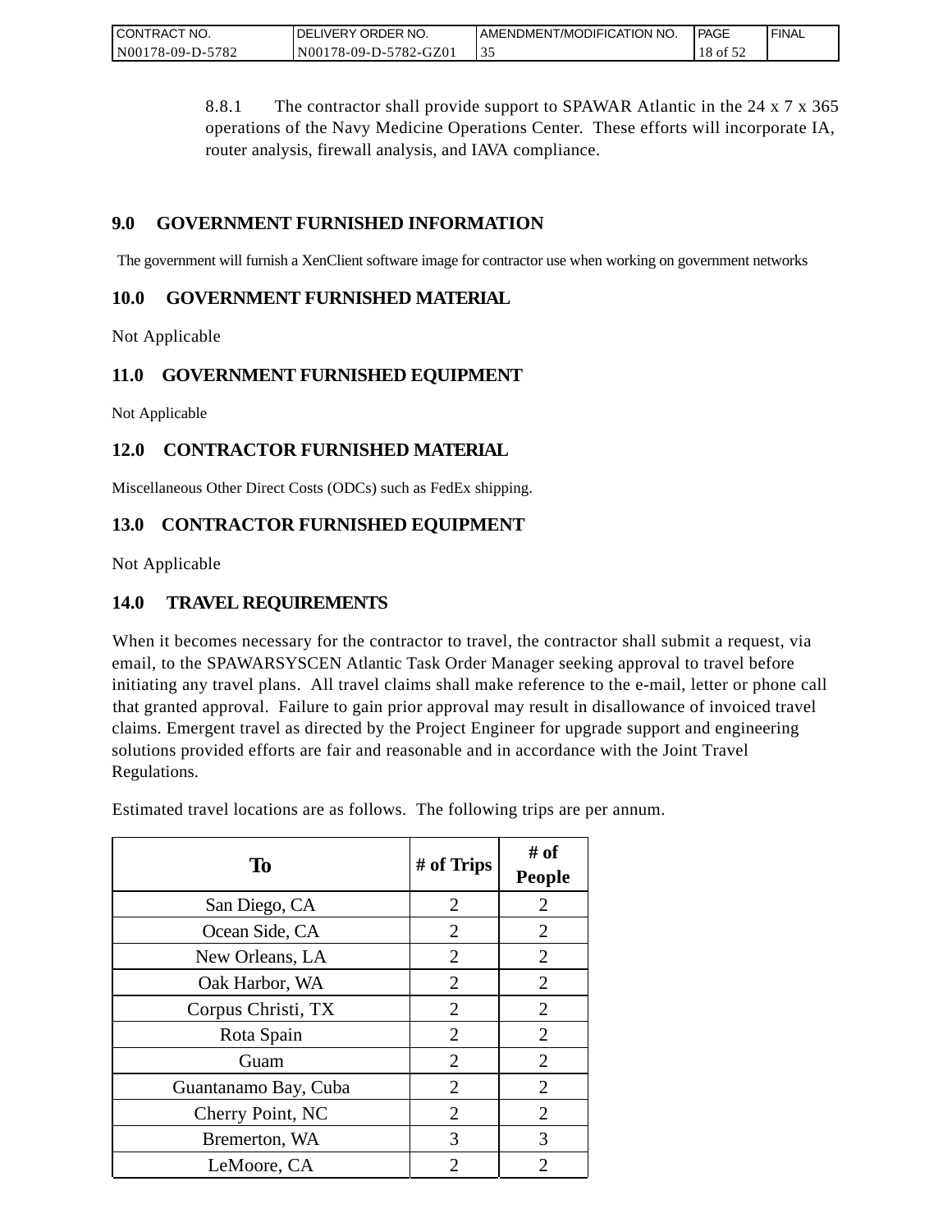8.8.1 The contractor shall provide support to SPAWAR Atlantic in the 24 x 7 x 365 operations of the Navy Medicine Operations Center. These efforts will incorporate IA, router analysis, firewall analysis, and IAVA compliance.

## 9.0 GOVERNMENT FURNISHED INFORMATION

The government will furnish a XenClient software image for contractor use when working on government networks

## 10.0 GOVERNMENT FURNISHED MATERIAL

Not Applicable

## 11.0 GOVERNMENT FURNISHED EQUIPMENT

Not Applicable

## 12.0 CONTRACTOR FURNISHED MATERIAL

Miscellaneous Other Direct Costs (ODCs) such as FedEx shipping.

## 13.0 CONTRACTOR FURNISHED EQUIPMENT

Not Applicable

## 14.0 TRAVEL REQUIREMENTS

When it becomes necessary for the contractor to travel, the contractor shall submit a request, via email, to the SPAWARSYSCEN Atlantic Task Order Manager seeking approval to travel before initiating any travel plans. All travel claims shall make reference to the e-mail, letter or phone call that granted approval. Failure to gain prior approval may result in disallowance of invoiced travel claims. Emergent travel as directed by the Project Engineer for upgrade support and engineering solutions provided efforts are fair and reasonable and in accordance with the Joint Travel Regulations.

Estimated travel locations are as follows. The following trips are per annum.

| To | # of Trips | # of People |
|---|---|---|
| San Diego, CA | 2 | 2 |
| Ocean Side, CA | 2 | 2 |
| New Orleans, LA | 2 | 2 |
| Oak Harbor, WA | 2 | 2 |
| Corpus Christi, TX | 2 | 2 |
| Rota Spain | 2 | 2 |
| Guam | 2 | 2 |
| Guantanamo Bay, Cuba | 2 | 2 |
| Cherry Point, NC | 2 | 2 |
| Bremerton, WA | 3 | 3 |
| LeMoore, CA | 2 | 2 |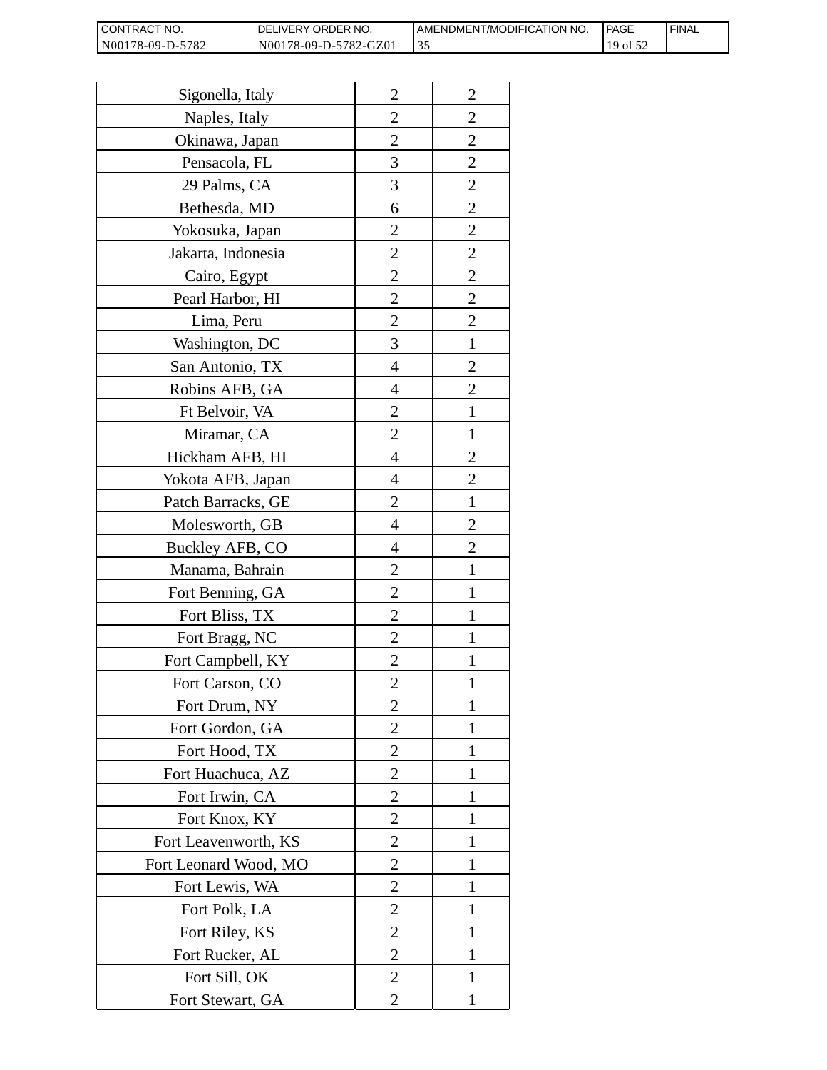| | | |
|---|---|---|
| Sigonella, Italy | 2 | 2 |
| Naples, Italy | 2 | 2 |
| Okinawa, Japan | 2 | 2 |
| Pensacola, FL | 3 | 2 |
| 29 Palms, CA | 3 | 2 |
| Bethesda, MD | 6 | 2 |
| Yokosuka, Japan | 2 | 2 |
| Jakarta, Indonesia | 2 | 2 |
| Cairo, Egypt | 2 | 2 |
| Pearl Harbor, HI | 2 | 2 |
| Lima, Peru | 2 | 2 |
| Washington, DC | 3 | 1 |
| San Antonio, TX | 4 | 2 |
| Robins AFB, GA | 4 | 2 |
| Ft Belvoir, VA | 2 | 1 |
| Miramar, CA | 2 | 1 |
| Hickham AFB, HI | 4 | 2 |
| Yokota AFB, Japan | 4 | 2 |
| Patch Barracks, GE | 2 | 1 |
| Molesworth, GB | 4 | 2 |
| Buckley AFB, CO | 4 | 2 |
| Manama, Bahrain | 2 | 1 |
| Fort Benning, GA | 2 | 1 |
| Fort Bliss, TX | 2 | 1 |
| Fort Bragg, NC | 2 | 1 |
| Fort Campbell, KY | 2 | 1 |
| Fort Carson, CO | 2 | 1 |
| Fort Drum, NY | 2 | 1 |
| Fort Gordon, GA | 2 | 1 |
| Fort Hood, TX | 2 | 1 |
| Fort Huachuca, AZ | 2 | 1 |
| Fort Irwin, CA | 2 | 1 |
| Fort Knox, KY | 2 | 1 |
| Fort Leavenworth, KS | 2 | 1 |
| Fort Leonard Wood, MO | 2 | 1 |
| Fort Lewis, WA | 2 | 1 |
| Fort Polk, LA | 2 | 1 |
| Fort Riley, KS | 2 | 1 |
| Fort Rucker, AL | 2 | 1 |
| Fort Sill, OK | 2 | 1 |
| Fort Stewart, GA | 2 | 1 |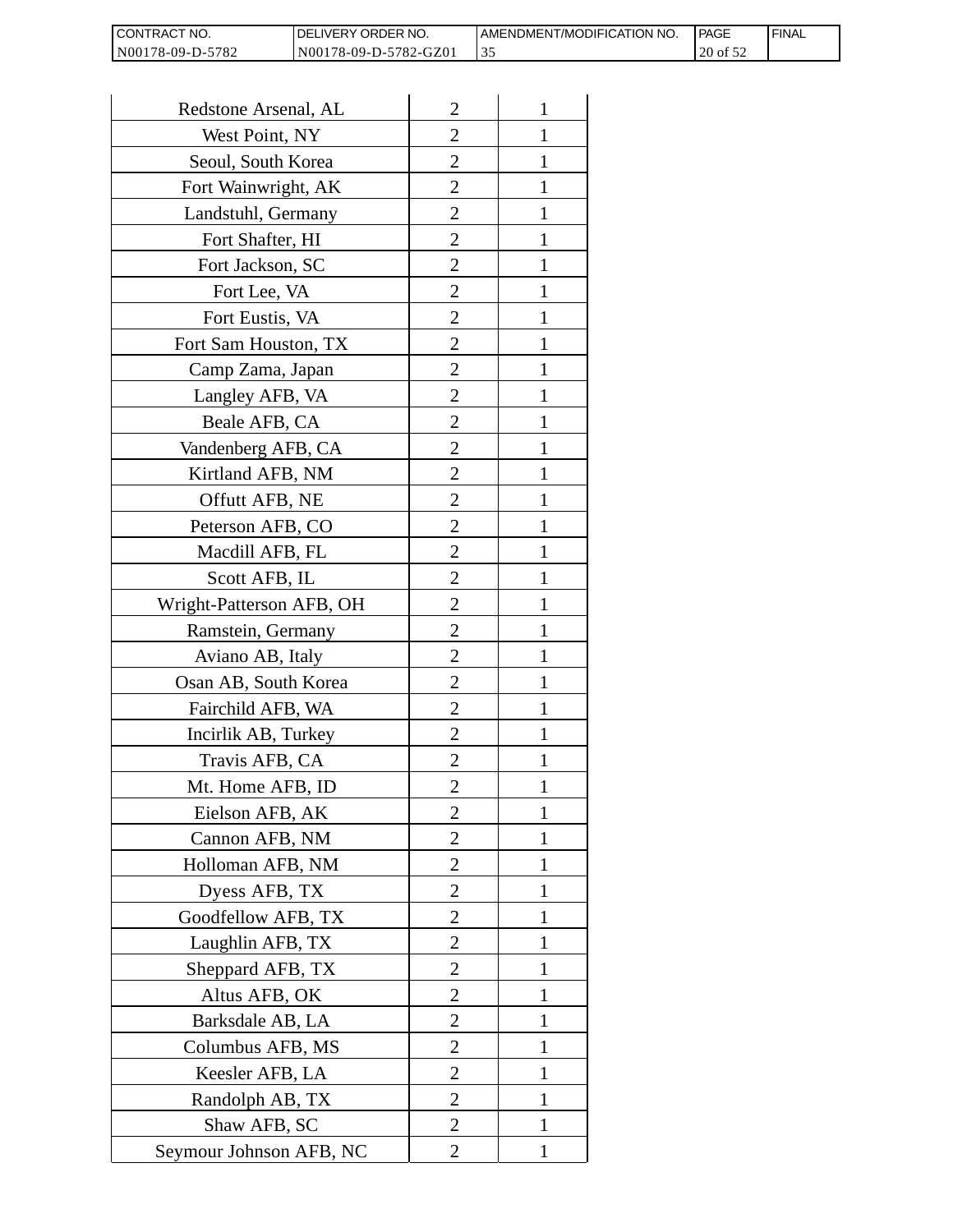| | | |
|---|---|---|
| Redstone Arsenal, AL | 2 | 1 |
| West Point, NY | 2 | 1 |
| Seoul, South Korea | 2 | 1 |
| Fort Wainwright, AK | 2 | 1 |
| Landstuhl, Germany | 2 | 1 |
| Fort Shafter, HI | 2 | 1 |
| Fort Jackson, SC | 2 | 1 |
| Fort Lee, VA | 2 | 1 |
| Fort Eustis, VA | 2 | 1 |
| Fort Sam Houston, TX | 2 | 1 |
| Camp Zama, Japan | 2 | 1 |
| Langley AFB, VA | 2 | 1 |
| Beale AFB, CA | 2 | 1 |
| Vandenberg AFB, CA | 2 | 1 |
| Kirtland AFB, NM | 2 | 1 |
| Offutt AFB, NE | 2 | 1 |
| Peterson AFB, CO | 2 | 1 |
| Macdill AFB, FL | 2 | 1 |
| Scott AFB, IL | 2 | 1 |
| Wright-Patterson AFB, OH | 2 | 1 |
| Ramstein, Germany | 2 | 1 |
| Aviano AB, Italy | 2 | 1 |
| Osan AB, South Korea | 2 | 1 |
| Fairchild AFB, WA | 2 | 1 |
| Incirlik AB, Turkey | 2 | 1 |
| Travis AFB, CA | 2 | 1 |
| Mt. Home AFB, ID | 2 | 1 |
| Eielson AFB, AK | 2 | 1 |
| Cannon AFB, NM | 2 | 1 |
| Holloman AFB, NM | 2 | 1 |
| Dyess AFB, TX | 2 | 1 |
| Goodfellow AFB, TX | 2 | 1 |
| Laughlin AFB, TX | 2 | 1 |
| Sheppard AFB, TX | 2 | 1 |
| Altus AFB, OK | 2 | 1 |
| Barksdale AB, LA | 2 | 1 |
| Columbus AFB, MS | 2 | 1 |
| Keesler AFB, LA | 2 | 1 |
| Randolph AB, TX | 2 | 1 |
| Shaw AFB, SC | 2 | 1 |
| Seymour Johnson AFB, NC | 2 | 1 |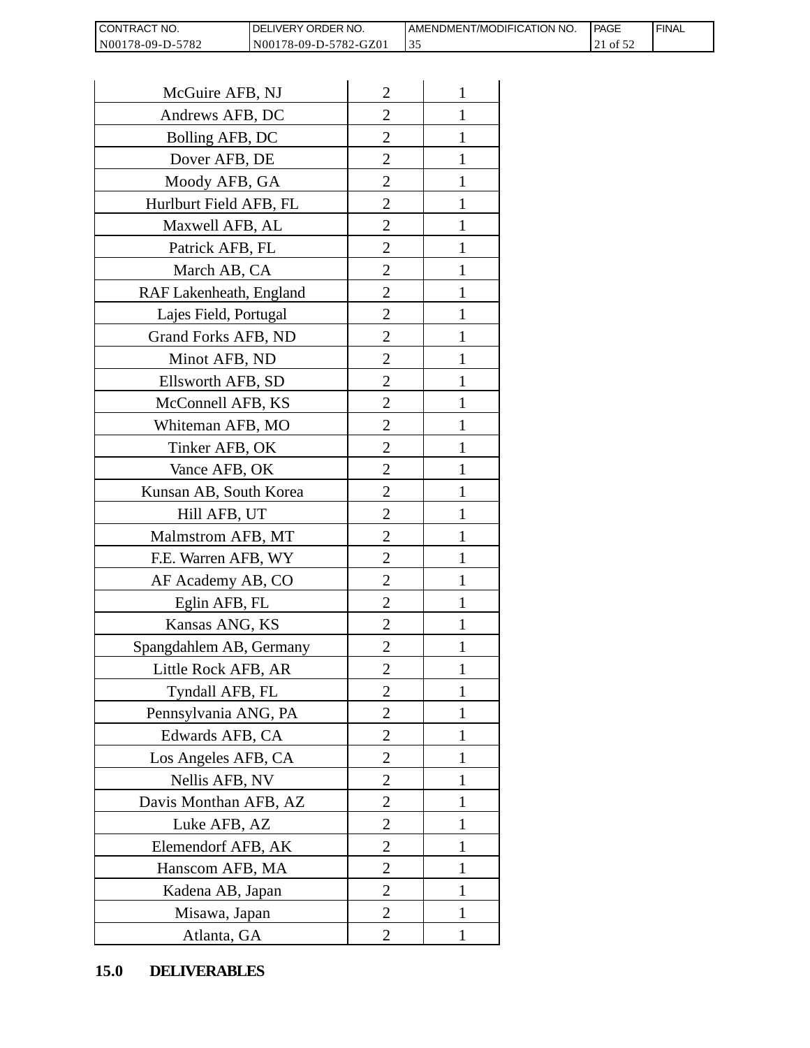| McGuire AFB, NJ | 2 | 1 |
| --- | --- | --- |
| Andrews AFB, DC | 2 | 1 |
| Bolling AFB, DC | 2 | 1 |
| Dover AFB, DE | 2 | 1 |
| Moody AFB, GA | 2 | 1 |
| Hurlburt Field AFB, FL | 2 | 1 |
| Maxwell AFB, AL | 2 | 1 |
| Patrick AFB, FL | 2 | 1 |
| March AB, CA | 2 | 1 |
| RAF Lakenheath, England | 2 | 1 |
| Lajes Field, Portugal | 2 | 1 |
| Grand Forks AFB, ND | 2 | 1 |
| Minot AFB, ND | 2 | 1 |
| Ellsworth AFB, SD | 2 | 1 |
| McConnell AFB, KS | 2 | 1 |
| Whiteman AFB, MO | 2 | 1 |
| Tinker AFB, OK | 2 | 1 |
| Vance AFB, OK | 2 | 1 |
| Kunsan AB, South Korea | 2 | 1 |
| Hill AFB, UT | 2 | 1 |
| Malmstrom AFB, MT | 2 | 1 |
| F.E. Warren AFB, WY | 2 | 1 |
| AF Academy AB, CO | 2 | 1 |
| Eglin AFB, FL | 2 | 1 |
| Kansas ANG, KS | 2 | 1 |
| Spangdahlem AB, Germany | 2 | 1 |
| Little Rock AFB, AR | 2 | 1 |
| Tyndall AFB, FL | 2 | 1 |
| Pennsylvania ANG, PA | 2 | 1 |
| Edwards AFB, CA | 2 | 1 |
| Los Angeles AFB, CA | 2 | 1 |
| Nellis AFB, NV | 2 | 1 |
| Davis Monthan AFB, AZ | 2 | 1 |
| Luke AFB, AZ | 2 | 1 |
| Elemendorf AFB, AK | 2 | 1 |
| Hanscom AFB, MA | 2 | 1 |
| Kadena AB, Japan | 2 | 1 |
| Misawa, Japan | 2 | 1 |
| Atlanta, GA | 2 | 1 |

## 15.0 DELIVERABLES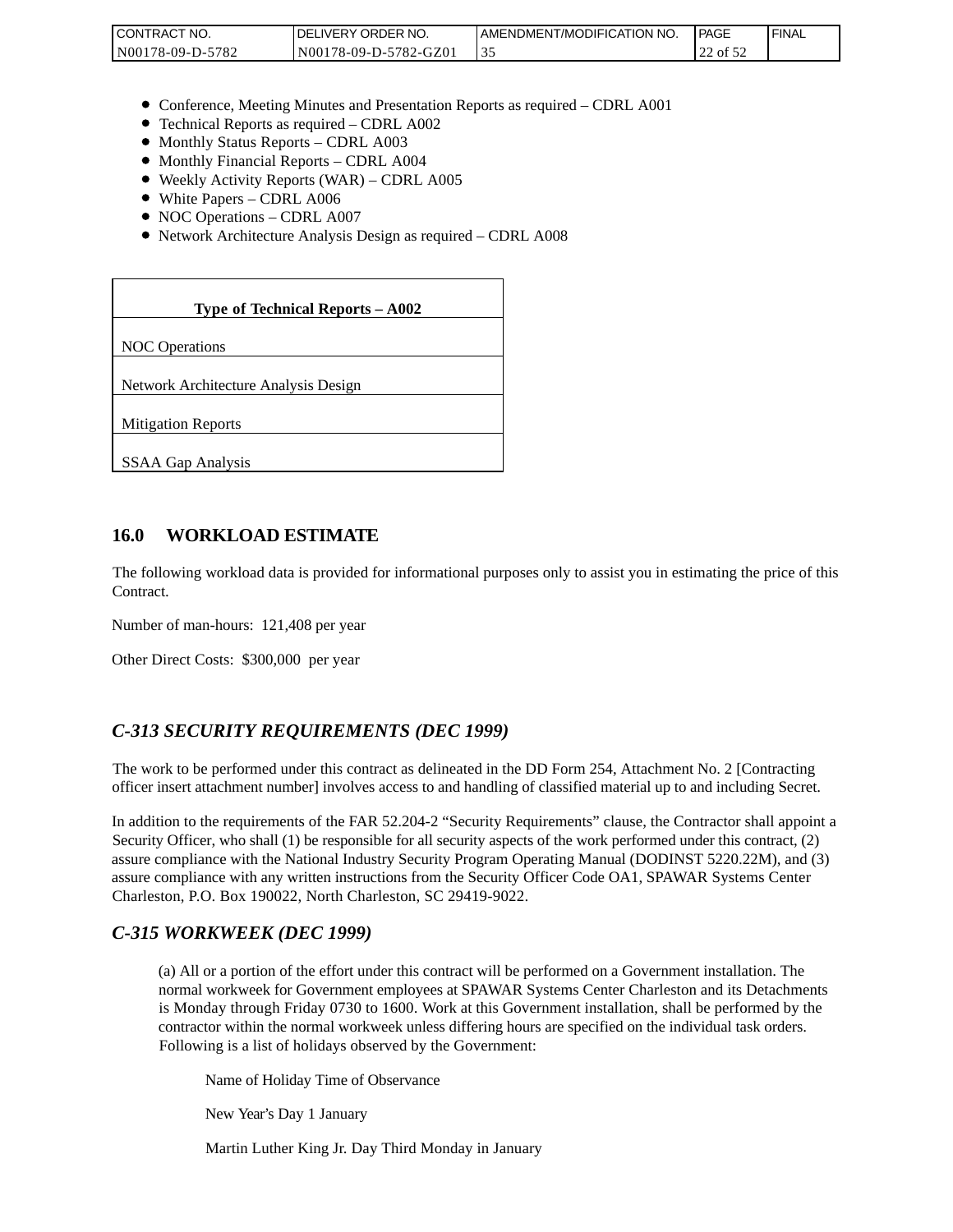- Conference, Meeting Minutes and Presentation Reports as required – CDRL A001
- Technical Reports as required – CDRL A002
- Monthly Status Reports – CDRL A003
- Monthly Financial Reports – CDRL A004
- Weekly Activity Reports (WAR) – CDRL A005
- White Papers – CDRL A006
- NOC Operations – CDRL A007
- Network Architecture Analysis Design as required – CDRL A008

| **Type of Technical Reports – A002** |
|---|
| NOC Operations |
| Network Architecture Analysis Design |
| Mitigation Reports |
| SSAA Gap Analysis |

## 16.0 WORKLOAD ESTIMATE

The following workload data is provided for informational purposes only to assist you in estimating the price of this Contract.

Number of man-hours: 121,408 per year

Other Direct Costs: $300,000 per year

## *C-313 SECURITY REQUIREMENTS (DEC 1999)*

The work to be performed under this contract as delineated in the DD Form 254, Attachment No. 2 [Contracting officer insert attachment number] involves access to and handling of classified material up to and including Secret.

In addition to the requirements of the FAR 52.204-2 “Security Requirements” clause, the Contractor shall appoint a Security Officer, who shall (1) be responsible for all security aspects of the work performed under this contract, (2) assure compliance with the National Industry Security Program Operating Manual (DODINST 5220.22M), and (3) assure compliance with any written instructions from the Security Officer Code OA1, SPAWAR Systems Center Charleston, P.O. Box 190022, North Charleston, SC 29419-9022.

## *C-315 WORKWEEK (DEC 1999)*

(a) All or a portion of the effort under this contract will be performed on a Government installation. The normal workweek for Government employees at SPAWAR Systems Center Charleston and its Detachments is Monday through Friday 0730 to 1600. Work at this Government installation, shall be performed by the contractor within the normal workweek unless differing hours are specified on the individual task orders. Following is a list of holidays observed by the Government:

Name of Holiday Time of Observance

New Year’s Day 1 January

Martin Luther King Jr. Day Third Monday in January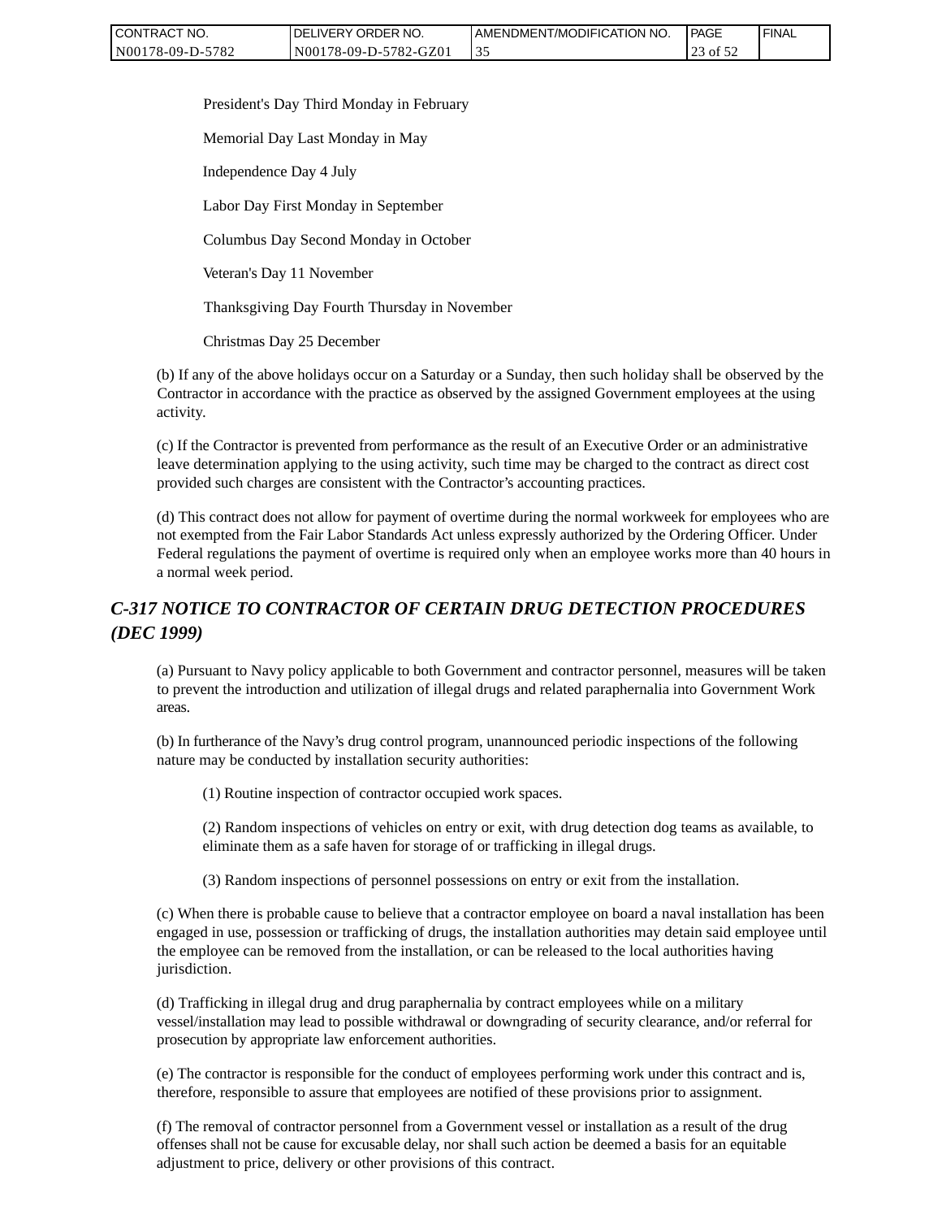President's Day Third Monday in February

Memorial Day Last Monday in May

Independence Day 4 July

Labor Day First Monday in September

Columbus Day Second Monday in October

Veteran's Day 11 November

Thanksgiving Day Fourth Thursday in November

Christmas Day 25 December

(b) If any of the above holidays occur on a Saturday or a Sunday, then such holiday shall be observed by the Contractor in accordance with the practice as observed by the assigned Government employees at the using activity.

(c) If the Contractor is prevented from performance as the result of an Executive Order or an administrative leave determination applying to the using activity, such time may be charged to the contract as direct cost provided such charges are consistent with the Contractor's accounting practices.

(d) This contract does not allow for payment of overtime during the normal workweek for employees who are not exempted from the Fair Labor Standards Act unless expressly authorized by the Ordering Officer. Under Federal regulations the payment of overtime is required only when an employee works more than 40 hours in a normal week period.

## *C-317 NOTICE TO CONTRACTOR OF CERTAIN DRUG DETECTION PROCEDURES (DEC 1999)*

(a) Pursuant to Navy policy applicable to both Government and contractor personnel, measures will be taken to prevent the introduction and utilization of illegal drugs and related paraphernalia into Government Work areas.

(b) In furtherance of the Navy's drug control program, unannounced periodic inspections of the following nature may be conducted by installation security authorities:

(1) Routine inspection of contractor occupied work spaces.

(2) Random inspections of vehicles on entry or exit, with drug detection dog teams as available, to eliminate them as a safe haven for storage of or trafficking in illegal drugs.

(3) Random inspections of personnel possessions on entry or exit from the installation.

(c) When there is probable cause to believe that a contractor employee on board a naval installation has been engaged in use, possession or trafficking of drugs, the installation authorities may detain said employee until the employee can be removed from the installation, or can be released to the local authorities having jurisdiction.

(d) Trafficking in illegal drug and drug paraphernalia by contract employees while on a military vessel/installation may lead to possible withdrawal or downgrading of security clearance, and/or referral for prosecution by appropriate law enforcement authorities.

(e) The contractor is responsible for the conduct of employees performing work under this contract and is, therefore, responsible to assure that employees are notified of these provisions prior to assignment.

(f) The removal of contractor personnel from a Government vessel or installation as a result of the drug offenses shall not be cause for excusable delay, nor shall such action be deemed a basis for an equitable adjustment to price, delivery or other provisions of this contract.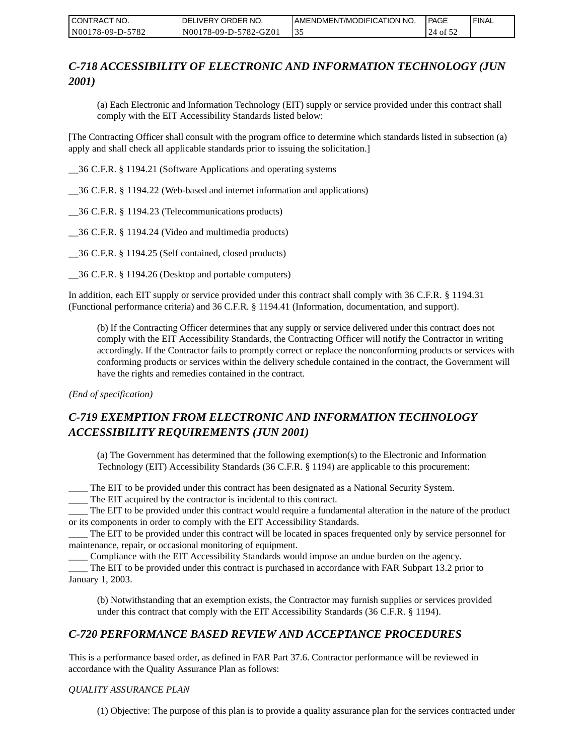## *C-718 ACCESSIBILITY OF ELECTRONIC AND INFORMATION TECHNOLOGY (JUN 2001)*

(a) Each Electronic and Information Technology (EIT) supply or service provided under this contract shall comply with the EIT Accessibility Standards listed below:

[The Contracting Officer shall consult with the program office to determine which standards listed in subsection (a) apply and shall check all applicable standards prior to issuing the solicitation.]

__36 C.F.R. § 1194.21 (Software Applications and operating systems

__36 C.F.R. § 1194.22 (Web-based and internet information and applications)

__36 C.F.R. § 1194.23 (Telecommunications products)

__36 C.F.R. § 1194.24 (Video and multimedia products)

__36 C.F.R. § 1194.25 (Self contained, closed products)

__36 C.F.R. § 1194.26 (Desktop and portable computers)

In addition, each EIT supply or service provided under this contract shall comply with 36 C.F.R. § 1194.31 (Functional performance criteria) and 36 C.F.R. § 1194.41 (Information, documentation, and support).

(b) If the Contracting Officer determines that any supply or service delivered under this contract does not comply with the EIT Accessibility Standards, the Contracting Officer will notify the Contractor in writing accordingly. If the Contractor fails to promptly correct or replace the nonconforming products or services with conforming products or services within the delivery schedule contained in the contract, the Government will have the rights and remedies contained in the contract.

*(End of specification)*

## *C-719 EXEMPTION FROM ELECTRONIC AND INFORMATION TECHNOLOGY ACCESSIBILITY REQUIREMENTS (JUN 2001)*

(a) The Government has determined that the following exemption(s) to the Electronic and Information Technology (EIT) Accessibility Standards (36 C.F.R. § 1194) are applicable to this procurement:

____ The EIT to be provided under this contract has been designated as a National Security System.
____ The EIT acquired by the contractor is incidental to this contract.
____ The EIT to be provided under this contract would require a fundamental alteration in the nature of the product or its components in order to comply with the EIT Accessibility Standards.
____ The EIT to be provided under this contract will be located in spaces frequented only by service personnel for maintenance, repair, or occasional monitoring of equipment.
____ Compliance with the EIT Accessibility Standards would impose an undue burden on the agency.
____ The EIT to be provided under this contract is purchased in accordance with FAR Subpart 13.2 prior to January 1, 2003.

(b) Notwithstanding that an exemption exists, the Contractor may furnish supplies or services provided under this contract that comply with the EIT Accessibility Standards (36 C.F.R. § 1194).

## *C-720 PERFORMANCE BASED REVIEW AND ACCEPTANCE PROCEDURES*

This is a performance based order, as defined in FAR Part 37.6. Contractor performance will be reviewed in accordance with the Quality Assurance Plan as follows:

*QUALITY ASSURANCE PLAN*

(1) Objective: The purpose of this plan is to provide a quality assurance plan for the services contracted under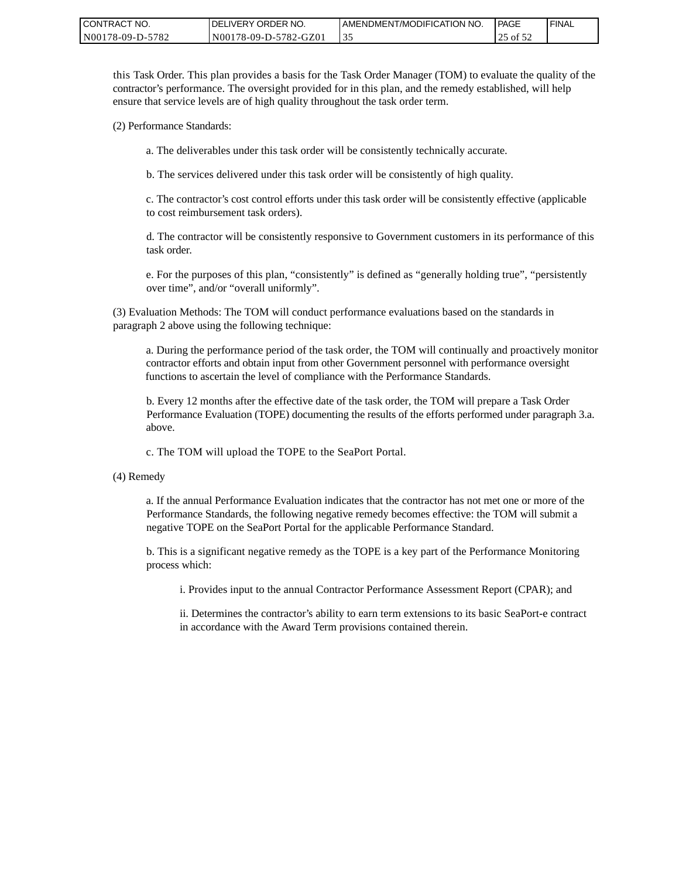this Task Order. This plan provides a basis for the Task Order Manager (TOM) to evaluate the quality of the contractor's performance. The oversight provided for in this plan, and the remedy established, will help ensure that service levels are of high quality throughout the task order term.

(2) Performance Standards:

a. The deliverables under this task order will be consistently technically accurate.

b. The services delivered under this task order will be consistently of high quality.

c. The contractor's cost control efforts under this task order will be consistently effective (applicable to cost reimbursement task orders).

d. The contractor will be consistently responsive to Government customers in its performance of this task order.

e. For the purposes of this plan, "consistently" is defined as "generally holding true", "persistently over time", and/or "overall uniformly".

(3) Evaluation Methods: The TOM will conduct performance evaluations based on the standards in paragraph 2 above using the following technique:

a. During the performance period of the task order, the TOM will continually and proactively monitor contractor efforts and obtain input from other Government personnel with performance oversight functions to ascertain the level of compliance with the Performance Standards.

b. Every 12 months after the effective date of the task order, the TOM will prepare a Task Order Performance Evaluation (TOPE) documenting the results of the efforts performed under paragraph 3.a. above.

c. The TOM will upload the TOPE to the SeaPort Portal.

(4) Remedy

a. If the annual Performance Evaluation indicates that the contractor has not met one or more of the Performance Standards, the following negative remedy becomes effective: the TOM will submit a negative TOPE on the SeaPort Portal for the applicable Performance Standard.

b. This is a significant negative remedy as the TOPE is a key part of the Performance Monitoring process which:

i. Provides input to the annual Contractor Performance Assessment Report (CPAR); and

ii. Determines the contractor's ability to earn term extensions to its basic SeaPort-e contract in accordance with the Award Term provisions contained therein.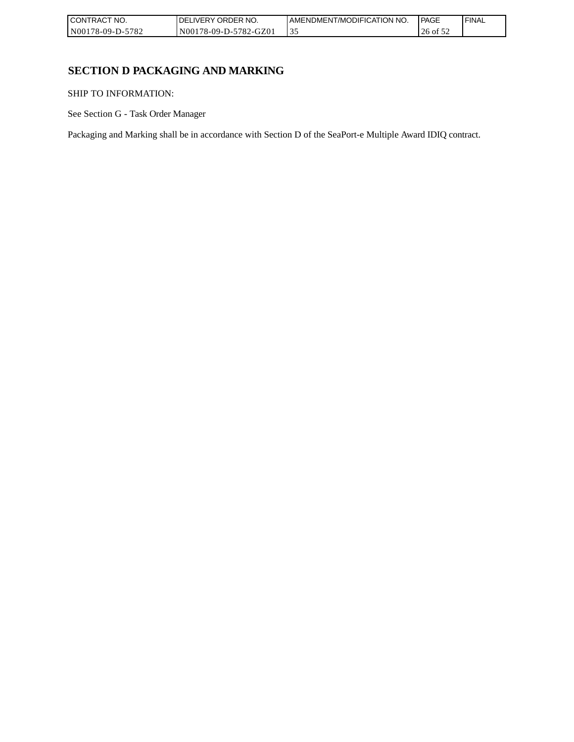# SECTION D PACKAGING AND MARKING

SHIP TO INFORMATION:

See Section G - Task Order Manager

Packaging and Marking shall be in accordance with Section D of the SeaPort-e Multiple Award IDIQ contract.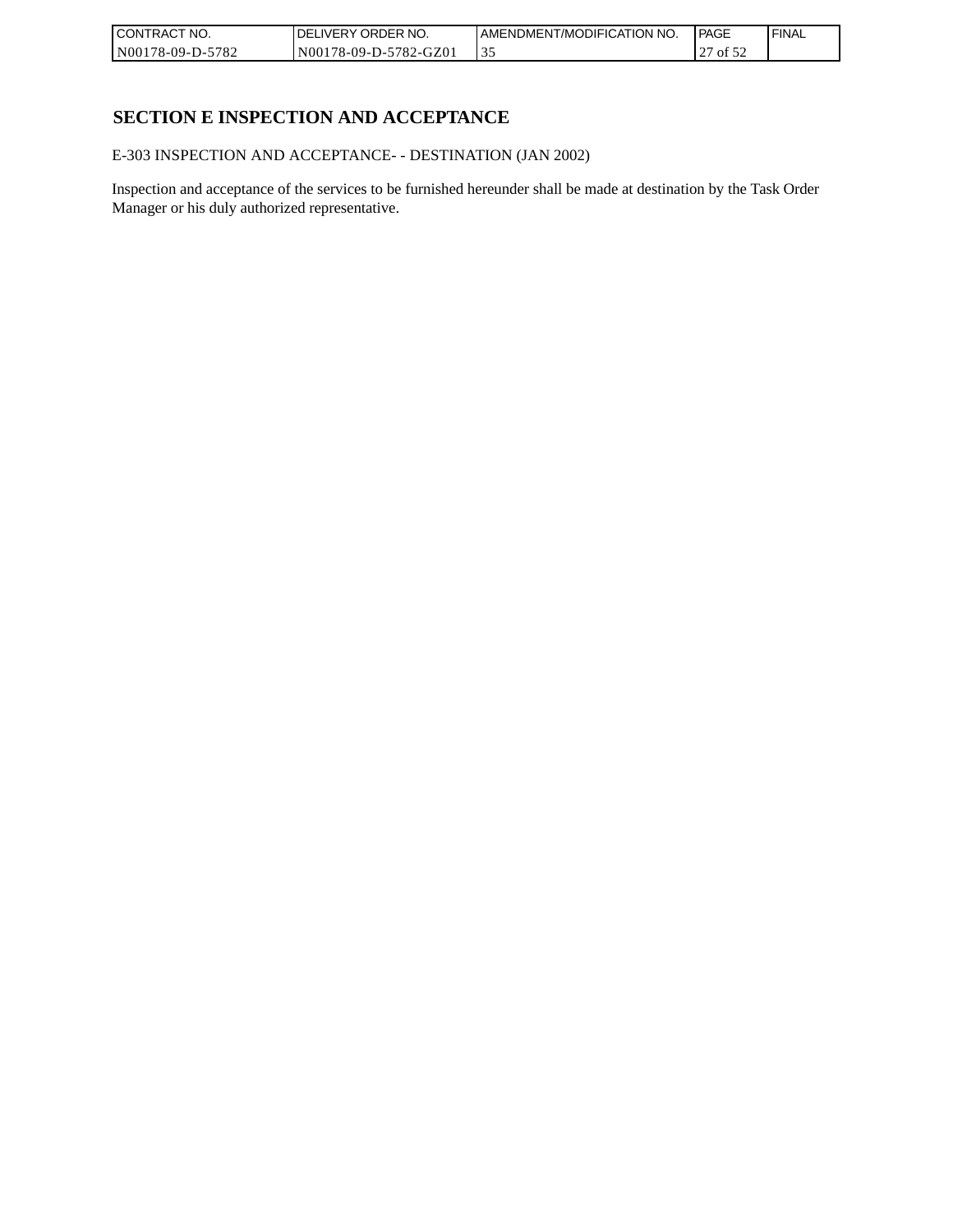## SECTION E INSPECTION AND ACCEPTANCE

E-303 INSPECTION AND ACCEPTANCE- - DESTINATION (JAN 2002)

Inspection and acceptance of the services to be furnished hereunder shall be made at destination by the Task Order Manager or his duly authorized representative.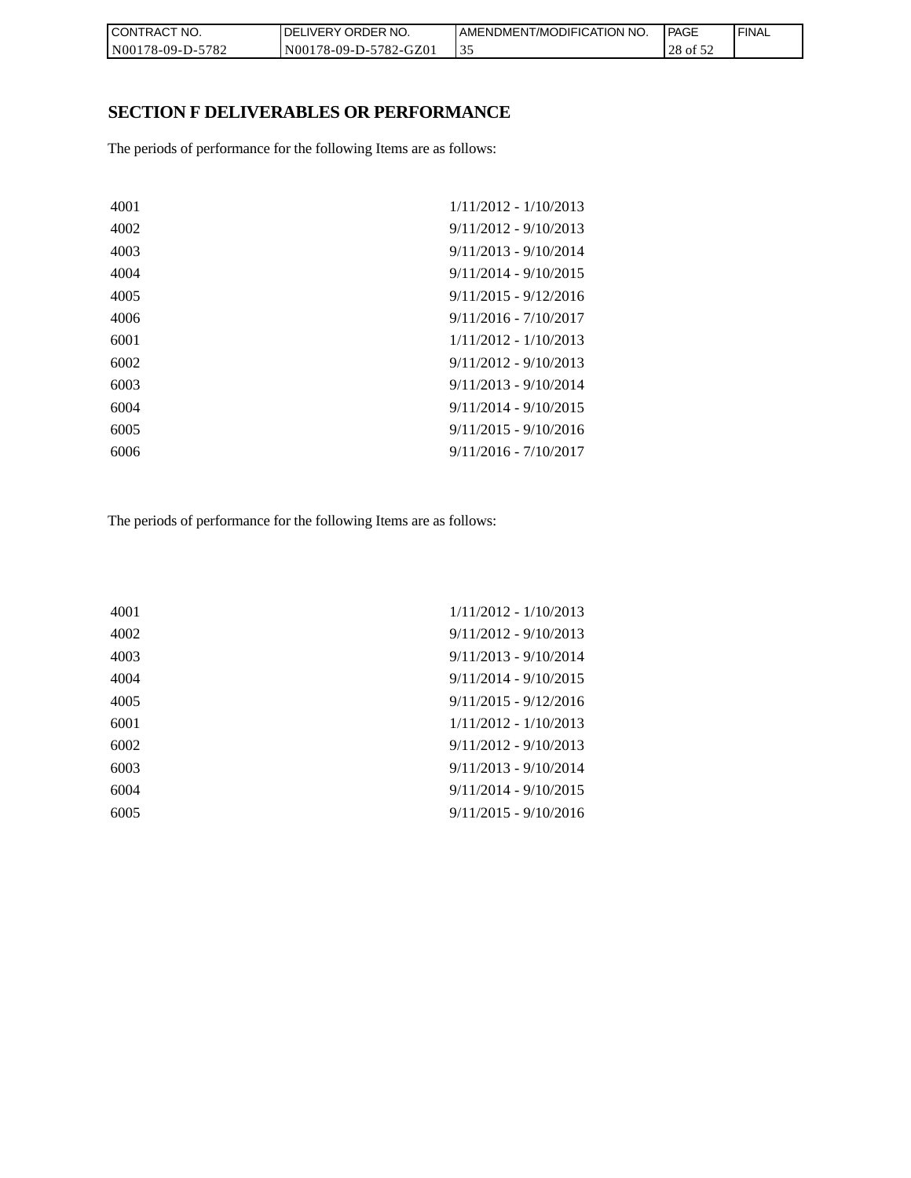## SECTION F DELIVERABLES OR PERFORMANCE

The periods of performance for the following Items are as follows:

| | |
|---|---|
| 4001 | 1/11/2012 - 1/10/2013 |
| 4002 | 9/11/2012 - 9/10/2013 |
| 4003 | 9/11/2013 - 9/10/2014 |
| 4004 | 9/11/2014 - 9/10/2015 |
| 4005 | 9/11/2015 - 9/12/2016 |
| 4006 | 9/11/2016 - 7/10/2017 |
| 6001 | 1/11/2012 - 1/10/2013 |
| 6002 | 9/11/2012 - 9/10/2013 |
| 6003 | 9/11/2013 - 9/10/2014 |
| 6004 | 9/11/2014 - 9/10/2015 |
| 6005 | 9/11/2015 - 9/10/2016 |
| 6006 | 9/11/2016 - 7/10/2017 |

The periods of performance for the following Items are as follows:

| | |
|---|---|
| 4001 | 1/11/2012 - 1/10/2013 |
| 4002 | 9/11/2012 - 9/10/2013 |
| 4003 | 9/11/2013 - 9/10/2014 |
| 4004 | 9/11/2014 - 9/10/2015 |
| 4005 | 9/11/2015 - 9/12/2016 |
| 6001 | 1/11/2012 - 1/10/2013 |
| 6002 | 9/11/2012 - 9/10/2013 |
| 6003 | 9/11/2013 - 9/10/2014 |
| 6004 | 9/11/2014 - 9/10/2015 |
| 6005 | 9/11/2015 - 9/10/2016 |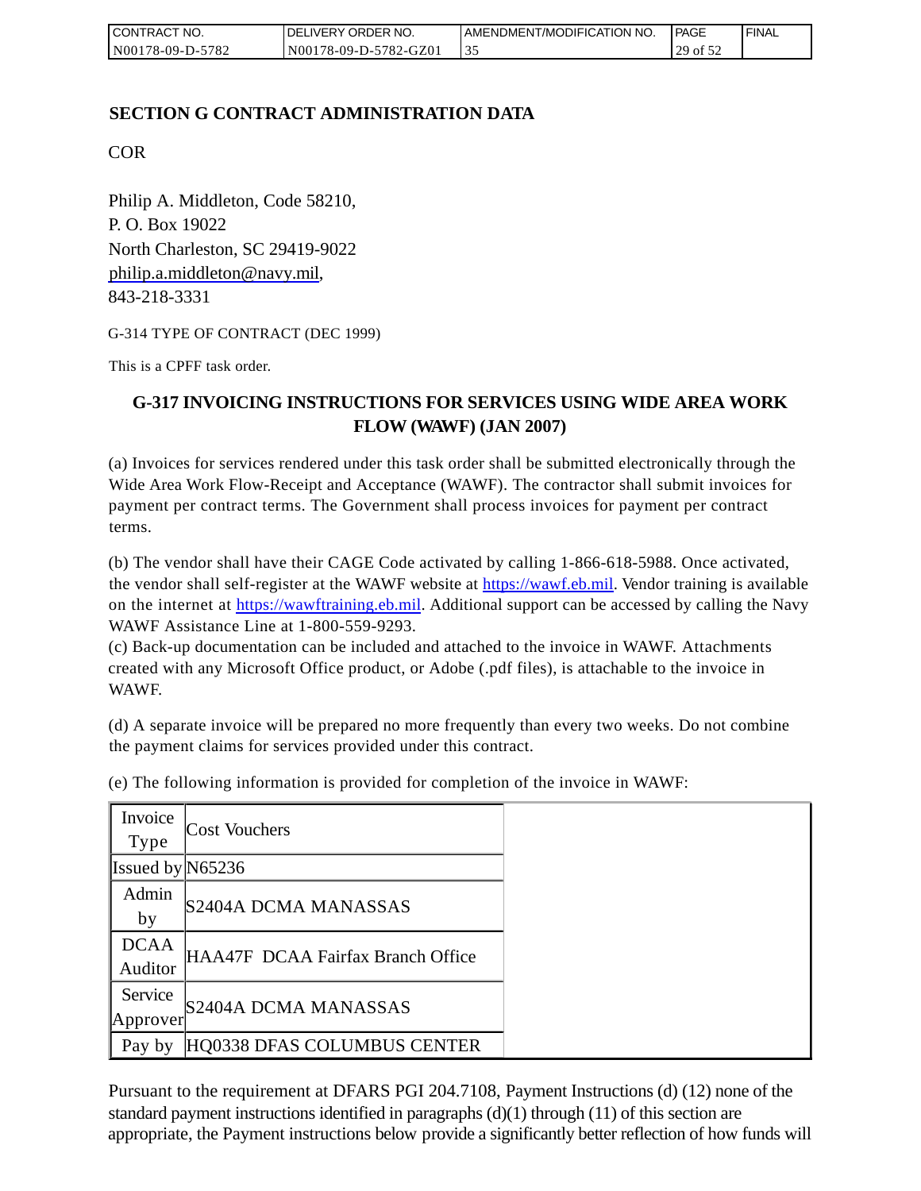## SECTION G CONTRACT ADMINISTRATION DATA

COR

Philip A. Middleton, Code 58210,
P. O. Box 19022
North Charleston, SC 29419-9022
philip.a.middleton@navy.mil,
843-218-3331

G-314 TYPE OF CONTRACT (DEC 1999)

This is a CPFF task order.

### G-317 INVOICING INSTRUCTIONS FOR SERVICES USING WIDE AREA WORK FLOW (WAWF) (JAN 2007)

(a) Invoices for services rendered under this task order shall be submitted electronically through the Wide Area Work Flow-Receipt and Acceptance (WAWF). The contractor shall submit invoices for payment per contract terms. The Government shall process invoices for payment per contract terms.

(b) The vendor shall have their CAGE Code activated by calling 1-866-618-5988. Once activated, the vendor shall self-register at the WAWF website at https://wawf.eb.mil. Vendor training is available on the internet at https://wawftraining.eb.mil. Additional support can be accessed by calling the Navy WAWF Assistance Line at 1-800-559-9293.
(c) Back-up documentation can be included and attached to the invoice in WAWF. Attachments created with any Microsoft Office product, or Adobe (.pdf files), is attachable to the invoice in WAWF.

(d) A separate invoice will be prepared no more frequently than every two weeks. Do not combine the payment claims for services provided under this contract.

(e) The following information is provided for completion of the invoice in WAWF:

| | |
|---|---|
| Invoice Type | Cost Vouchers |
| Issued by | N65236 |
| Admin by | S2404A DCMA MANASSAS |
| DCAA Auditor | HAA47F DCAA Fairfax Branch Office |
| Service Approver | S2404A DCMA MANASSAS |
| Pay by | HQ0338 DFAS COLUMBUS CENTER |

Pursuant to the requirement at DFARS PGI 204.7108, Payment Instructions (d) (12) none of the standard payment instructions identified in paragraphs (d)(1) through (11) of this section are appropriate, the Payment instructions below provide a significantly better reflection of how funds will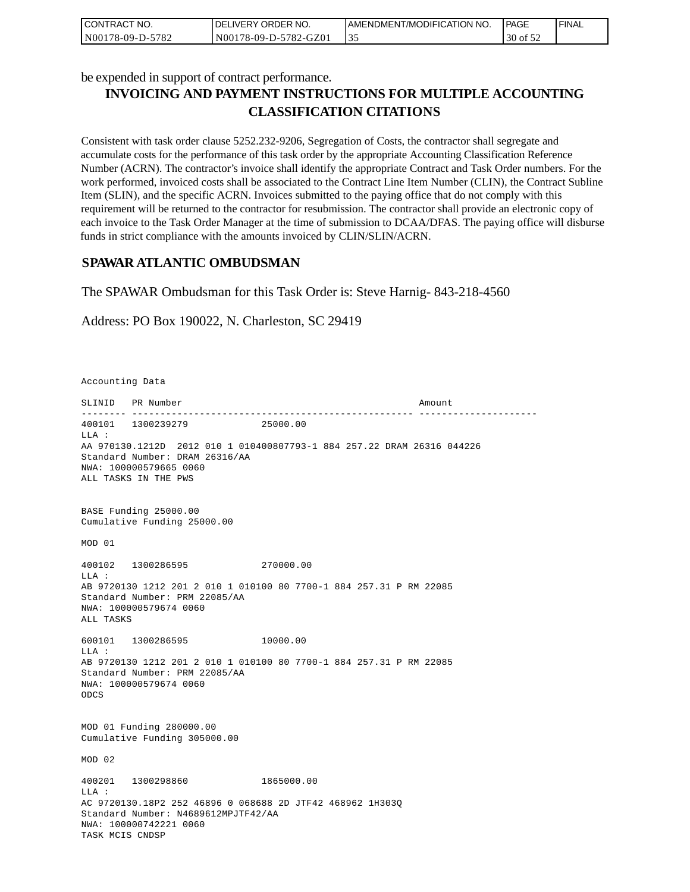be expended in support of contract performance.

## INVOICING AND PAYMENT INSTRUCTIONS FOR MULTIPLE ACCOUNTING CLASSIFICATION CITATIONS

Consistent with task order clause 5252.232-9206, Segregation of Costs, the contractor shall segregate and accumulate costs for the performance of this task order by the appropriate Accounting Classification Reference Number (ACRN). The contractor's invoice shall identify the appropriate Contract and Task Order numbers. For the work performed, invoiced costs shall be associated to the Contract Line Item Number (CLIN), the Contract Subline Item (SLIN), and the specific ACRN. Invoices submitted to the paying office that do not comply with this requirement will be returned to the contractor for resubmission. The contractor shall provide an electronic copy of each invoice to the Task Order Manager at the time of submission to DCAA/DFAS. The paying office will disburse funds in strict compliance with the amounts invoiced by CLIN/SLIN/ACRN.

## SPAWAR ATLANTIC OMBUDSMAN

The SPAWAR Ombudsman for this Task Order is: Steve Harnig- 843-218-4560

Address: PO Box 190022, N. Charleston, SC 29419

```
Accounting Data

SLINID   PR Number                                          Amount
-------- -------------------------------------------------- ---------------------
400101   1300239279             25000.00
LLA :
AA 970130.1212D  2012 010 1 010400807793-1 884 257.22 DRAM 26316 044226
Standard Number: DRAM 26316/AA
NWA: 100000579665 0060
ALL TASKS IN THE PWS


BASE Funding 25000.00
Cumulative Funding 25000.00

MOD 01

400102   1300286595             270000.00
LLA :
AB 9720130 1212 201 2 010 1 010100 80 7700-1 884 257.31 P RM 22085
Standard Number: PRM 22085/AA
NWA: 100000579674 0060
ALL TASKS

600101   1300286595             10000.00
LLA :
AB 9720130 1212 201 2 010 1 010100 80 7700-1 884 257.31 P RM 22085
Standard Number: PRM 22085/AA
NWA: 100000579674 0060
ODCS


MOD 01 Funding 280000.00
Cumulative Funding 305000.00

MOD 02

400201   1300298860             1865000.00
LLA :
AC 9720130.18P2 252 46896 0 068688 2D JTF42 468962 1H303Q
Standard Number: N4689612MPJTF42/AA
NWA: 100000742221 0060
TASK MCIS CNDSP
```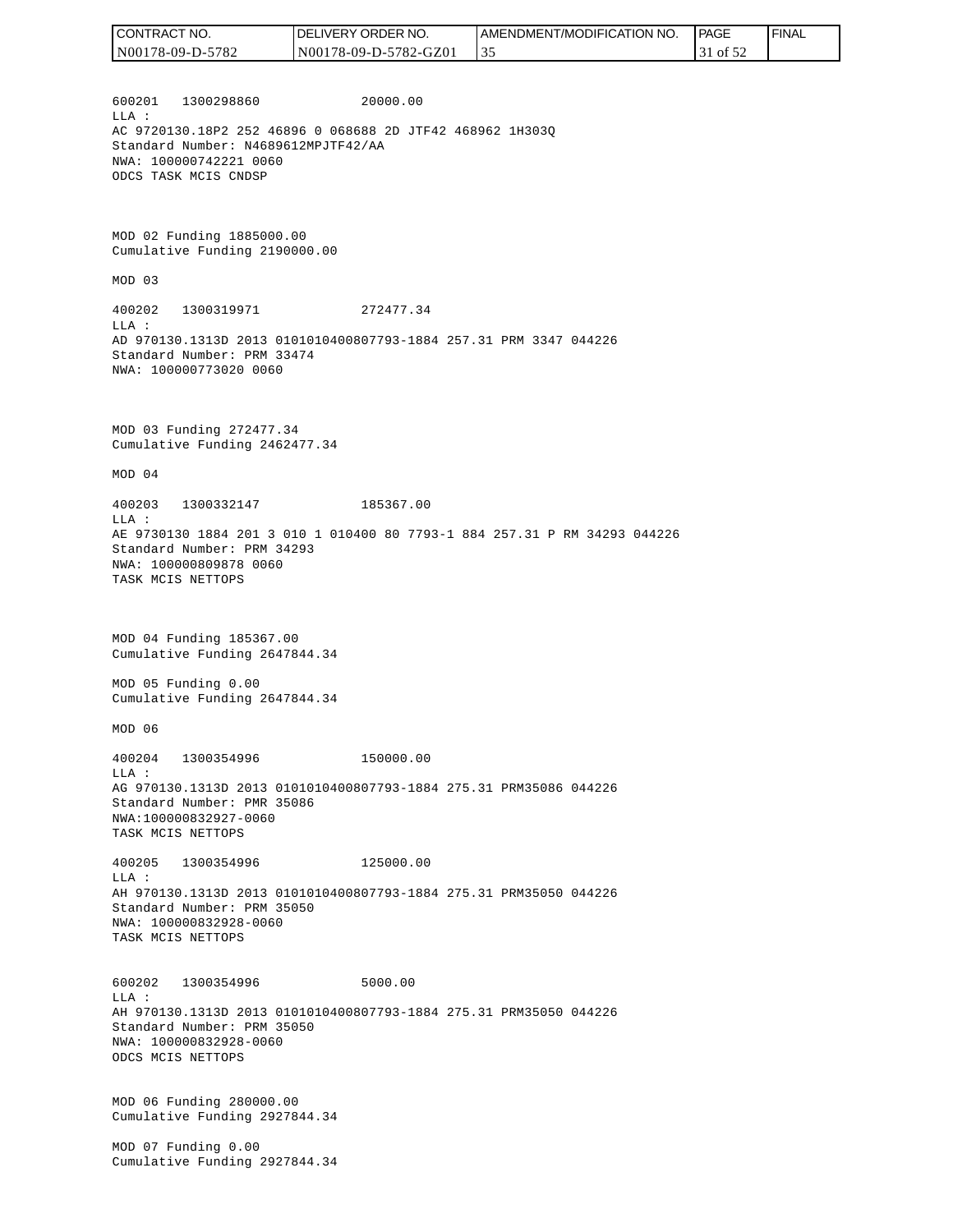600201   1300298860             20000.00
LLA :
AC 9720130.18P2 252 46896 0 068688 2D JTF42 468962 1H303Q
Standard Number: N4689612MPJTF42/AA
NWA: 100000742221 0060
ODCS TASK MCIS CNDSP

MOD 02 Funding 1885000.00
Cumulative Funding 2190000.00

MOD 03

400202   1300319971             272477.34
LLA :
AD 970130.1313D 2013 0101010400807793-1884 257.31 PRM 3347 044226
Standard Number: PRM 33474
NWA: 100000773020 0060

MOD 03 Funding 272477.34
Cumulative Funding 2462477.34

MOD 04

400203   1300332147             185367.00
LLA :
AE 9730130 1884 201 3 010 1 010400 80 7793-1 884 257.31 P RM 34293 044226
Standard Number: PRM 34293
NWA: 100000809878 0060
TASK MCIS NETTOPS

MOD 04 Funding 185367.00
Cumulative Funding 2647844.34

MOD 05 Funding 0.00
Cumulative Funding 2647844.34

MOD 06

400204   1300354996             150000.00
LLA :
AG 970130.1313D 2013 0101010400807793-1884 275.31 PRM35086 044226
Standard Number: PMR 35086
NWA:100000832927-0060
TASK MCIS NETTOPS

400205   1300354996             125000.00
LLA :
AH 970130.1313D 2013 0101010400807793-1884 275.31 PRM35050 044226
Standard Number: PRM 35050
NWA: 100000832928-0060
TASK MCIS NETTOPS

600202   1300354996             5000.00
LLA :
AH 970130.1313D 2013 0101010400807793-1884 275.31 PRM35050 044226
Standard Number: PRM 35050
NWA: 100000832928-0060
ODCS MCIS NETTOPS

MOD 06 Funding 280000.00
Cumulative Funding 2927844.34

MOD 07 Funding 0.00
Cumulative Funding 2927844.34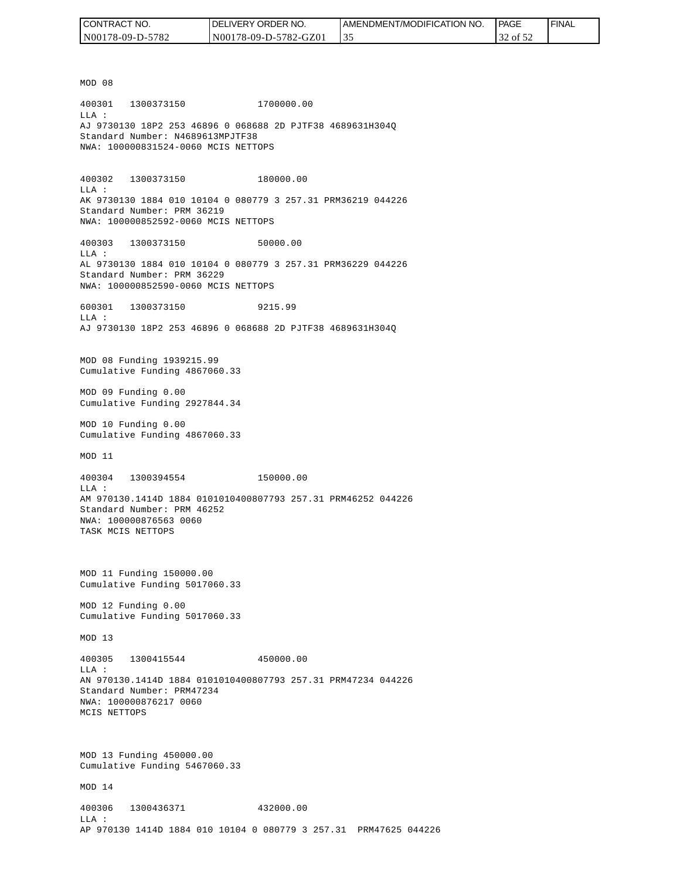MOD 08

400301   1300373150             1700000.00
LLA :
AJ 9730130 18P2 253 46896 0 068688 2D PJTF38 4689631H304Q
Standard Number: N4689613MPJTF38
NWA: 100000831524-0060 MCIS NETTOPS

400302   1300373150             180000.00
LLA :
AK 9730130 1884 010 10104 0 080779 3 257.31 PRM36219 044226
Standard Number: PRM 36219
NWA: 100000852592-0060 MCIS NETTOPS

400303   1300373150             50000.00
LLA :
AL 9730130 1884 010 10104 0 080779 3 257.31 PRM36229 044226
Standard Number: PRM 36229
NWA: 100000852590-0060 MCIS NETTOPS

600301   1300373150             9215.99
LLA :
AJ 9730130 18P2 253 46896 0 068688 2D PJTF38 4689631H304Q

MOD 08 Funding 1939215.99
Cumulative Funding 4867060.33

MOD 09 Funding 0.00
Cumulative Funding 2927844.34

MOD 10 Funding 0.00
Cumulative Funding 4867060.33

MOD 11

400304   1300394554             150000.00
LLA :
AM 970130.1414D 1884 0101010400807793 257.31 PRM46252 044226
Standard Number: PRM 46252
NWA: 100000876563 0060
TASK MCIS NETTOPS

MOD 11 Funding 150000.00
Cumulative Funding 5017060.33

MOD 12 Funding 0.00
Cumulative Funding 5017060.33

MOD 13

400305   1300415544             450000.00
LLA :
AN 970130.1414D 1884 0101010400807793 257.31 PRM47234 044226
Standard Number: PRM47234
NWA: 100000876217 0060
MCIS NETTOPS

MOD 13 Funding 450000.00
Cumulative Funding 5467060.33

MOD 14

400306   1300436371             432000.00
LLA :
AP 970130 1414D 1884 010 10104 0 080779 3 257.31  PRM47625 044226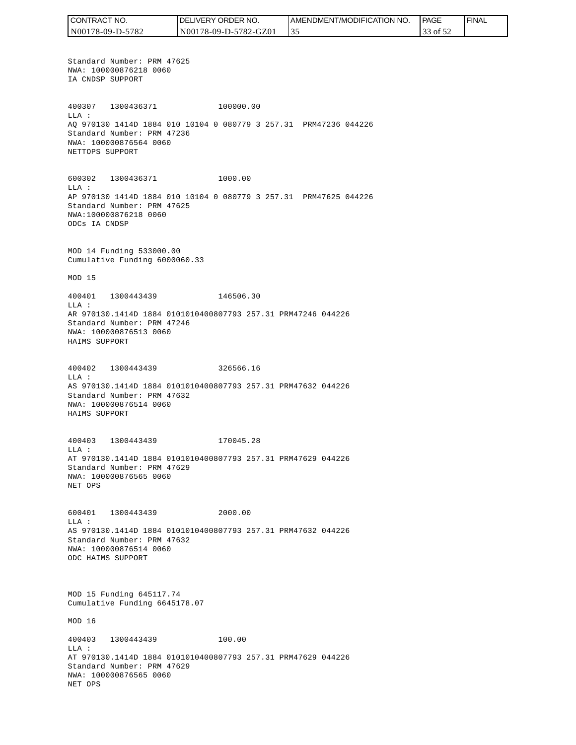Standard Number: PRM 47625
NWA: 100000876218 0060
IA CNDSP SUPPORT

400307 1300436371 100000.00
LLA :
AQ 970130 1414D 1884 010 10104 0 080779 3 257.31 PRM47236 044226
Standard Number: PRM 47236
NWA: 100000876564 0060
NETTOPS SUPPORT

600302 1300436371 1000.00
LLA :
AP 970130 1414D 1884 010 10104 0 080779 3 257.31 PRM47625 044226
Standard Number: PRM 47625
NWA:100000876218 0060
ODCs IA CNDSP

MOD 14 Funding 533000.00
Cumulative Funding 6000060.33

MOD 15

400401 1300443439 146506.30
LLA :
AR 970130.1414D 1884 0101010400807793 257.31 PRM47246 044226
Standard Number: PRM 47246
NWA: 100000876513 0060
HAIMS SUPPORT

400402 1300443439 326566.16
LLA :
AS 970130.1414D 1884 0101010400807793 257.31 PRM47632 044226
Standard Number: PRM 47632
NWA: 100000876514 0060
HAIMS SUPPORT

400403 1300443439 170045.28
LLA :
AT 970130.1414D 1884 0101010400807793 257.31 PRM47629 044226
Standard Number: PRM 47629
NWA: 100000876565 0060
NET OPS

600401 1300443439 2000.00
LLA :
AS 970130.1414D 1884 0101010400807793 257.31 PRM47632 044226
Standard Number: PRM 47632
NWA: 100000876514 0060
ODC HAIMS SUPPORT

MOD 15 Funding 645117.74
Cumulative Funding 6645178.07

MOD 16

400403 1300443439 100.00
LLA :
AT 970130.1414D 1884 0101010400807793 257.31 PRM47629 044226
Standard Number: PRM 47629
NWA: 100000876565 0060
NET OPS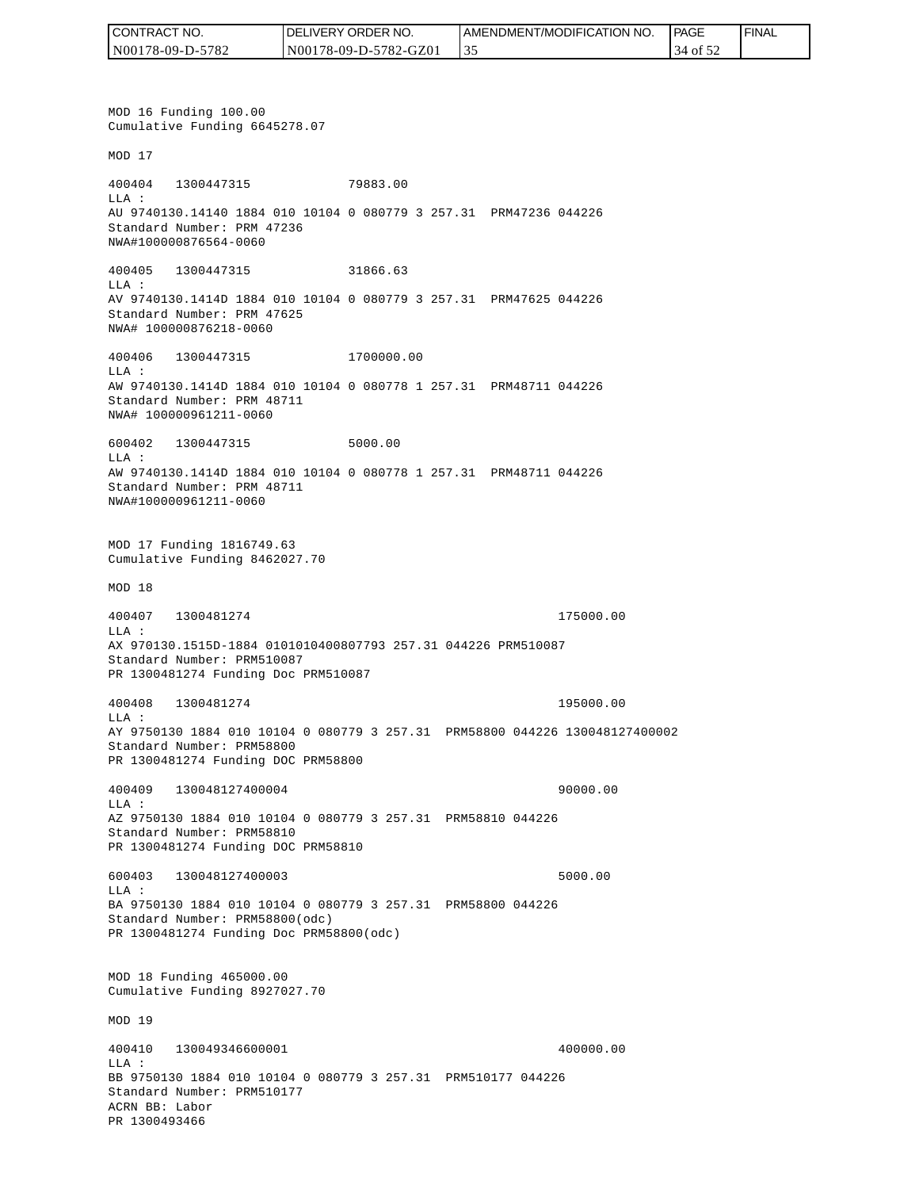MOD 16 Funding 100.00
Cumulative Funding 6645278.07

MOD 17

400404   1300447315              79883.00
LLA :
AU 9740130.14140 1884 010 10104 0 080779 3 257.31  PRM47236 044226
Standard Number: PRM 47236
NWA#100000876564-0060

400405   1300447315              31866.63
LLA :
AV 9740130.1414D 1884 010 10104 0 080779 3 257.31  PRM47625 044226
Standard Number: PRM 47625
NWA# 100000876218-0060

400406   1300447315              1700000.00
LLA :
AW 9740130.1414D 1884 010 10104 0 080778 1 257.31  PRM48711 044226
Standard Number: PRM 48711
NWA# 100000961211-0060

600402   1300447315              5000.00
LLA :
AW 9740130.1414D 1884 010 10104 0 080778 1 257.31  PRM48711 044226
Standard Number: PRM 48711
NWA#100000961211-0060

MOD 17 Funding 1816749.63
Cumulative Funding 8462027.70

MOD 18

400407   1300481274                                            175000.00
LLA :
AX 970130.1515D-1884 0101010400807793 257.31 044226 PRM510087
Standard Number: PRM510087
PR 1300481274 Funding Doc PRM510087

400408   1300481274                                            195000.00
LLA :
AY 9750130 1884 010 10104 0 080779 3 257.31  PRM58800 044226 130048127400002
Standard Number: PRM58800
PR 1300481274 Funding DOC PRM58800

400409   130048127400004                                       90000.00
LLA :
AZ 9750130 1884 010 10104 0 080779 3 257.31  PRM58810 044226
Standard Number: PRM58810
PR 1300481274 Funding DOC PRM58810

600403   130048127400003                                       5000.00
LLA :
BA 9750130 1884 010 10104 0 080779 3 257.31  PRM58800 044226
Standard Number: PRM58800(odc)
PR 1300481274 Funding Doc PRM58800(odc)

MOD 18 Funding 465000.00
Cumulative Funding 8927027.70

MOD 19

400410   130049346600001                                       400000.00
LLA :
BB 9750130 1884 010 10104 0 080779 3 257.31  PRM510177 044226
Standard Number: PRM510177
ACRN BB: Labor
PR 1300493466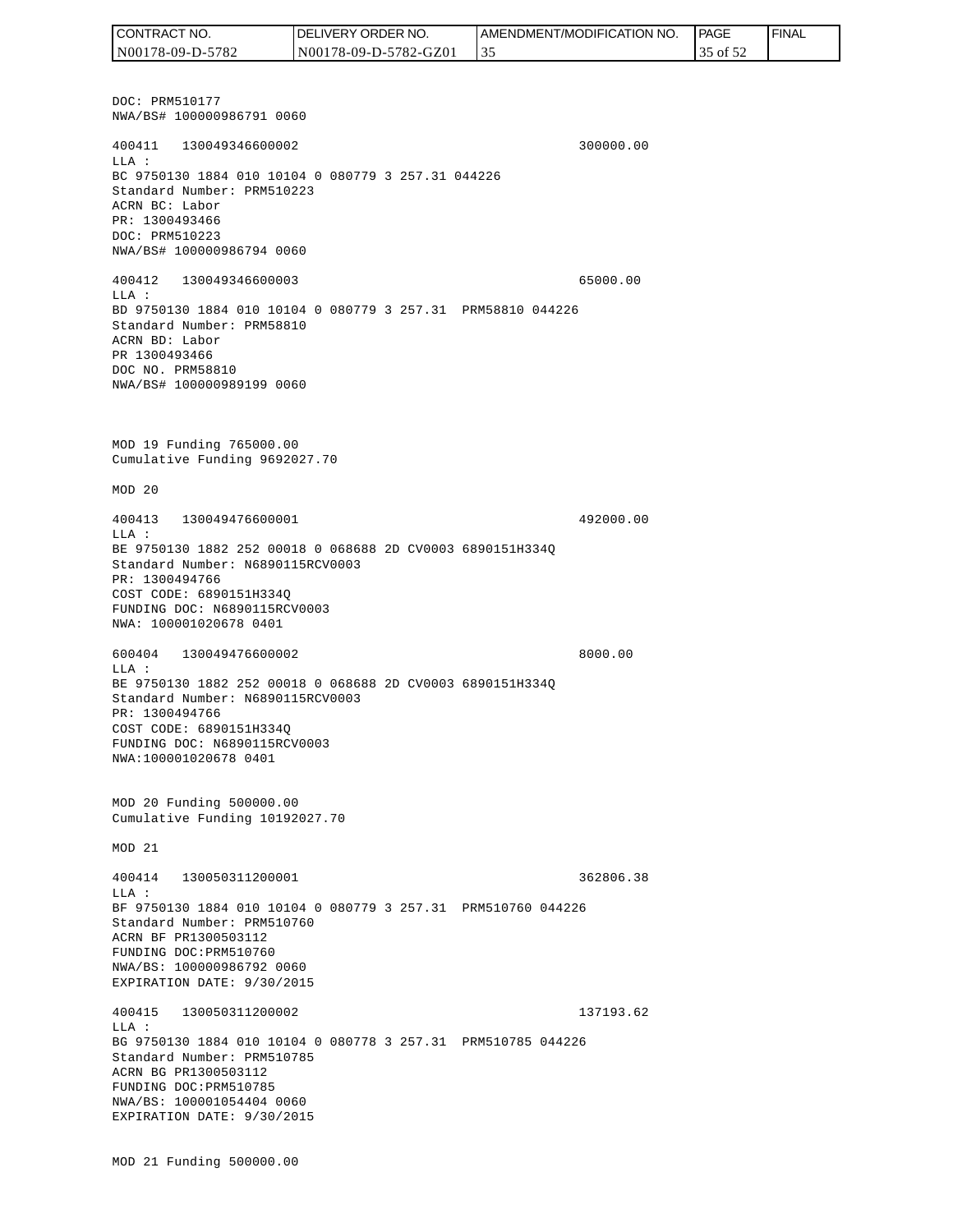DOC: PRM510177
NWA/BS# 100000986791 0060

400411 130049346600002 300000.00
LLA :
BC 9750130 1884 010 10104 0 080779 3 257.31 044226
Standard Number: PRM510223
ACRN BC: Labor
PR: 1300493466
DOC: PRM510223
NWA/BS# 100000986794 0060

400412 130049346600003 65000.00
LLA :
BD 9750130 1884 010 10104 0 080779 3 257.31 PRM58810 044226
Standard Number: PRM58810
ACRN BD: Labor
PR 1300493466
DOC NO. PRM58810
NWA/BS# 100000989199 0060

MOD 19 Funding 765000.00
Cumulative Funding 9692027.70

MOD 20

400413 130049476600001 492000.00
LLA :
BE 9750130 1882 252 00018 0 068688 2D CV0003 6890151H334Q
Standard Number: N6890115RCV0003
PR: 1300494766
COST CODE: 6890151H334Q
FUNDING DOC: N6890115RCV0003
NWA: 100001020678 0401

600404 130049476600002 8000.00
LLA :
BE 9750130 1882 252 00018 0 068688 2D CV0003 6890151H334Q
Standard Number: N6890115RCV0003
PR: 1300494766
COST CODE: 6890151H334Q
FUNDING DOC: N6890115RCV0003
NWA:100001020678 0401

MOD 20 Funding 500000.00
Cumulative Funding 10192027.70

MOD 21

400414 130050311200001 362806.38
LLA :
BF 9750130 1884 010 10104 0 080779 3 257.31 PRM510760 044226
Standard Number: PRM510760
ACRN BF PR1300503112
FUNDING DOC:PRM510760
NWA/BS: 100000986792 0060
EXPIRATION DATE: 9/30/2015

400415 130050311200002 137193.62
LLA :
BG 9750130 1884 010 10104 0 080778 3 257.31 PRM510785 044226
Standard Number: PRM510785
ACRN BG PR1300503112
FUNDING DOC:PRM510785
NWA/BS: 100001054404 0060
EXPIRATION DATE: 9/30/2015

MOD 21 Funding 500000.00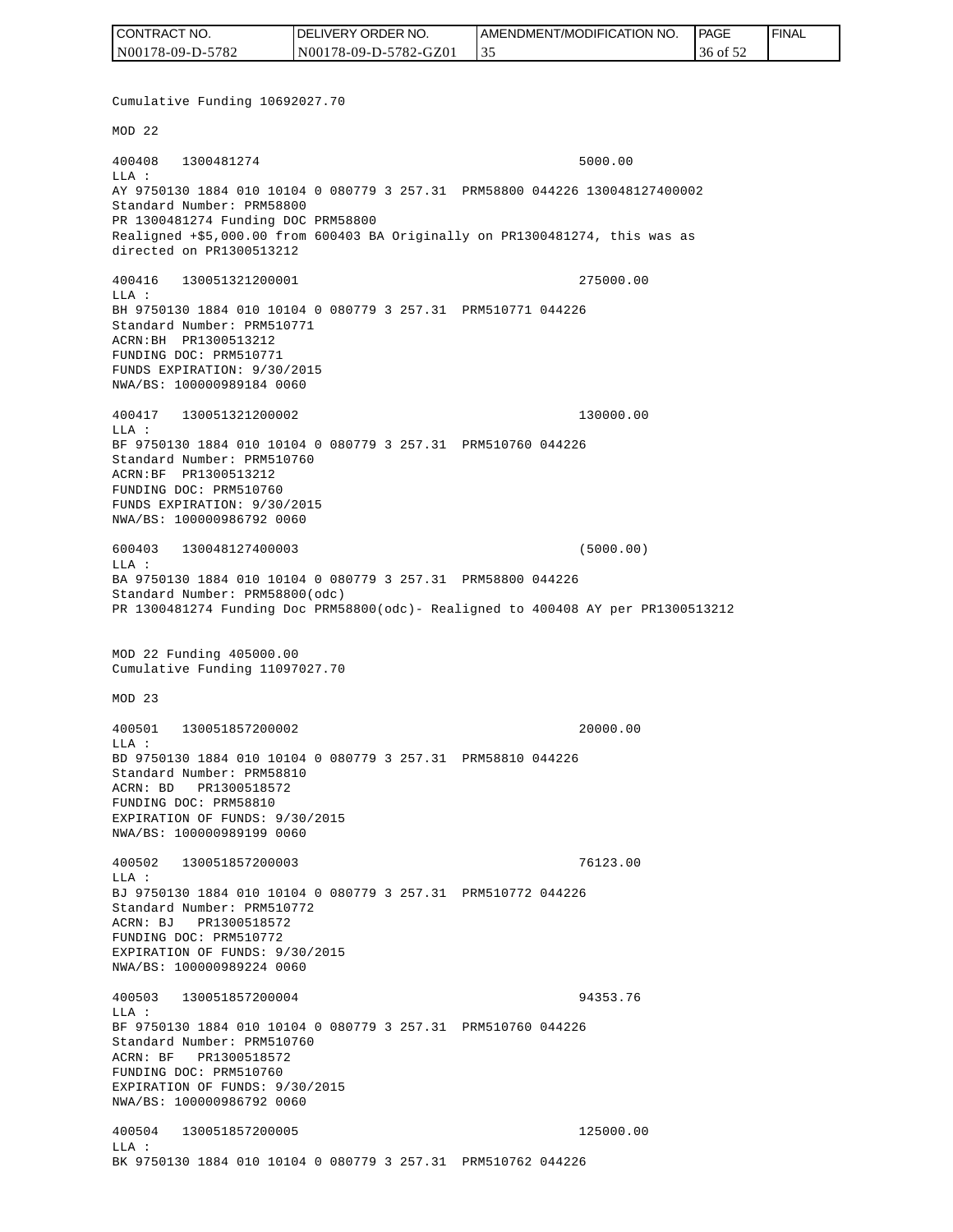Cumulative Funding 10692027.70

MOD 22

400408   1300481274                                         5000.00
LLA :
AY 9750130 1884 010 10104 0 080779 3 257.31  PRM58800 044226 130048127400002
Standard Number: PRM58800
PR 1300481274 Funding DOC PRM58800
Realigned +$5,000.00 from 600403 BA Originally on PR1300481274, this was as directed on PR1300513212

400416   130051321200001                                    275000.00
LLA :
BH 9750130 1884 010 10104 0 080779 3 257.31  PRM510771 044226
Standard Number: PRM510771
ACRN:BH  PR1300513212
FUNDING DOC: PRM510771
FUNDS EXPIRATION: 9/30/2015
NWA/BS: 100000989184 0060

400417   130051321200002                                    130000.00
LLA :
BF 9750130 1884 010 10104 0 080779 3 257.31  PRM510760 044226
Standard Number: PRM510760
ACRN:BF  PR1300513212
FUNDING DOC: PRM510760
FUNDS EXPIRATION: 9/30/2015
NWA/BS: 100000986792 0060

600403   130048127400003                                    (5000.00)
LLA :
BA 9750130 1884 010 10104 0 080779 3 257.31  PRM58800 044226
Standard Number: PRM58800(odc)
PR 1300481274 Funding Doc PRM58800(odc)- Realigned to 400408 AY per PR1300513212

MOD 22 Funding 405000.00
Cumulative Funding 11097027.70

MOD 23

400501   130051857200002                                    20000.00
LLA :
BD 9750130 1884 010 10104 0 080779 3 257.31  PRM58810 044226
Standard Number: PRM58810
ACRN: BD   PR1300518572
FUNDING DOC: PRM58810
EXPIRATION OF FUNDS: 9/30/2015
NWA/BS: 100000989199 0060

400502   130051857200003                                    76123.00
LLA :
BJ 9750130 1884 010 10104 0 080779 3 257.31  PRM510772 044226
Standard Number: PRM510772
ACRN: BJ   PR1300518572
FUNDING DOC: PRM510772
EXPIRATION OF FUNDS: 9/30/2015
NWA/BS: 100000989224 0060

400503   130051857200004                                    94353.76
LLA :
BF 9750130 1884 010 10104 0 080779 3 257.31  PRM510760 044226
Standard Number: PRM510760
ACRN: BF   PR1300518572
FUNDING DOC: PRM510760
EXPIRATION OF FUNDS: 9/30/2015
NWA/BS: 100000986792 0060

400504   130051857200005                                    125000.00
LLA :
BK 9750130 1884 010 10104 0 080779 3 257.31  PRM510762 044226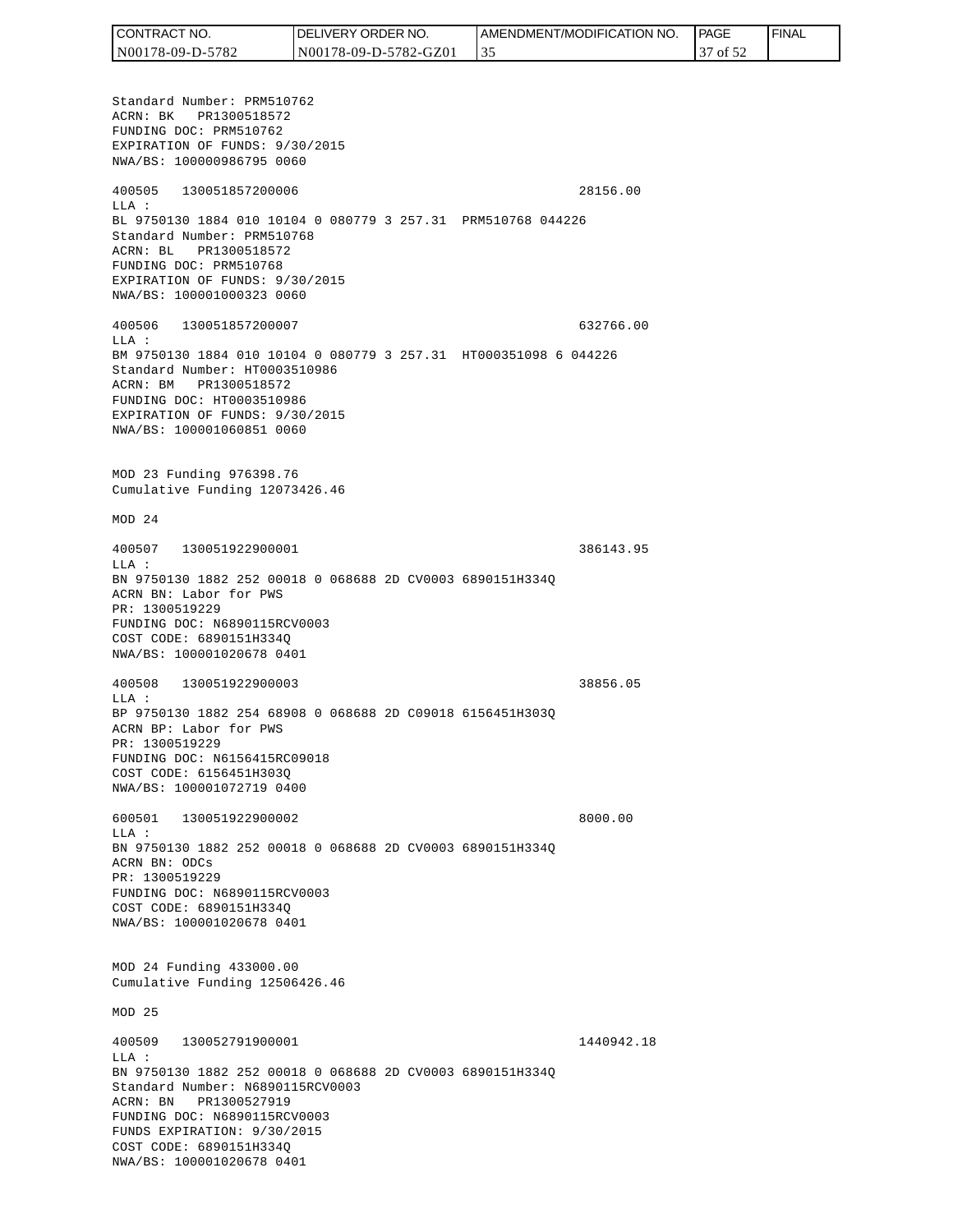Standard Number: PRM510762
ACRN: BK   PR1300518572
FUNDING DOC: PRM510762
EXPIRATION OF FUNDS: 9/30/2015
NWA/BS: 100000986795 0060

400505   130051857200006                                    28156.00
LLA :
BL 9750130 1884 010 10104 0 080779 3 257.31  PRM510768 044226
Standard Number: PRM510768
ACRN: BL   PR1300518572
FUNDING DOC: PRM510768
EXPIRATION OF FUNDS: 9/30/2015
NWA/BS: 100001000323 0060

400506   130051857200007                                    632766.00
LLA :
BM 9750130 1884 010 10104 0 080779 3 257.31  HT000351098 6 044226
Standard Number: HT0003510986
ACRN: BM   PR1300518572
FUNDING DOC: HT0003510986
EXPIRATION OF FUNDS: 9/30/2015
NWA/BS: 100001060851 0060

MOD 23 Funding 976398.76
Cumulative Funding 12073426.46

MOD 24

400507   130051922900001                                    386143.95
LLA :
BN 9750130 1882 252 00018 0 068688 2D CV0003 6890151H334Q
ACRN BN: Labor for PWS
PR: 1300519229
FUNDING DOC: N6890115RCV0003
COST CODE: 6890151H334Q
NWA/BS: 100001020678 0401

400508   130051922900003                                    38856.05
LLA :
BP 9750130 1882 254 68908 0 068688 2D C09018 6156451H303Q
ACRN BP: Labor for PWS
PR: 1300519229
FUNDING DOC: N6156415RC09018
COST CODE: 6156451H303Q
NWA/BS: 100001072719 0400

600501   130051922900002                                    8000.00
LLA :
BN 9750130 1882 252 00018 0 068688 2D CV0003 6890151H334Q
ACRN BN: ODCs
PR: 1300519229
FUNDING DOC: N6890115RCV0003
COST CODE: 6890151H334Q
NWA/BS: 100001020678 0401

MOD 24 Funding 433000.00
Cumulative Funding 12506426.46

MOD 25

400509   130052791900001                                    1440942.18
LLA :
BN 9750130 1882 252 00018 0 068688 2D CV0003 6890151H334Q
Standard Number: N6890115RCV0003
ACRN: BN   PR1300527919
FUNDING DOC: N6890115RCV0003
FUNDS EXPIRATION: 9/30/2015
COST CODE: 6890151H334Q
NWA/BS: 100001020678 0401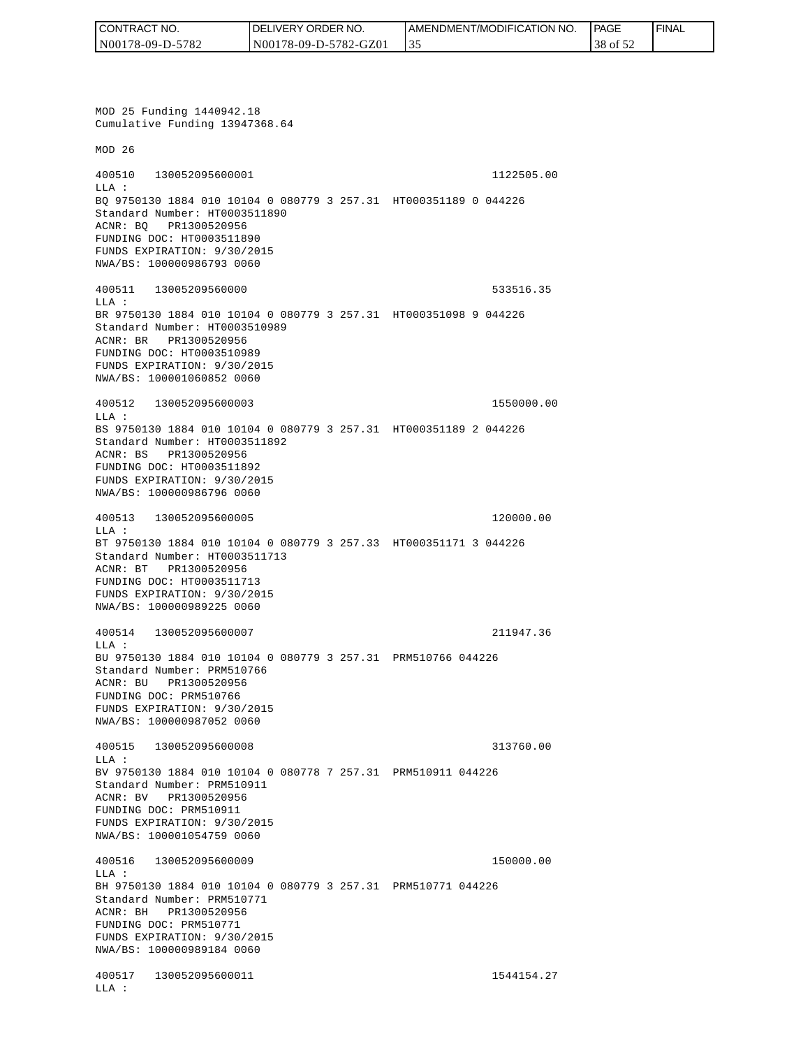MOD 25 Funding 1440942.18
Cumulative Funding 13947368.64

MOD 26

400510 130052095600001 1122505.00
LLA :
BQ 9750130 1884 010 10104 0 080779 3 257.31 HT000351189 0 044226
Standard Number: HT0003511890
ACNR: BQ PR1300520956
FUNDING DOC: HT0003511890
FUNDS EXPIRATION: 9/30/2015
NWA/BS: 100000986793 0060

400511 13005209560000 533516.35
LLA :
BR 9750130 1884 010 10104 0 080779 3 257.31 HT000351098 9 044226
Standard Number: HT0003510989
ACNR: BR PR1300520956
FUNDING DOC: HT0003510989
FUNDS EXPIRATION: 9/30/2015
NWA/BS: 100001060852 0060

400512 130052095600003 1550000.00
LLA :
BS 9750130 1884 010 10104 0 080779 3 257.31 HT000351189 2 044226
Standard Number: HT0003511892
ACNR: BS PR1300520956
FUNDING DOC: HT0003511892
FUNDS EXPIRATION: 9/30/2015
NWA/BS: 100000986796 0060

400513 130052095600005 120000.00
LLA :
BT 9750130 1884 010 10104 0 080779 3 257.33 HT000351171 3 044226
Standard Number: HT0003511713
ACNR: BT PR1300520956
FUNDING DOC: HT0003511713
FUNDS EXPIRATION: 9/30/2015
NWA/BS: 100000989225 0060

400514 130052095600007 211947.36
LLA :
BU 9750130 1884 010 10104 0 080779 3 257.31 PRM510766 044226
Standard Number: PRM510766
ACNR: BU PR1300520956
FUNDING DOC: PRM510766
FUNDS EXPIRATION: 9/30/2015
NWA/BS: 100000987052 0060

400515 130052095600008 313760.00
LLA :
BV 9750130 1884 010 10104 0 080778 7 257.31 PRM510911 044226
Standard Number: PRM510911
ACNR: BV PR1300520956
FUNDING DOC: PRM510911
FUNDS EXPIRATION: 9/30/2015
NWA/BS: 100001054759 0060

400516 130052095600009 150000.00
LLA :
BH 9750130 1884 010 10104 0 080779 3 257.31 PRM510771 044226
Standard Number: PRM510771
ACNR: BH PR1300520956
FUNDING DOC: PRM510771
FUNDS EXPIRATION: 9/30/2015
NWA/BS: 100000989184 0060

400517 130052095600011 1544154.27
LLA :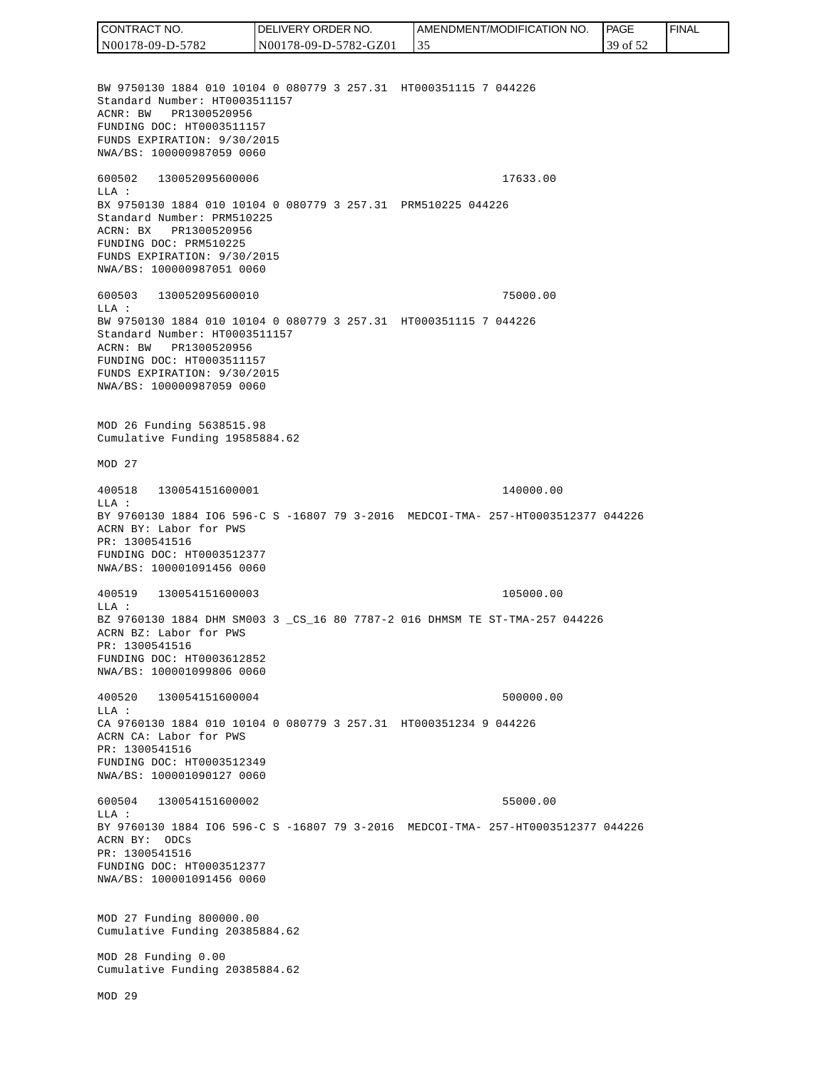BW 9750130 1884 010 10104 0 080779 3 257.31 HT000351115 7 044226
Standard Number: HT0003511157
ACNR: BW PR1300520956
FUNDING DOC: HT0003511157
FUNDS EXPIRATION: 9/30/2015
NWA/BS: 100000987059 0060

600502 130052095600006 17633.00
LLA :
BX 9750130 1884 010 10104 0 080779 3 257.31 PRM510225 044226
Standard Number: PRM510225
ACRN: BX PR1300520956
FUNDING DOC: PRM510225
FUNDS EXPIRATION: 9/30/2015
NWA/BS: 100000987051 0060

600503 130052095600010 75000.00
LLA :
BW 9750130 1884 010 10104 0 080779 3 257.31 HT000351115 7 044226
Standard Number: HT0003511157
ACRN: BW PR1300520956
FUNDING DOC: HT0003511157
FUNDS EXPIRATION: 9/30/2015
NWA/BS: 100000987059 0060

MOD 26 Funding 5638515.98
Cumulative Funding 19585884.62

MOD 27

400518 130054151600001 140000.00
LLA :
BY 9760130 1884 IO6 596-C S -16807 79 3-2016 MEDCOI-TMA- 257-HT0003512377 044226
ACRN BY: Labor for PWS
PR: 1300541516
FUNDING DOC: HT0003512377
NWA/BS: 100001091456 0060

400519 130054151600003 105000.00
LLA :
BZ 9760130 1884 DHM SM003 3 _CS_16 80 7787-2 016 DHMSM TE ST-TMA-257 044226
ACRN BZ: Labor for PWS
PR: 1300541516
FUNDING DOC: HT0003612852
NWA/BS: 100001099806 0060

400520 130054151600004 500000.00
LLA :
CA 9760130 1884 010 10104 0 080779 3 257.31 HT000351234 9 044226
ACRN CA: Labor for PWS
PR: 1300541516
FUNDING DOC: HT0003512349
NWA/BS: 100001090127 0060

600504 130054151600002 55000.00
LLA :
BY 9760130 1884 IO6 596-C S -16807 79 3-2016 MEDCOI-TMA- 257-HT0003512377 044226
ACRN BY: ODCs
PR: 1300541516
FUNDING DOC: HT0003512377
NWA/BS: 100001091456 0060

MOD 27 Funding 800000.00
Cumulative Funding 20385884.62

MOD 28 Funding 0.00
Cumulative Funding 20385884.62

MOD 29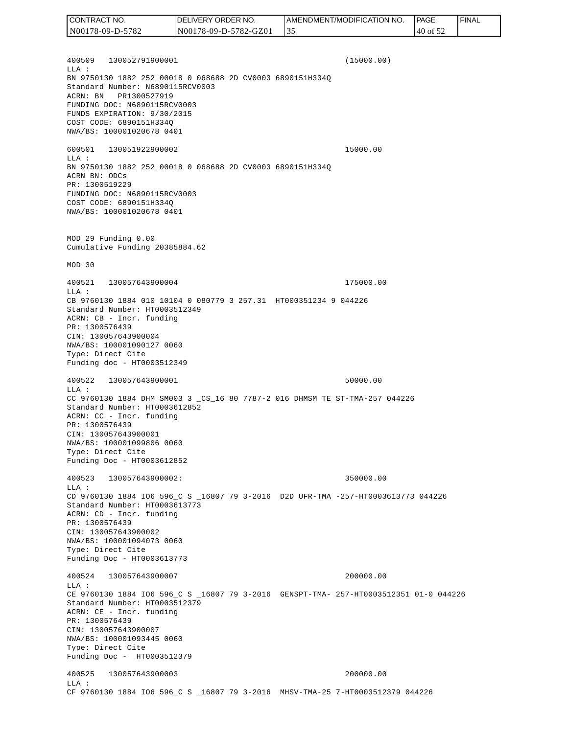400509   130052791900001                                    (15000.00)
LLA :
BN 9750130 1882 252 00018 0 068688 2D CV0003 6890151H334Q
Standard Number: N6890115RCV0003
ACRN: BN   PR1300527919
FUNDING DOC: N6890115RCV0003
FUNDS EXPIRATION: 9/30/2015
COST CODE: 6890151H334Q
NWA/BS: 100001020678 0401

600501   130051922900002                                    15000.00
LLA :
BN 9750130 1882 252 00018 0 068688 2D CV0003 6890151H334Q
ACRN BN: ODCs
PR: 1300519229
FUNDING DOC: N6890115RCV0003
COST CODE: 6890151H334Q
NWA/BS: 100001020678 0401

MOD 29 Funding 0.00
Cumulative Funding 20385884.62

MOD 30

400521   130057643900004                                    175000.00
LLA :
CB 9760130 1884 010 10104 0 080779 3 257.31  HT000351234 9 044226
Standard Number: HT0003512349
ACRN: CB - Incr. funding
PR: 1300576439
CIN: 130057643900004
NWA/BS: 100001090127 0060
Type: Direct Cite
Funding doc - HT0003512349

400522   130057643900001                                    50000.00
LLA :
CC 9760130 1884 DHM SM003 3 _CS_16 80 7787-2 016 DHMSM TE ST-TMA-257 044226
Standard Number: HT0003612852
ACRN: CC - Incr. funding
PR: 1300576439
CIN: 130057643900001
NWA/BS: 100001099806 0060
Type: Direct Cite
Funding Doc - HT0003612852

400523   130057643900002:                                   350000.00
LLA :
CD 9760130 1884 IO6 596_C S _16807 79 3-2016  D2D UFR-TMA -257-HT0003613773 044226
Standard Number: HT0003613773
ACRN: CD - Incr. funding
PR: 1300576439
CIN: 130057643900002
NWA/BS: 100001094073 0060
Type: Direct Cite
Funding Doc - HT0003613773

400524   130057643900007                                    200000.00
LLA :
CE 9760130 1884 IO6 596_C S _16807 79 3-2016  GENSPT-TMA- 257-HT0003512351 01-0 044226
Standard Number: HT0003512379
ACRN: CE - Incr. funding
PR: 1300576439
CIN: 130057643900007
NWA/BS: 100001093445 0060
Type: Direct Cite
Funding Doc -  HT0003512379

400525   130057643900003                                    200000.00
LLA :
CF 9760130 1884 IO6 596_C S _16807 79 3-2016  MHSV-TMA-25 7-HT0003512379 044226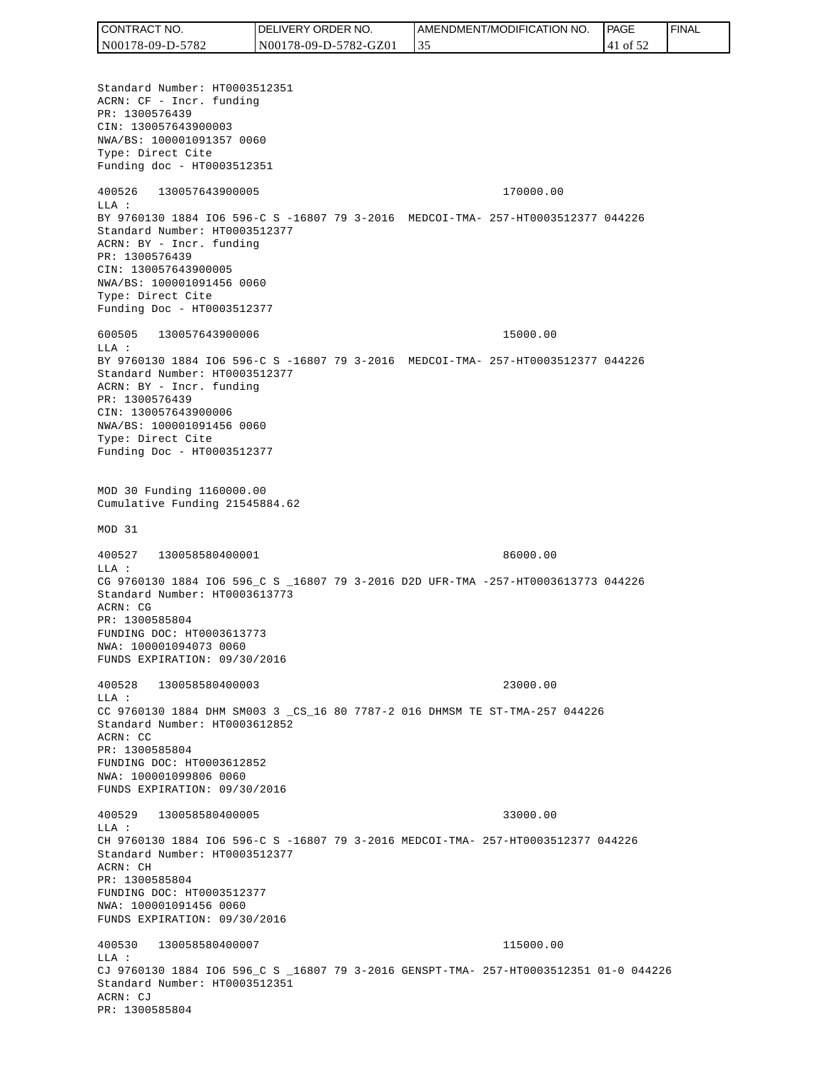Standard Number: HT0003512351
ACRN: CF - Incr. funding
PR: 1300576439
CIN: 130057643900003
NWA/BS: 100001091357 0060
Type: Direct Cite
Funding doc - HT0003512351

400526 130057643900005 170000.00
LLA :
BY 9760130 1884 IO6 596-C S -16807 79 3-2016 MEDCOI-TMA- 257-HT0003512377 044226
Standard Number: HT0003512377
ACRN: BY - Incr. funding
PR: 1300576439
CIN: 130057643900005
NWA/BS: 100001091456 0060
Type: Direct Cite
Funding Doc - HT0003512377

600505 130057643900006 15000.00
LLA :
BY 9760130 1884 IO6 596-C S -16807 79 3-2016 MEDCOI-TMA- 257-HT0003512377 044226
Standard Number: HT0003512377
ACRN: BY - Incr. funding
PR: 1300576439
CIN: 130057643900006
NWA/BS: 100001091456 0060
Type: Direct Cite
Funding Doc - HT0003512377

MOD 30 Funding 1160000.00
Cumulative Funding 21545884.62

MOD 31

400527 130058580400001 86000.00
LLA :
CG 9760130 1884 IO6 596_C S _16807 79 3-2016 D2D UFR-TMA -257-HT0003613773 044226
Standard Number: HT0003613773
ACRN: CG
PR: 1300585804
FUNDING DOC: HT0003613773
NWA: 100001094073 0060
FUNDS EXPIRATION: 09/30/2016

400528 130058580400003 23000.00
LLA :
CC 9760130 1884 DHM SM003 3 _CS_16 80 7787-2 016 DHMSM TE ST-TMA-257 044226
Standard Number: HT0003612852
ACRN: CC
PR: 1300585804
FUNDING DOC: HT0003612852
NWA: 100001099806 0060
FUNDS EXPIRATION: 09/30/2016

400529 130058580400005 33000.00
LLA :
CH 9760130 1884 IO6 596-C S -16807 79 3-2016 MEDCOI-TMA- 257-HT0003512377 044226
Standard Number: HT0003512377
ACRN: CH
PR: 1300585804
FUNDING DOC: HT0003512377
NWA: 100001091456 0060
FUNDS EXPIRATION: 09/30/2016

400530 130058580400007 115000.00
LLA :
CJ 9760130 1884 IO6 596_C S _16807 79 3-2016 GENSPT-TMA- 257-HT0003512351 01-0 044226
Standard Number: HT0003512351
ACRN: CJ
PR: 1300585804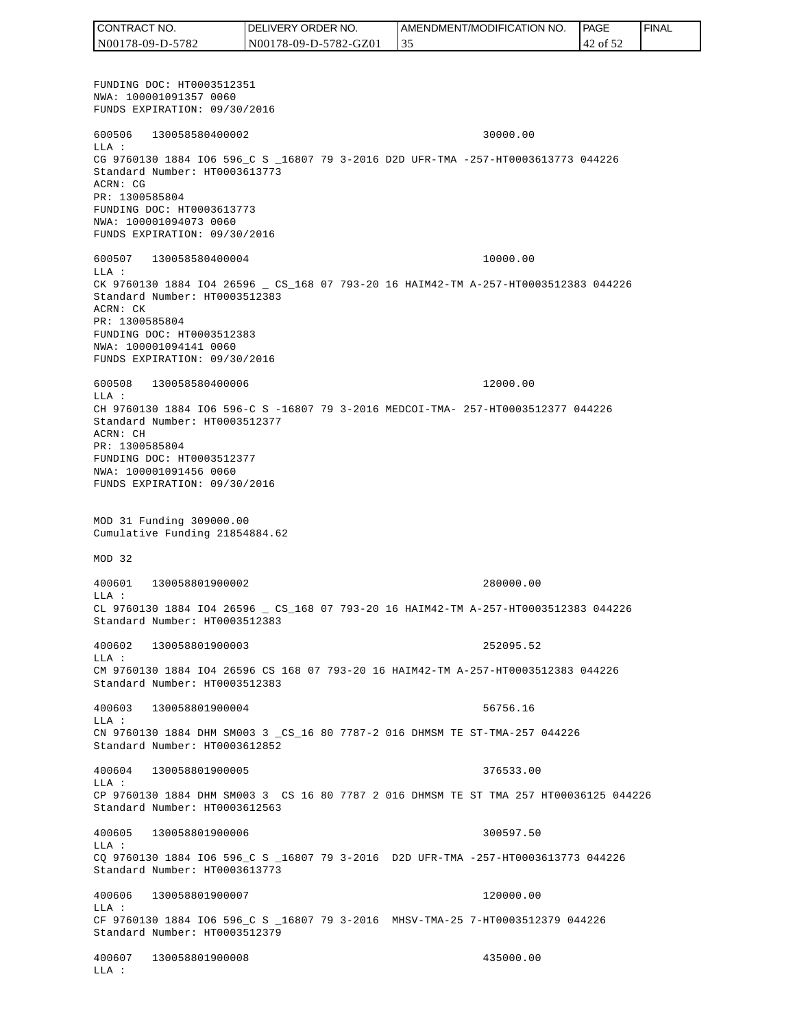FUNDING DOC: HT0003512351
NWA: 100001091357 0060
FUNDS EXPIRATION: 09/30/2016

600506 130058580400002 30000.00
LLA :
CG 9760130 1884 IO6 596_C S _16807 79 3-2016 D2D UFR-TMA -257-HT0003613773 044226
Standard Number: HT0003613773
ACRN: CG
PR: 1300585804
FUNDING DOC: HT0003613773
NWA: 100001094073 0060
FUNDS EXPIRATION: 09/30/2016

600507 130058580400004 10000.00
LLA :
CK 9760130 1884 IO4 26596 _ CS_168 07 793-20 16 HAIM42-TM A-257-HT0003512383 044226
Standard Number: HT0003512383
ACRN: CK
PR: 1300585804
FUNDING DOC: HT0003512383
NWA: 100001094141 0060
FUNDS EXPIRATION: 09/30/2016

600508 130058580400006 12000.00
LLA :
CH 9760130 1884 IO6 596-C S -16807 79 3-2016 MEDCOI-TMA- 257-HT0003512377 044226
Standard Number: HT0003512377
ACRN: CH
PR: 1300585804
FUNDING DOC: HT0003512377
NWA: 100001091456 0060
FUNDS EXPIRATION: 09/30/2016

MOD 31 Funding 309000.00
Cumulative Funding 21854884.62

MOD 32

400601 130058801900002 280000.00
LLA :
CL 9760130 1884 IO4 26596 _ CS_168 07 793-20 16 HAIM42-TM A-257-HT0003512383 044226
Standard Number: HT0003512383

400602 130058801900003 252095.52
LLA :
CM 9760130 1884 IO4 26596 CS 168 07 793-20 16 HAIM42-TM A-257-HT0003512383 044226
Standard Number: HT0003512383

400603 130058801900004 56756.16
LLA :
CN 9760130 1884 DHM SM003 3 _CS_16 80 7787-2 016 DHMSM TE ST-TMA-257 044226
Standard Number: HT0003612852

400604 130058801900005 376533.00
LLA :
CP 9760130 1884 DHM SM003 3 CS 16 80 7787 2 016 DHMSM TE ST TMA 257 HT00036125 044226
Standard Number: HT0003612563

400605 130058801900006 300597.50
LLA :
CQ 9760130 1884 IO6 596_C S _16807 79 3-2016 D2D UFR-TMA -257-HT0003613773 044226
Standard Number: HT0003613773

400606 130058801900007 120000.00
LLA :
CF 9760130 1884 IO6 596_C S _16807 79 3-2016 MHSV-TMA-25 7-HT0003512379 044226
Standard Number: HT0003512379

400607 130058801900008 435000.00
LLA :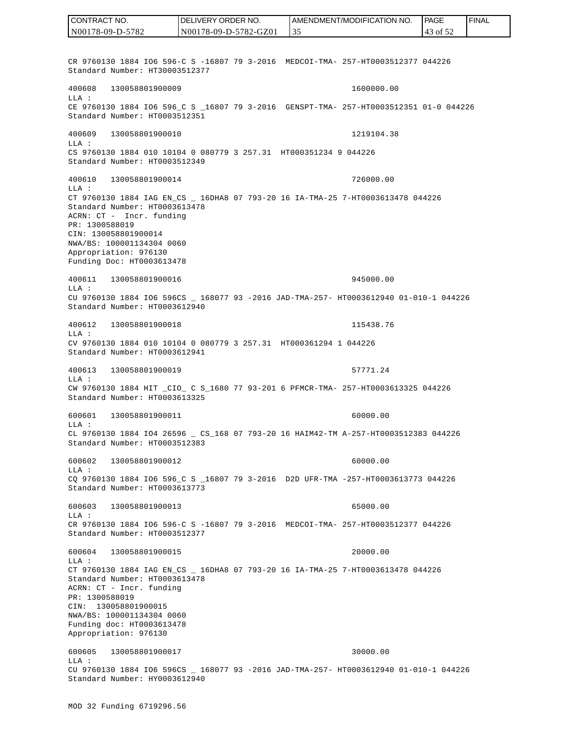CR 9760130 1884 IO6 596-C S -16807 79 3-2016  MEDCOI-TMA- 257-HT0003512377 044226
Standard Number: HT30003512377

400608   130058801900009                                    1600000.00
LLA :
CE 9760130 1884 IO6 596_C S _16807 79 3-2016  GENSPT-TMA- 257-HT0003512351 01-0 044226
Standard Number: HT0003512351

400609   130058801900010                                    1219104.38
LLA :
CS 9760130 1884 010 10104 0 080779 3 257.31  HT000351234 9 044226
Standard Number: HT0003512349

400610   130058801900014                                    726000.00
LLA :
CT 9760130 1884 IAG EN_CS _ 16DHA8 07 793-20 16 IA-TMA-25 7-HT0003613478 044226
Standard Number: HT0003613478
ACRN: CT -  Incr. funding
PR: 1300588019
CIN: 130058801900014
NWA/BS: 100001134304 0060
Appropriation: 976130
Funding Doc: HT0003613478

400611   130058801900016                                    945000.00
LLA :
CU 9760130 1884 IO6 596CS _ 168077 93 -2016 JAD-TMA-257- HT0003612940 01-010-1 044226
Standard Number: HT0003612940

400612   130058801900018                                    115438.76
LLA :
CV 9760130 1884 010 10104 0 080779 3 257.31  HT000361294 1 044226
Standard Number: HT0003612941

400613   130058801900019                                    57771.24
LLA :
CW 9760130 1884 HIT _CIO_ C S_1680 77 93-201 6 PFMCR-TMA- 257-HT0003613325 044226
Standard Number: HT0003613325

600601   130058801900011                                    60000.00
LLA :
CL 9760130 1884 IO4 26596 _ CS_168 07 793-20 16 HAIM42-TM A-257-HT0003512383 044226
Standard Number: HT0003512383

600602   130058801900012                                    60000.00
LLA :
CQ 9760130 1884 IO6 596_C S _16807 79 3-2016  D2D UFR-TMA -257-HT0003613773 044226
Standard Number: HT0003613773

600603   130058801900013                                    65000.00
LLA :
CR 9760130 1884 IO6 596-C S -16807 79 3-2016  MEDCOI-TMA- 257-HT0003512377 044226
Standard Number: HT0003512377

600604   130058801900015                                    20000.00
LLA :
CT 9760130 1884 IAG EN_CS _ 16DHA8 07 793-20 16 IA-TMA-25 7-HT0003613478 044226
Standard Number: HT0003613478
ACRN: CT - Incr. funding
PR: 1300588019
CIN:  130058801900015
NWA/BS: 100001134304 0060
Funding doc: HT0003613478
Appropriation: 976130

600605   130058801900017                                    30000.00
LLA :
CU 9760130 1884 IO6 596CS _ 168077 93 -2016 JAD-TMA-257- HT0003612940 01-010-1 044226
Standard Number: HY0003612940

MOD 32 Funding 6719296.56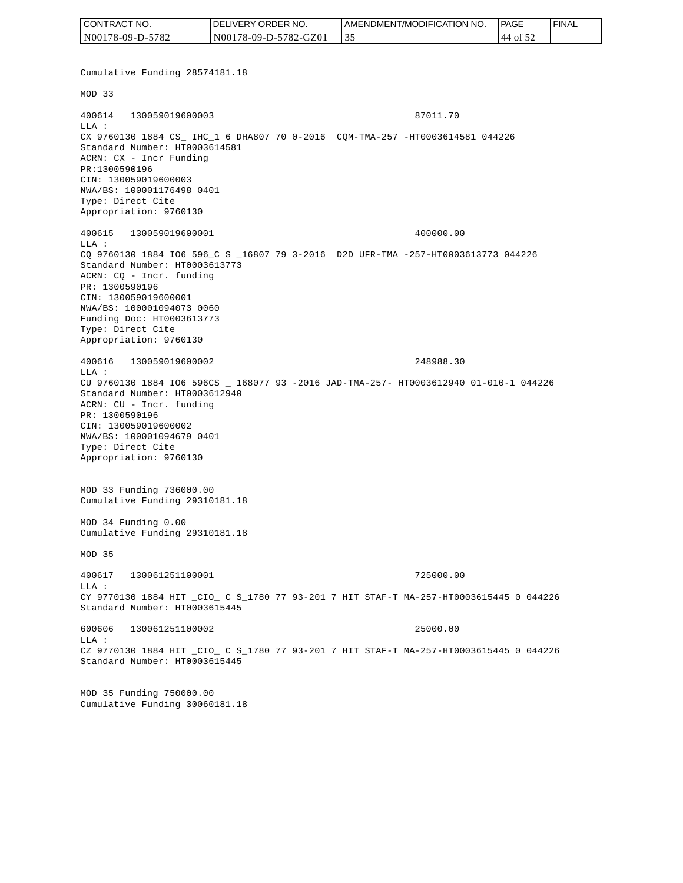Cumulative Funding 28574181.18

MOD 33

```
400614   130059019600003                                    87011.70
LLA :
CX 9760130 1884 CS_ IHC_1 6 DHA807 70 0-2016  CQM-TMA-257 -HT0003614581 044226
Standard Number: HT0003614581
ACRN: CX - Incr Funding
PR:1300590196
CIN: 130059019600003
NWA/BS: 100001176498 0401
Type: Direct Cite
Appropriation: 9760130

400615   130059019600001                                    400000.00
LLA :
CQ 9760130 1884 IO6 596_C S _16807 79 3-2016  D2D UFR-TMA -257-HT0003613773 044226
Standard Number: HT0003613773
ACRN: CQ - Incr. funding
PR: 1300590196
CIN: 130059019600001
NWA/BS: 100001094073 0060
Funding Doc: HT0003613773
Type: Direct Cite
Appropriation: 9760130

400616   130059019600002                                    248988.30
LLA :
CU 9760130 1884 IO6 596CS _ 168077 93 -2016 JAD-TMA-257- HT0003612940 01-010-1 044226
Standard Number: HT0003612940
ACRN: CU - Incr. funding
PR: 1300590196
CIN: 130059019600002
NWA/BS: 100001094679 0401
Type: Direct Cite
Appropriation: 9760130
```

MOD 33 Funding 736000.00
Cumulative Funding 29310181.18

MOD 34 Funding 0.00
Cumulative Funding 29310181.18

MOD 35

```
400617   130061251100001                                    725000.00
LLA :
CY 9770130 1884 HIT _CIO_ C S_1780 77 93-201 7 HIT STAF-T MA-257-HT0003615445 0 044226
Standard Number: HT0003615445

600606   130061251100002                                    25000.00
LLA :
CZ 9770130 1884 HIT _CIO_ C S_1780 77 93-201 7 HIT STAF-T MA-257-HT0003615445 0 044226
Standard Number: HT0003615445
```

MOD 35 Funding 750000.00
Cumulative Funding 30060181.18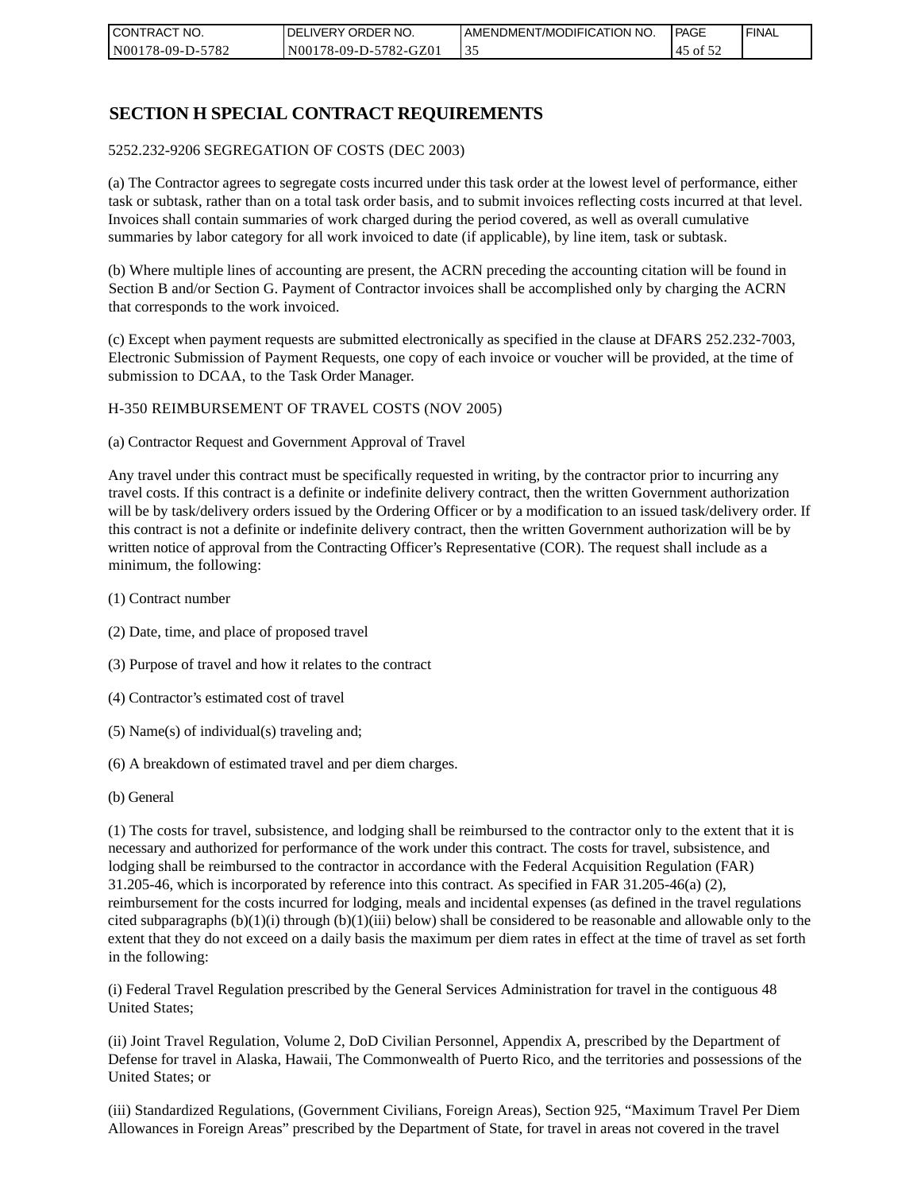# SECTION H SPECIAL CONTRACT REQUIREMENTS

5252.232-9206 SEGREGATION OF COSTS (DEC 2003)

(a) The Contractor agrees to segregate costs incurred under this task order at the lowest level of performance, either task or subtask, rather than on a total task order basis, and to submit invoices reflecting costs incurred at that level. Invoices shall contain summaries of work charged during the period covered, as well as overall cumulative summaries by labor category for all work invoiced to date (if applicable), by line item, task or subtask.

(b) Where multiple lines of accounting are present, the ACRN preceding the accounting citation will be found in Section B and/or Section G. Payment of Contractor invoices shall be accomplished only by charging the ACRN that corresponds to the work invoiced.

(c) Except when payment requests are submitted electronically as specified in the clause at DFARS 252.232-7003, Electronic Submission of Payment Requests, one copy of each invoice or voucher will be provided, at the time of submission to DCAA, to the Task Order Manager.

H-350 REIMBURSEMENT OF TRAVEL COSTS (NOV 2005)

(a) Contractor Request and Government Approval of Travel

Any travel under this contract must be specifically requested in writing, by the contractor prior to incurring any travel costs. If this contract is a definite or indefinite delivery contract, then the written Government authorization will be by task/delivery orders issued by the Ordering Officer or by a modification to an issued task/delivery order. If this contract is not a definite or indefinite delivery contract, then the written Government authorization will be by written notice of approval from the Contracting Officer's Representative (COR). The request shall include as a minimum, the following:

(1) Contract number

(2) Date, time, and place of proposed travel

(3) Purpose of travel and how it relates to the contract

(4) Contractor's estimated cost of travel

(5) Name(s) of individual(s) traveling and;

(6) A breakdown of estimated travel and per diem charges.

(b) General

(1) The costs for travel, subsistence, and lodging shall be reimbursed to the contractor only to the extent that it is necessary and authorized for performance of the work under this contract. The costs for travel, subsistence, and lodging shall be reimbursed to the contractor in accordance with the Federal Acquisition Regulation (FAR) 31.205-46, which is incorporated by reference into this contract. As specified in FAR 31.205-46(a) (2), reimbursement for the costs incurred for lodging, meals and incidental expenses (as defined in the travel regulations cited subparagraphs (b)(1)(i) through (b)(1)(iii) below) shall be considered to be reasonable and allowable only to the extent that they do not exceed on a daily basis the maximum per diem rates in effect at the time of travel as set forth in the following:

(i) Federal Travel Regulation prescribed by the General Services Administration for travel in the contiguous 48 United States;

(ii) Joint Travel Regulation, Volume 2, DoD Civilian Personnel, Appendix A, prescribed by the Department of Defense for travel in Alaska, Hawaii, The Commonwealth of Puerto Rico, and the territories and possessions of the United States; or

(iii) Standardized Regulations, (Government Civilians, Foreign Areas), Section 925, "Maximum Travel Per Diem Allowances in Foreign Areas" prescribed by the Department of State, for travel in areas not covered in the travel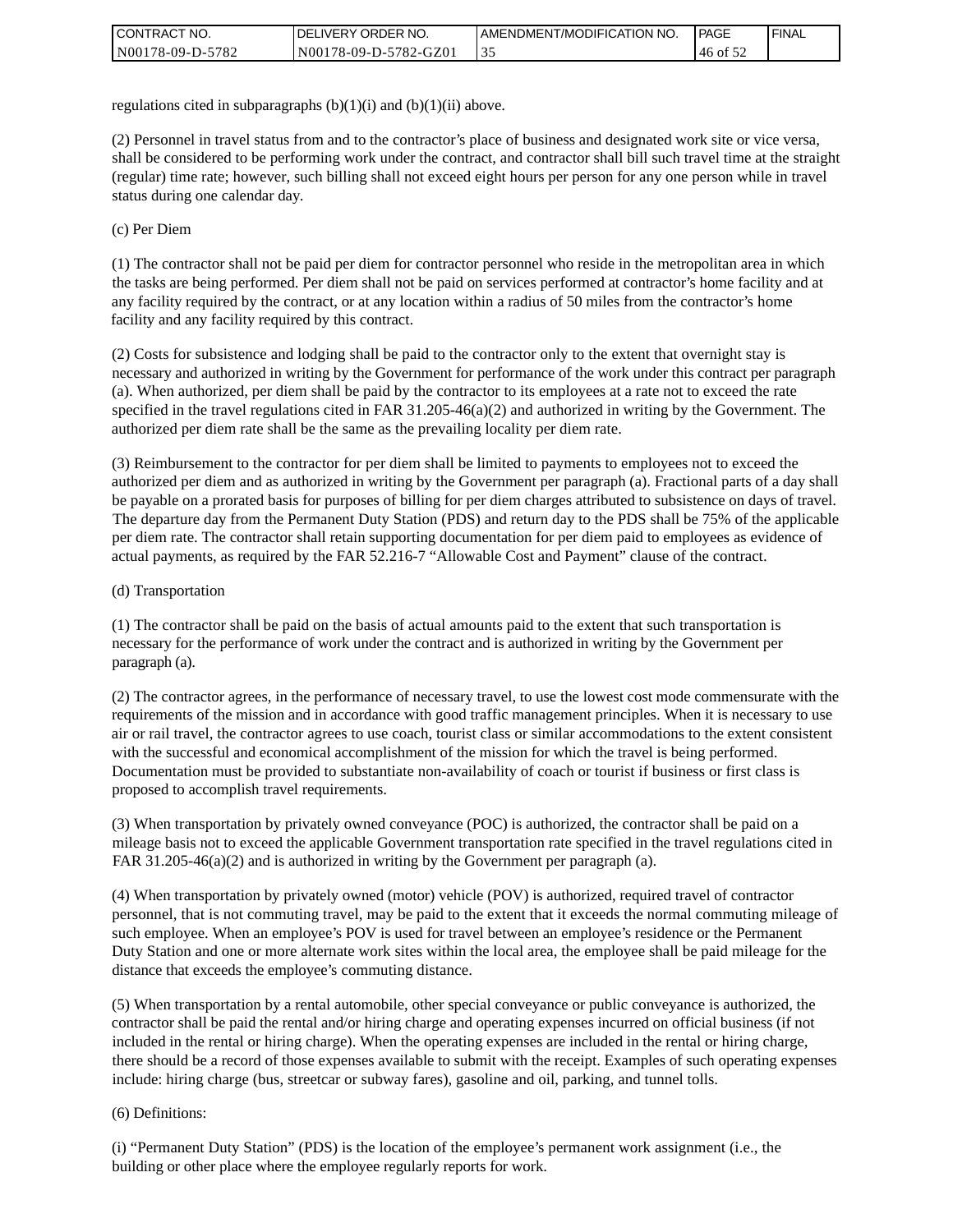regulations cited in subparagraphs (b)(1)(i) and (b)(1)(ii) above.

(2) Personnel in travel status from and to the contractor's place of business and designated work site or vice versa, shall be considered to be performing work under the contract, and contractor shall bill such travel time at the straight (regular) time rate; however, such billing shall not exceed eight hours per person for any one person while in travel status during one calendar day.

(c) Per Diem

(1) The contractor shall not be paid per diem for contractor personnel who reside in the metropolitan area in which the tasks are being performed. Per diem shall not be paid on services performed at contractor's home facility and at any facility required by the contract, or at any location within a radius of 50 miles from the contractor's home facility and any facility required by this contract.

(2) Costs for subsistence and lodging shall be paid to the contractor only to the extent that overnight stay is necessary and authorized in writing by the Government for performance of the work under this contract per paragraph (a). When authorized, per diem shall be paid by the contractor to its employees at a rate not to exceed the rate specified in the travel regulations cited in FAR 31.205-46(a)(2) and authorized in writing by the Government. The authorized per diem rate shall be the same as the prevailing locality per diem rate.

(3) Reimbursement to the contractor for per diem shall be limited to payments to employees not to exceed the authorized per diem and as authorized in writing by the Government per paragraph (a). Fractional parts of a day shall be payable on a prorated basis for purposes of billing for per diem charges attributed to subsistence on days of travel. The departure day from the Permanent Duty Station (PDS) and return day to the PDS shall be 75% of the applicable per diem rate. The contractor shall retain supporting documentation for per diem paid to employees as evidence of actual payments, as required by the FAR 52.216-7 "Allowable Cost and Payment" clause of the contract.

(d) Transportation

(1) The contractor shall be paid on the basis of actual amounts paid to the extent that such transportation is necessary for the performance of work under the contract and is authorized in writing by the Government per paragraph (a).

(2) The contractor agrees, in the performance of necessary travel, to use the lowest cost mode commensurate with the requirements of the mission and in accordance with good traffic management principles. When it is necessary to use air or rail travel, the contractor agrees to use coach, tourist class or similar accommodations to the extent consistent with the successful and economical accomplishment of the mission for which the travel is being performed. Documentation must be provided to substantiate non-availability of coach or tourist if business or first class is proposed to accomplish travel requirements.

(3) When transportation by privately owned conveyance (POC) is authorized, the contractor shall be paid on a mileage basis not to exceed the applicable Government transportation rate specified in the travel regulations cited in FAR 31.205-46(a)(2) and is authorized in writing by the Government per paragraph (a).

(4) When transportation by privately owned (motor) vehicle (POV) is authorized, required travel of contractor personnel, that is not commuting travel, may be paid to the extent that it exceeds the normal commuting mileage of such employee. When an employee's POV is used for travel between an employee's residence or the Permanent Duty Station and one or more alternate work sites within the local area, the employee shall be paid mileage for the distance that exceeds the employee's commuting distance.

(5) When transportation by a rental automobile, other special conveyance or public conveyance is authorized, the contractor shall be paid the rental and/or hiring charge and operating expenses incurred on official business (if not included in the rental or hiring charge). When the operating expenses are included in the rental or hiring charge, there should be a record of those expenses available to submit with the receipt. Examples of such operating expenses include: hiring charge (bus, streetcar or subway fares), gasoline and oil, parking, and tunnel tolls.

(6) Definitions:

(i) "Permanent Duty Station" (PDS) is the location of the employee's permanent work assignment (i.e., the building or other place where the employee regularly reports for work.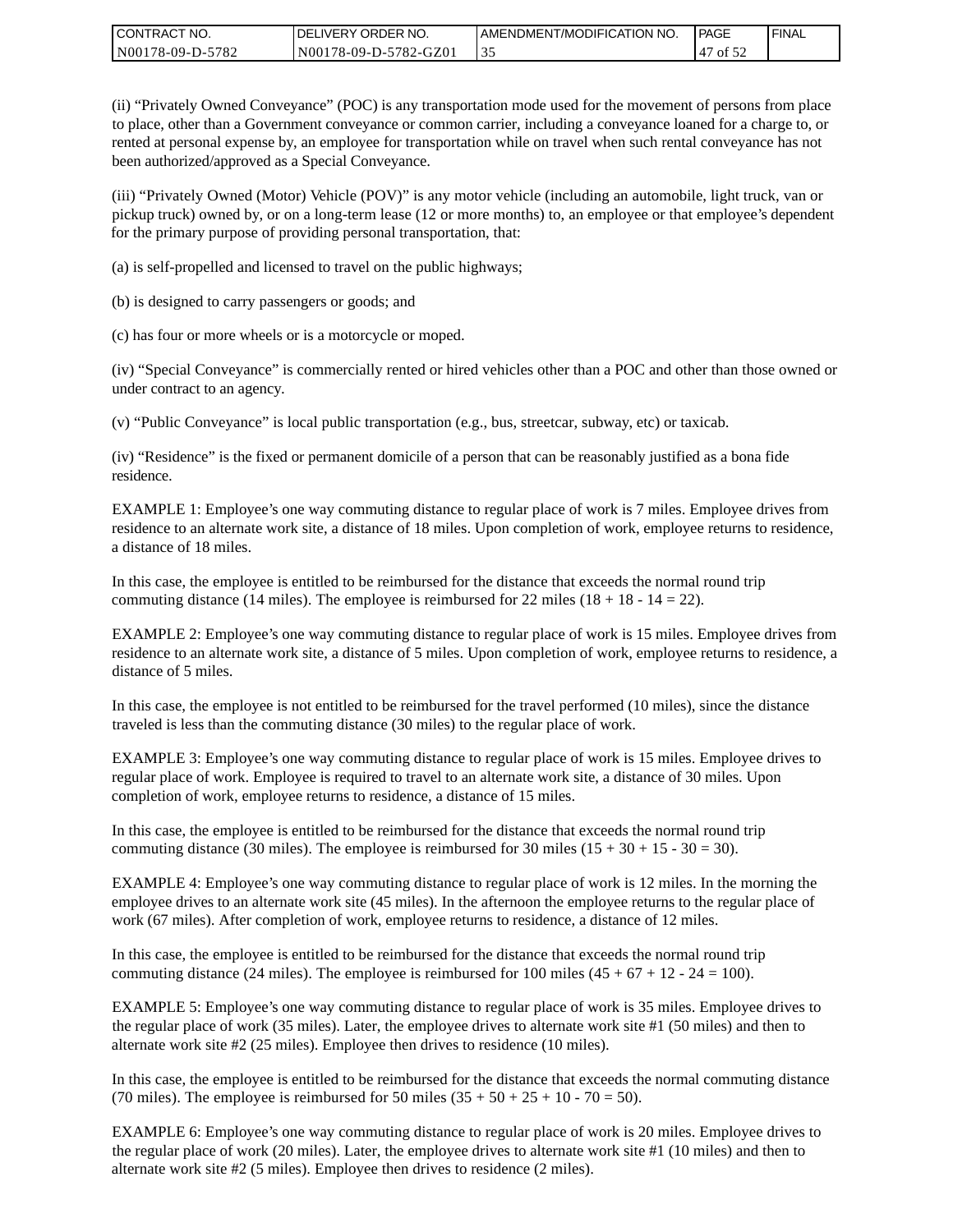(ii) “Privately Owned Conveyance” (POC) is any transportation mode used for the movement of persons from place to place, other than a Government conveyance or common carrier, including a conveyance loaned for a charge to, or rented at personal expense by, an employee for transportation while on travel when such rental conveyance has not been authorized/approved as a Special Conveyance.

(iii) “Privately Owned (Motor) Vehicle (POV)” is any motor vehicle (including an automobile, light truck, van or pickup truck) owned by, or on a long-term lease (12 or more months) to, an employee or that employee’s dependent for the primary purpose of providing personal transportation, that:

(a) is self-propelled and licensed to travel on the public highways;

(b) is designed to carry passengers or goods; and

(c) has four or more wheels or is a motorcycle or moped.

(iv) “Special Conveyance” is commercially rented or hired vehicles other than a POC and other than those owned or under contract to an agency.

(v) “Public Conveyance” is local public transportation (e.g., bus, streetcar, subway, etc) or taxicab.

(iv) “Residence” is the fixed or permanent domicile of a person that can be reasonably justified as a bona fide residence.

EXAMPLE 1: Employee’s one way commuting distance to regular place of work is 7 miles. Employee drives from residence to an alternate work site, a distance of 18 miles. Upon completion of work, employee returns to residence, a distance of 18 miles.

In this case, the employee is entitled to be reimbursed for the distance that exceeds the normal round trip commuting distance (14 miles). The employee is reimbursed for 22 miles (18 + 18 - 14 = 22).

EXAMPLE 2: Employee’s one way commuting distance to regular place of work is 15 miles. Employee drives from residence to an alternate work site, a distance of 5 miles. Upon completion of work, employee returns to residence, a distance of 5 miles.

In this case, the employee is not entitled to be reimbursed for the travel performed (10 miles), since the distance traveled is less than the commuting distance (30 miles) to the regular place of work.

EXAMPLE 3: Employee’s one way commuting distance to regular place of work is 15 miles. Employee drives to regular place of work. Employee is required to travel to an alternate work site, a distance of 30 miles. Upon completion of work, employee returns to residence, a distance of 15 miles.

In this case, the employee is entitled to be reimbursed for the distance that exceeds the normal round trip commuting distance (30 miles). The employee is reimbursed for 30 miles (15 + 30 + 15 - 30 = 30).

EXAMPLE 4: Employee’s one way commuting distance to regular place of work is 12 miles. In the morning the employee drives to an alternate work site (45 miles). In the afternoon the employee returns to the regular place of work (67 miles). After completion of work, employee returns to residence, a distance of 12 miles.

In this case, the employee is entitled to be reimbursed for the distance that exceeds the normal round trip commuting distance (24 miles). The employee is reimbursed for 100 miles (45 + 67 + 12 - 24 = 100).

EXAMPLE 5: Employee’s one way commuting distance to regular place of work is 35 miles. Employee drives to the regular place of work (35 miles). Later, the employee drives to alternate work site #1 (50 miles) and then to alternate work site #2 (25 miles). Employee then drives to residence (10 miles).

In this case, the employee is entitled to be reimbursed for the distance that exceeds the normal commuting distance (70 miles). The employee is reimbursed for 50 miles (35 + 50 + 25 + 10 - 70 = 50).

EXAMPLE 6: Employee’s one way commuting distance to regular place of work is 20 miles. Employee drives to the regular place of work (20 miles). Later, the employee drives to alternate work site #1 (10 miles) and then to alternate work site #2 (5 miles). Employee then drives to residence (2 miles).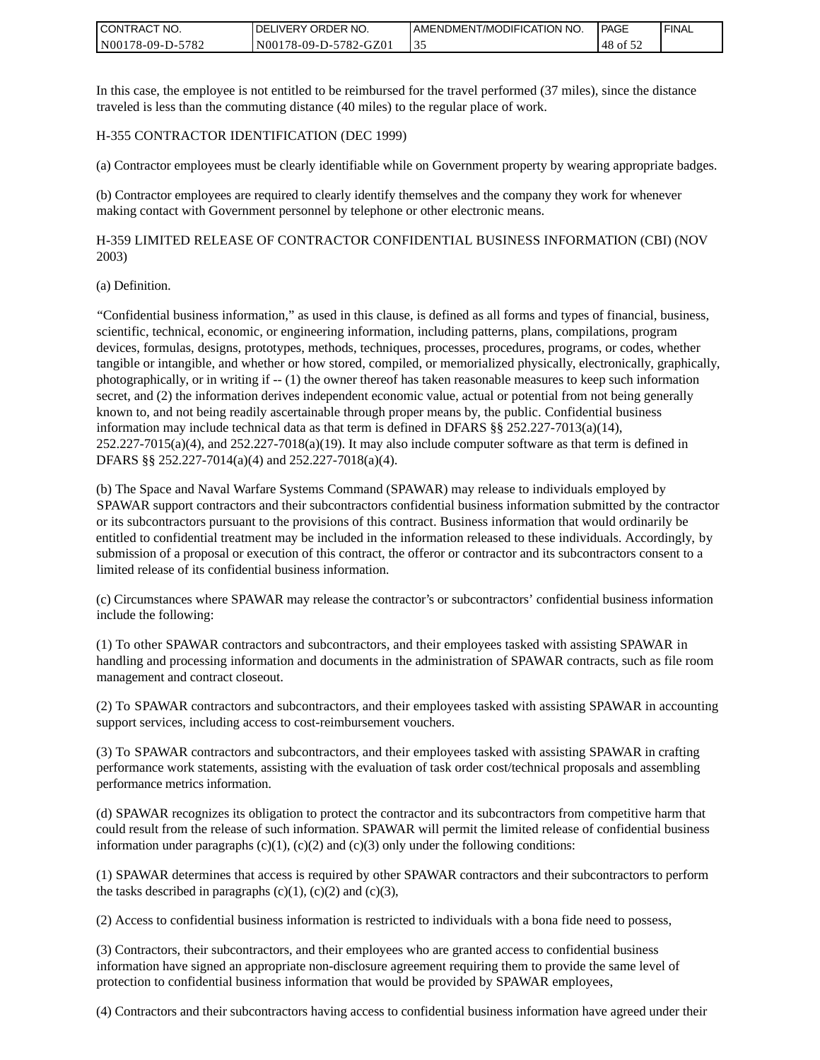In this case, the employee is not entitled to be reimbursed for the travel performed (37 miles), since the distance traveled is less than the commuting distance (40 miles) to the regular place of work.

H-355 CONTRACTOR IDENTIFICATION (DEC 1999)

(a) Contractor employees must be clearly identifiable while on Government property by wearing appropriate badges.

(b) Contractor employees are required to clearly identify themselves and the company they work for whenever making contact with Government personnel by telephone or other electronic means.

H-359 LIMITED RELEASE OF CONTRACTOR CONFIDENTIAL BUSINESS INFORMATION (CBI) (NOV 2003)

(a) Definition.

"Confidential business information," as used in this clause, is defined as all forms and types of financial, business, scientific, technical, economic, or engineering information, including patterns, plans, compilations, program devices, formulas, designs, prototypes, methods, techniques, processes, procedures, programs, or codes, whether tangible or intangible, and whether or how stored, compiled, or memorialized physically, electronically, graphically, photographically, or in writing if -- (1) the owner thereof has taken reasonable measures to keep such information secret, and (2) the information derives independent economic value, actual or potential from not being generally known to, and not being readily ascertainable through proper means by, the public. Confidential business information may include technical data as that term is defined in DFARS §§ 252.227-7013(a)(14), 252.227-7015(a)(4), and 252.227-7018(a)(19). It may also include computer software as that term is defined in DFARS §§ 252.227-7014(a)(4) and 252.227-7018(a)(4).

(b) The Space and Naval Warfare Systems Command (SPAWAR) may release to individuals employed by SPAWAR support contractors and their subcontractors confidential business information submitted by the contractor or its subcontractors pursuant to the provisions of this contract. Business information that would ordinarily be entitled to confidential treatment may be included in the information released to these individuals. Accordingly, by submission of a proposal or execution of this contract, the offeror or contractor and its subcontractors consent to a limited release of its confidential business information.

(c) Circumstances where SPAWAR may release the contractor's or subcontractors' confidential business information include the following:

(1) To other SPAWAR contractors and subcontractors, and their employees tasked with assisting SPAWAR in handling and processing information and documents in the administration of SPAWAR contracts, such as file room management and contract closeout.

(2) To SPAWAR contractors and subcontractors, and their employees tasked with assisting SPAWAR in accounting support services, including access to cost-reimbursement vouchers.

(3) To SPAWAR contractors and subcontractors, and their employees tasked with assisting SPAWAR in crafting performance work statements, assisting with the evaluation of task order cost/technical proposals and assembling performance metrics information.

(d) SPAWAR recognizes its obligation to protect the contractor and its subcontractors from competitive harm that could result from the release of such information. SPAWAR will permit the limited release of confidential business information under paragraphs (c)(1), (c)(2) and (c)(3) only under the following conditions:

(1) SPAWAR determines that access is required by other SPAWAR contractors and their subcontractors to perform the tasks described in paragraphs (c)(1), (c)(2) and (c)(3),

(2) Access to confidential business information is restricted to individuals with a bona fide need to possess,

(3) Contractors, their subcontractors, and their employees who are granted access to confidential business information have signed an appropriate non-disclosure agreement requiring them to provide the same level of protection to confidential business information that would be provided by SPAWAR employees,

(4) Contractors and their subcontractors having access to confidential business information have agreed under their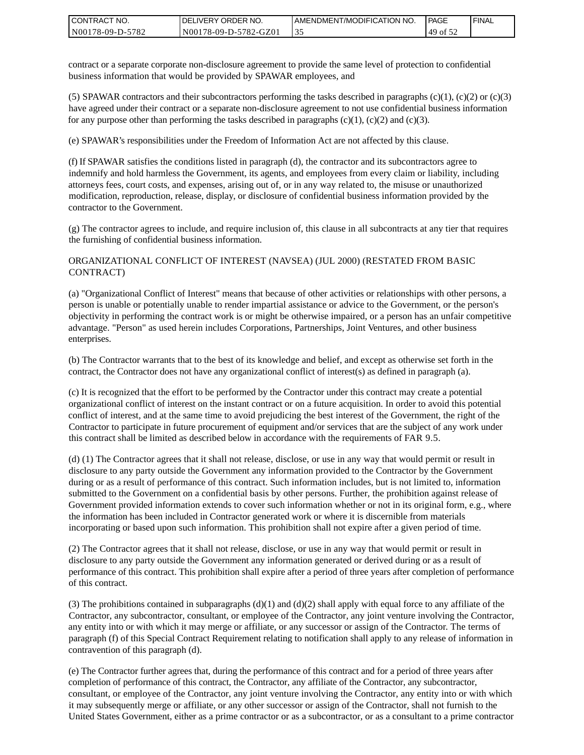contract or a separate corporate non-disclosure agreement to provide the same level of protection to confidential business information that would be provided by SPAWAR employees, and

(5) SPAWAR contractors and their subcontractors performing the tasks described in paragraphs (c)(1), (c)(2) or (c)(3) have agreed under their contract or a separate non-disclosure agreement to not use confidential business information for any purpose other than performing the tasks described in paragraphs (c)(1), (c)(2) and (c)(3).

(e) SPAWAR's responsibilities under the Freedom of Information Act are not affected by this clause.

(f) If SPAWAR satisfies the conditions listed in paragraph (d), the contractor and its subcontractors agree to indemnify and hold harmless the Government, its agents, and employees from every claim or liability, including attorneys fees, court costs, and expenses, arising out of, or in any way related to, the misuse or unauthorized modification, reproduction, release, display, or disclosure of confidential business information provided by the contractor to the Government.

(g) The contractor agrees to include, and require inclusion of, this clause in all subcontracts at any tier that requires the furnishing of confidential business information.

ORGANIZATIONAL CONFLICT OF INTEREST (NAVSEA) (JUL 2000) (RESTATED FROM BASIC CONTRACT)

(a) "Organizational Conflict of Interest" means that because of other activities or relationships with other persons, a person is unable or potentially unable to render impartial assistance or advice to the Government, or the person's objectivity in performing the contract work is or might be otherwise impaired, or a person has an unfair competitive advantage. "Person" as used herein includes Corporations, Partnerships, Joint Ventures, and other business enterprises.

(b) The Contractor warrants that to the best of its knowledge and belief, and except as otherwise set forth in the contract, the Contractor does not have any organizational conflict of interest(s) as defined in paragraph (a).

(c) It is recognized that the effort to be performed by the Contractor under this contract may create a potential organizational conflict of interest on the instant contract or on a future acquisition. In order to avoid this potential conflict of interest, and at the same time to avoid prejudicing the best interest of the Government, the right of the Contractor to participate in future procurement of equipment and/or services that are the subject of any work under this contract shall be limited as described below in accordance with the requirements of FAR 9.5.

(d) (1) The Contractor agrees that it shall not release, disclose, or use in any way that would permit or result in disclosure to any party outside the Government any information provided to the Contractor by the Government during or as a result of performance of this contract. Such information includes, but is not limited to, information submitted to the Government on a confidential basis by other persons. Further, the prohibition against release of Government provided information extends to cover such information whether or not in its original form, e.g., where the information has been included in Contractor generated work or where it is discernible from materials incorporating or based upon such information. This prohibition shall not expire after a given period of time.

(2) The Contractor agrees that it shall not release, disclose, or use in any way that would permit or result in disclosure to any party outside the Government any information generated or derived during or as a result of performance of this contract. This prohibition shall expire after a period of three years after completion of performance of this contract.

(3) The prohibitions contained in subparagraphs (d)(1) and (d)(2) shall apply with equal force to any affiliate of the Contractor, any subcontractor, consultant, or employee of the Contractor, any joint venture involving the Contractor, any entity into or with which it may merge or affiliate, or any successor or assign of the Contractor. The terms of paragraph (f) of this Special Contract Requirement relating to notification shall apply to any release of information in contravention of this paragraph (d).

(e) The Contractor further agrees that, during the performance of this contract and for a period of three years after completion of performance of this contract, the Contractor, any affiliate of the Contractor, any subcontractor, consultant, or employee of the Contractor, any joint venture involving the Contractor, any entity into or with which it may subsequently merge or affiliate, or any other successor or assign of the Contractor, shall not furnish to the United States Government, either as a prime contractor or as a subcontractor, or as a consultant to a prime contractor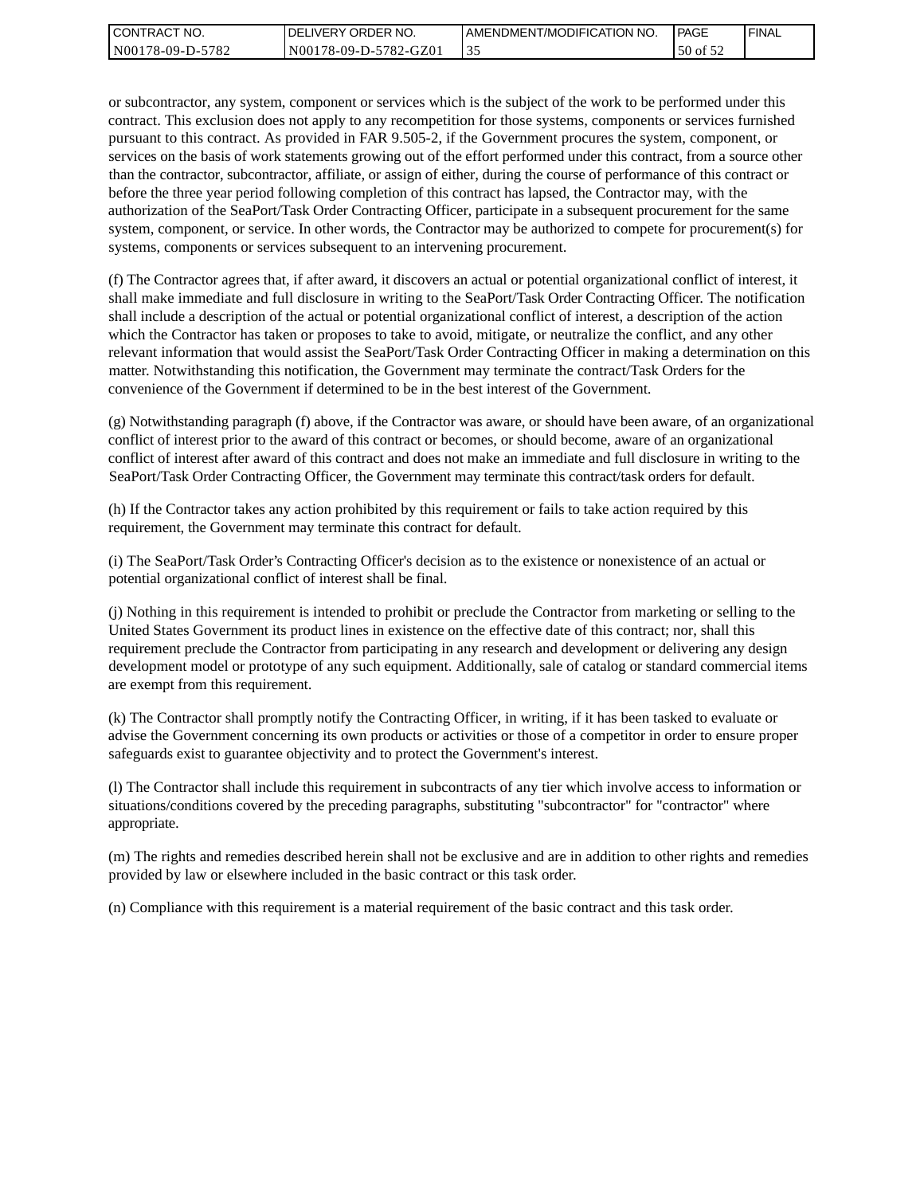or subcontractor, any system, component or services which is the subject of the work to be performed under this contract. This exclusion does not apply to any recompetition for those systems, components or services furnished pursuant to this contract. As provided in FAR 9.505-2, if the Government procures the system, component, or services on the basis of work statements growing out of the effort performed under this contract, from a source other than the contractor, subcontractor, affiliate, or assign of either, during the course of performance of this contract or before the three year period following completion of this contract has lapsed, the Contractor may, with the authorization of the SeaPort/Task Order Contracting Officer, participate in a subsequent procurement for the same system, component, or service. In other words, the Contractor may be authorized to compete for procurement(s) for systems, components or services subsequent to an intervening procurement.

(f) The Contractor agrees that, if after award, it discovers an actual or potential organizational conflict of interest, it shall make immediate and full disclosure in writing to the SeaPort/Task Order Contracting Officer. The notification shall include a description of the actual or potential organizational conflict of interest, a description of the action which the Contractor has taken or proposes to take to avoid, mitigate, or neutralize the conflict, and any other relevant information that would assist the SeaPort/Task Order Contracting Officer in making a determination on this matter. Notwithstanding this notification, the Government may terminate the contract/Task Orders for the convenience of the Government if determined to be in the best interest of the Government.

(g) Notwithstanding paragraph (f) above, if the Contractor was aware, or should have been aware, of an organizational conflict of interest prior to the award of this contract or becomes, or should become, aware of an organizational conflict of interest after award of this contract and does not make an immediate and full disclosure in writing to the SeaPort/Task Order Contracting Officer, the Government may terminate this contract/task orders for default.

(h) If the Contractor takes any action prohibited by this requirement or fails to take action required by this requirement, the Government may terminate this contract for default.

(i) The SeaPort/Task Order's Contracting Officer's decision as to the existence or nonexistence of an actual or potential organizational conflict of interest shall be final.

(j) Nothing in this requirement is intended to prohibit or preclude the Contractor from marketing or selling to the United States Government its product lines in existence on the effective date of this contract; nor, shall this requirement preclude the Contractor from participating in any research and development or delivering any design development model or prototype of any such equipment. Additionally, sale of catalog or standard commercial items are exempt from this requirement.

(k) The Contractor shall promptly notify the Contracting Officer, in writing, if it has been tasked to evaluate or advise the Government concerning its own products or activities or those of a competitor in order to ensure proper safeguards exist to guarantee objectivity and to protect the Government's interest.

(l) The Contractor shall include this requirement in subcontracts of any tier which involve access to information or situations/conditions covered by the preceding paragraphs, substituting "subcontractor" for "contractor" where appropriate.

(m) The rights and remedies described herein shall not be exclusive and are in addition to other rights and remedies provided by law or elsewhere included in the basic contract or this task order.

(n) Compliance with this requirement is a material requirement of the basic contract and this task order.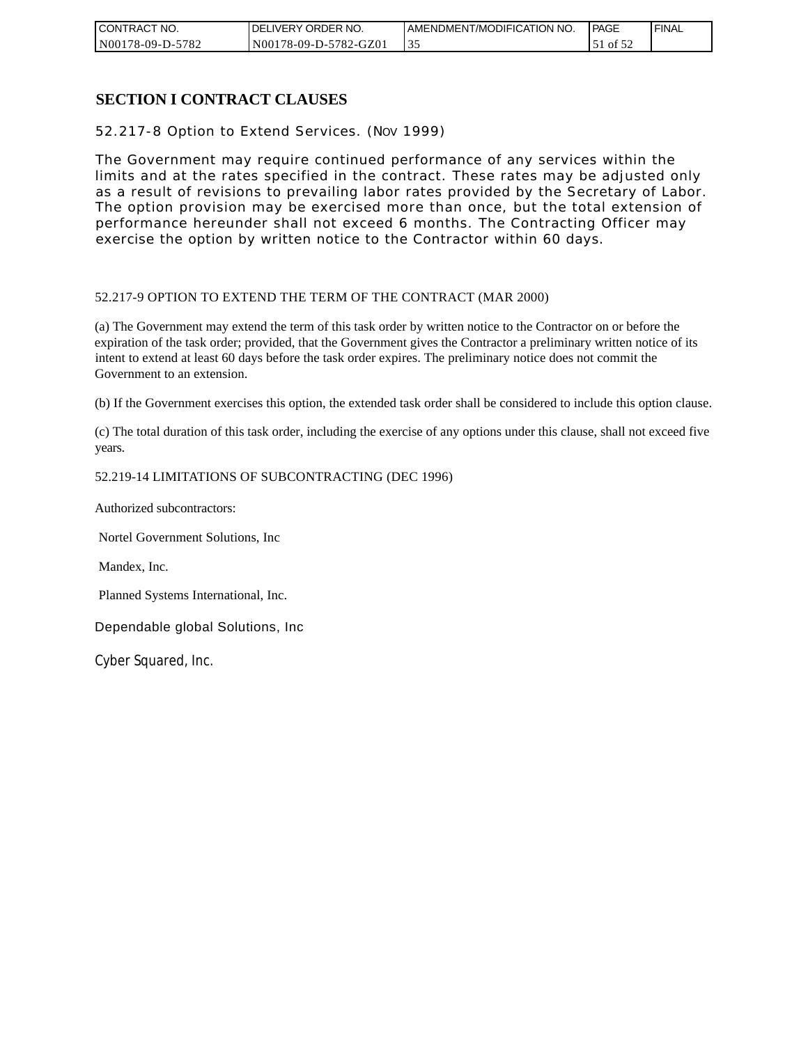# SECTION I CONTRACT CLAUSES

52.217-8 Option to Extend Services. (NOV 1999)

The Government may require continued performance of any services within the limits and at the rates specified in the contract. These rates may be adjusted only as a result of revisions to prevailing labor rates provided by the Secretary of Labor. The option provision may be exercised more than once, but the total extension of performance hereunder shall not exceed 6 months. The Contracting Officer may exercise the option by written notice to the Contractor within 60 days.

52.217-9 OPTION TO EXTEND THE TERM OF THE CONTRACT (MAR 2000)

(a) The Government may extend the term of this task order by written notice to the Contractor on or before the expiration of the task order; provided, that the Government gives the Contractor a preliminary written notice of its intent to extend at least 60 days before the task order expires. The preliminary notice does not commit the Government to an extension.

(b) If the Government exercises this option, the extended task order shall be considered to include this option clause.

(c) The total duration of this task order, including the exercise of any options under this clause, shall not exceed five years.

52.219-14 LIMITATIONS OF SUBCONTRACTING (DEC 1996)

Authorized subcontractors:

Nortel Government Solutions, Inc

Mandex, Inc.

Planned Systems International, Inc.

Dependable global Solutions, Inc

Cyber Squared, Inc.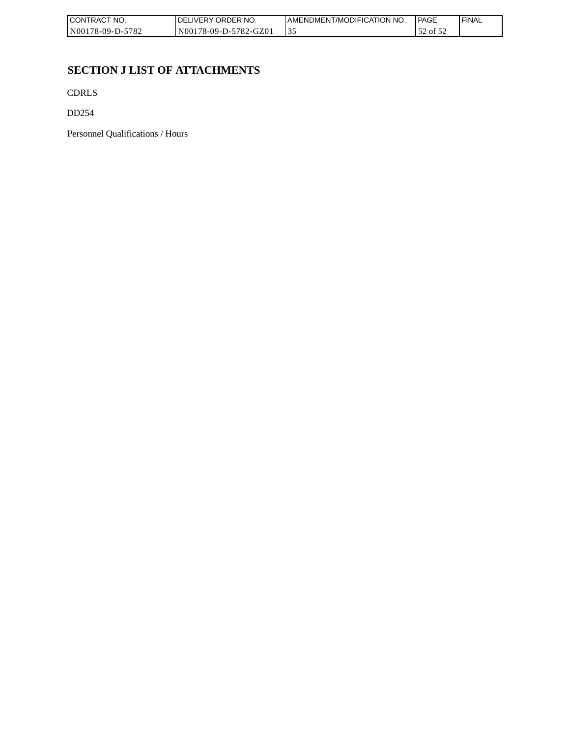## SECTION J LIST OF ATTACHMENTS

CDRLS

DD254

Personnel Qualifications / Hours